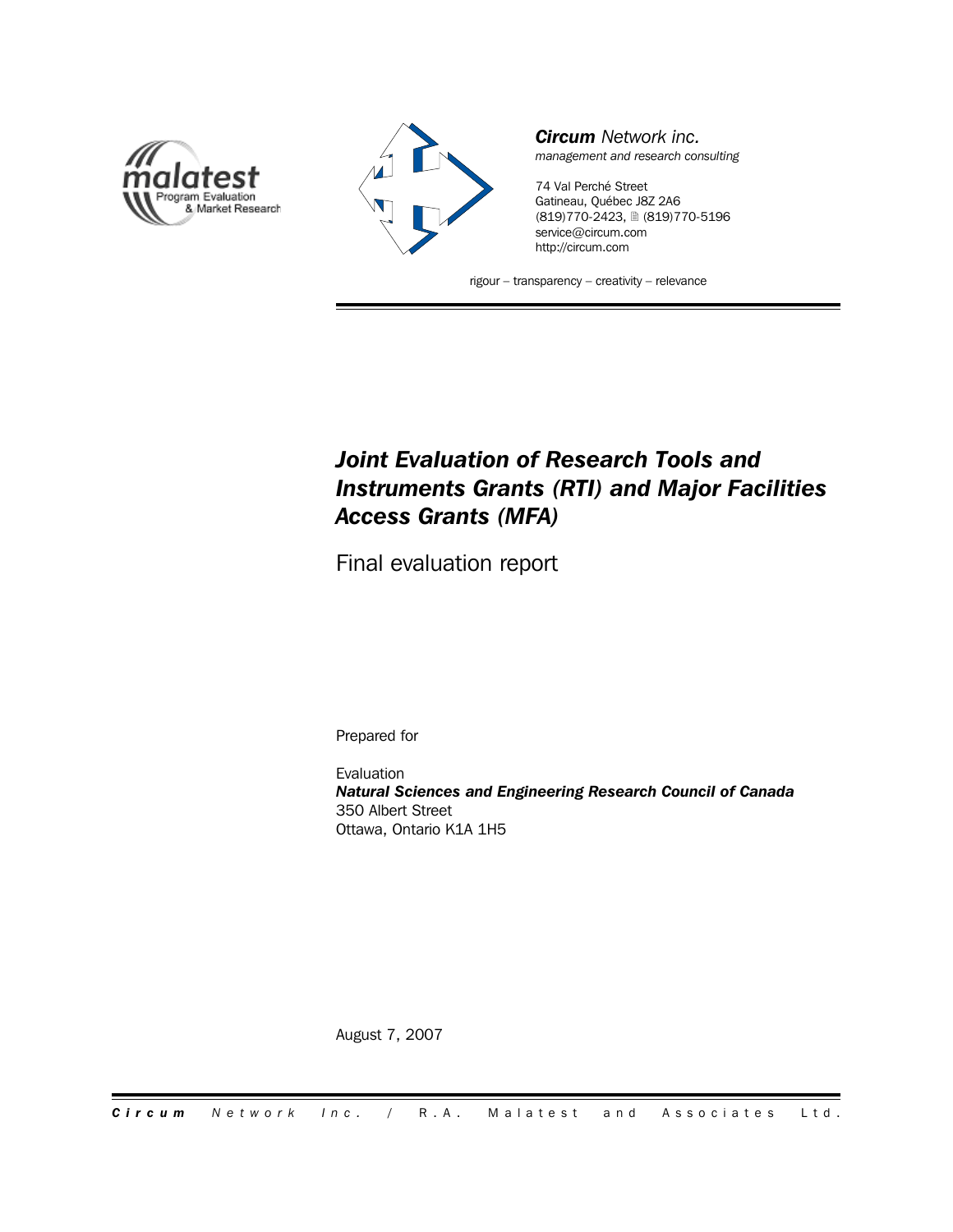malatest
Program Evaluation
& Market Research

***Circum*** *Network inc.*
*management and research consulting*

74 Val Perché Street
Gatineau, Québec J8Z 2A6
(819)770-2423, (819)770-5196
service@circum.com
http://circum.com

rigour – transparency – creativity – relevance

# *Joint Evaluation of Research Tools and Instruments Grants (RTI) and Major Facilities Access Grants (MFA)*

## Final evaluation report

Prepared for

Evaluation
***Natural Sciences and Engineering Research Council of Canada***
350 Albert Street
Ottawa, Ontario K1A 1H5

August 7, 2007

***Circum*** *Network Inc.* / R.A. Malatest and Associates Ltd.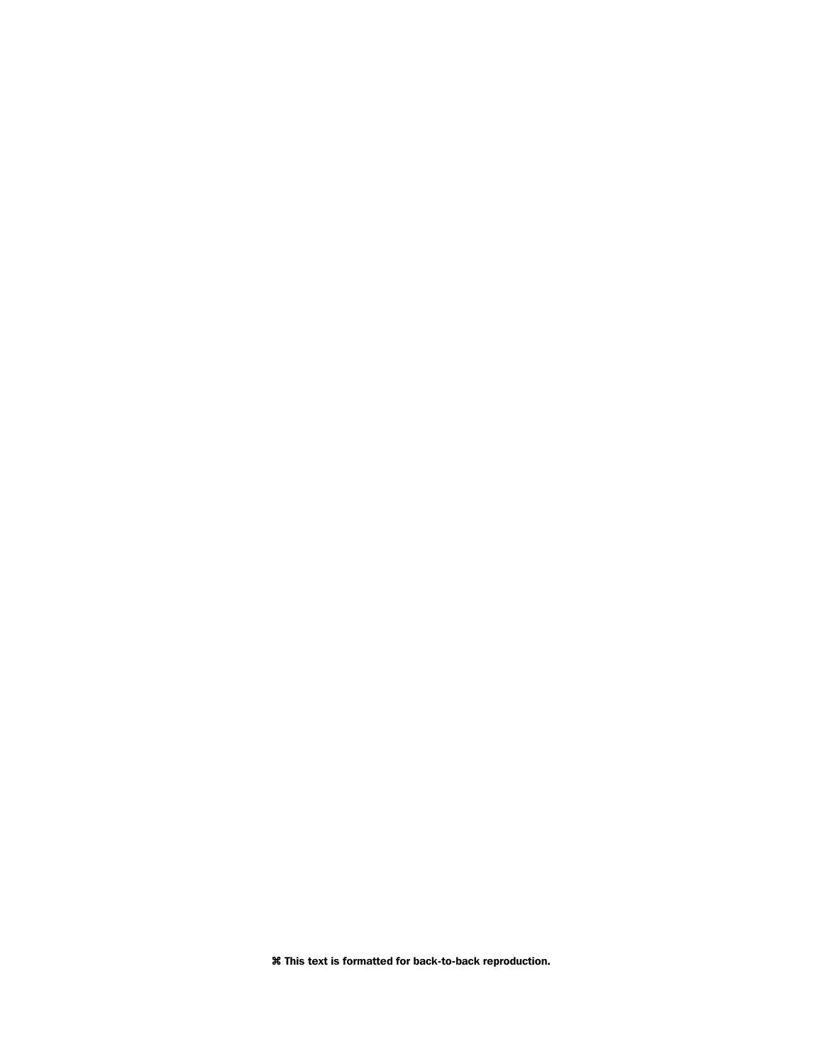⌘ **This text is formatted for back-to-back reproduction.**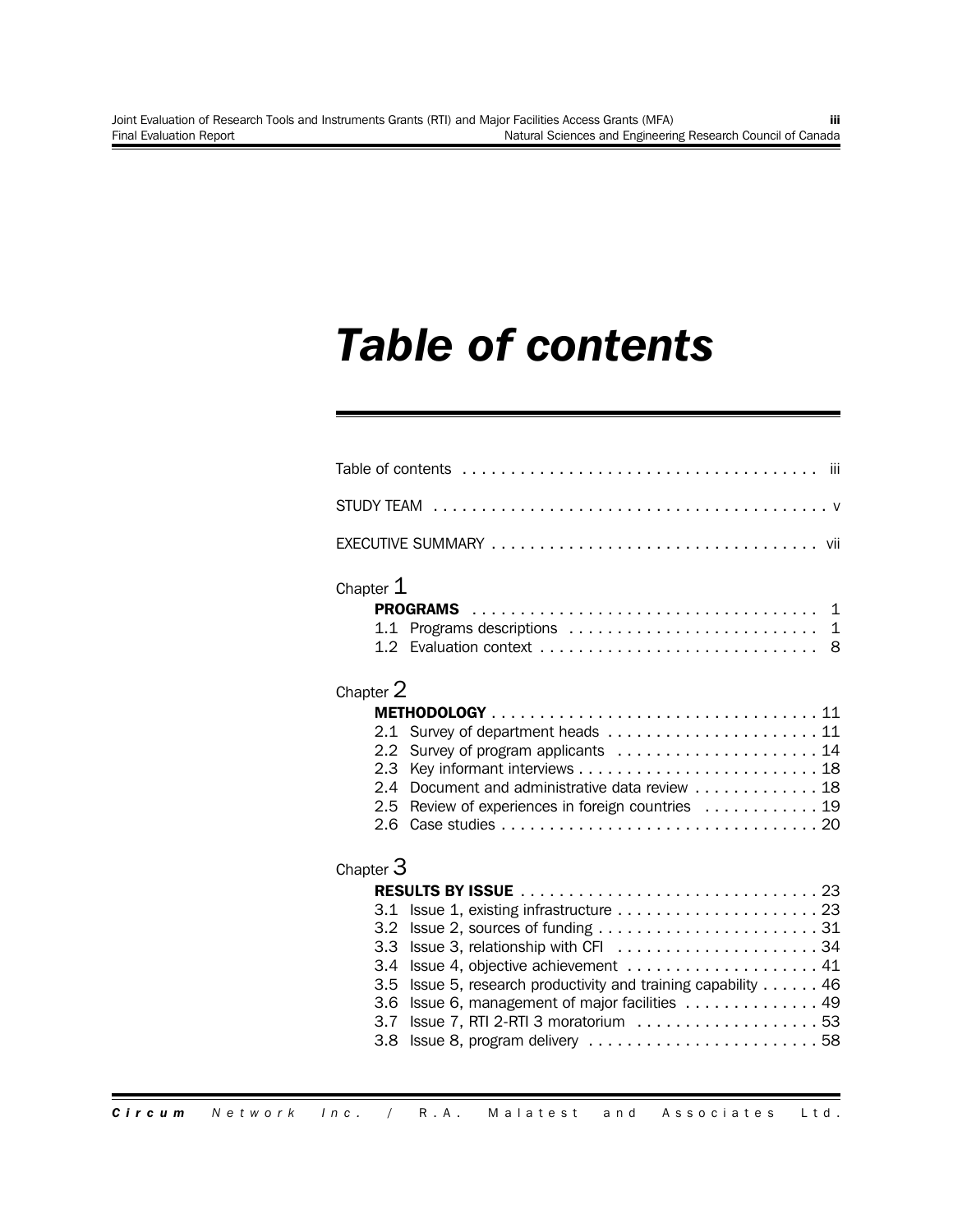# *Table of contents*

Table of contents . . . . . . . . . . . . . . . . . . . . . . . . . . . . . . . . . . . . . . iii

STUDY TEAM . . . . . . . . . . . . . . . . . . . . . . . . . . . . . . . . . . . . . . . . . . v

EXECUTIVE SUMMARY . . . . . . . . . . . . . . . . . . . . . . . . . . . . . . . . . . vii

Chapter 1

**PROGRAMS** . . . . . . . . . . . . . . . . . . . . . . . . . . . . . . . . . . . . 1
- 1.1 Programs descriptions . . . . . . . . . . . . . . . . . . . . . . . . . . 1
- 1.2 Evaluation context . . . . . . . . . . . . . . . . . . . . . . . . . . . . . 8

Chapter 2

**METHODOLOGY** . . . . . . . . . . . . . . . . . . . . . . . . . . . . . . . . . . 11
- 2.1 Survey of department heads . . . . . . . . . . . . . . . . . . . . . . 11
- 2.2 Survey of program applicants . . . . . . . . . . . . . . . . . . . . . 14
- 2.3 Key informant interviews . . . . . . . . . . . . . . . . . . . . . . . . . 18
- 2.4 Document and administrative data review . . . . . . . . . . . . . 18
- 2.5 Review of experiences in foreign countries . . . . . . . . . . . . 19
- 2.6 Case studies . . . . . . . . . . . . . . . . . . . . . . . . . . . . . . . . . 20

Chapter 3

**RESULTS BY ISSUE** . . . . . . . . . . . . . . . . . . . . . . . . . . . . . . . 23
- 3.1 Issue 1, existing infrastructure . . . . . . . . . . . . . . . . . . . . . 23
- 3.2 Issue 2, sources of funding . . . . . . . . . . . . . . . . . . . . . . . 31
- 3.3 Issue 3, relationship with CFI . . . . . . . . . . . . . . . . . . . . . 34
- 3.4 Issue 4, objective achievement . . . . . . . . . . . . . . . . . . . . 41
- 3.5 Issue 5, research productivity and training capability . . . . . . 46
- 3.6 Issue 6, management of major facilities . . . . . . . . . . . . . . 49
- 3.7 Issue 7, RTI 2-RTI 3 moratorium . . . . . . . . . . . . . . . . . . . 53
- 3.8 Issue 8, program delivery . . . . . . . . . . . . . . . . . . . . . . . . 58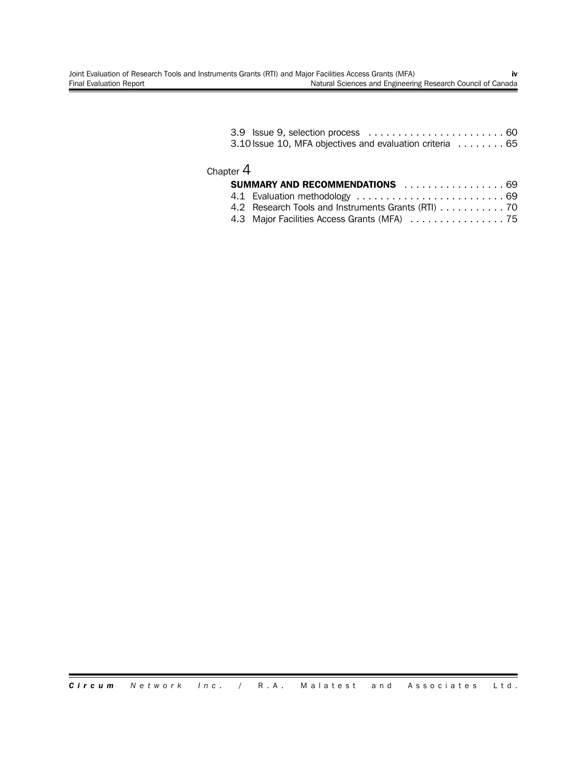3.9 Issue 9, selection process . . . . . . . . . . . . . . . . . . . . . . . . 60
3.10 Issue 10, MFA objectives and evaluation criteria . . . . . . . . 65

Chapter 4

**SUMMARY AND RECOMMENDATIONS** . . . . . . . . . . . . . . . . . 69
4.1 Evaluation methodology . . . . . . . . . . . . . . . . . . . . . . . . . . 69
4.2 Research Tools and Instruments Grants (RTI) . . . . . . . . . . . 70
4.3 Major Facilities Access Grants (MFA) . . . . . . . . . . . . . . . . 75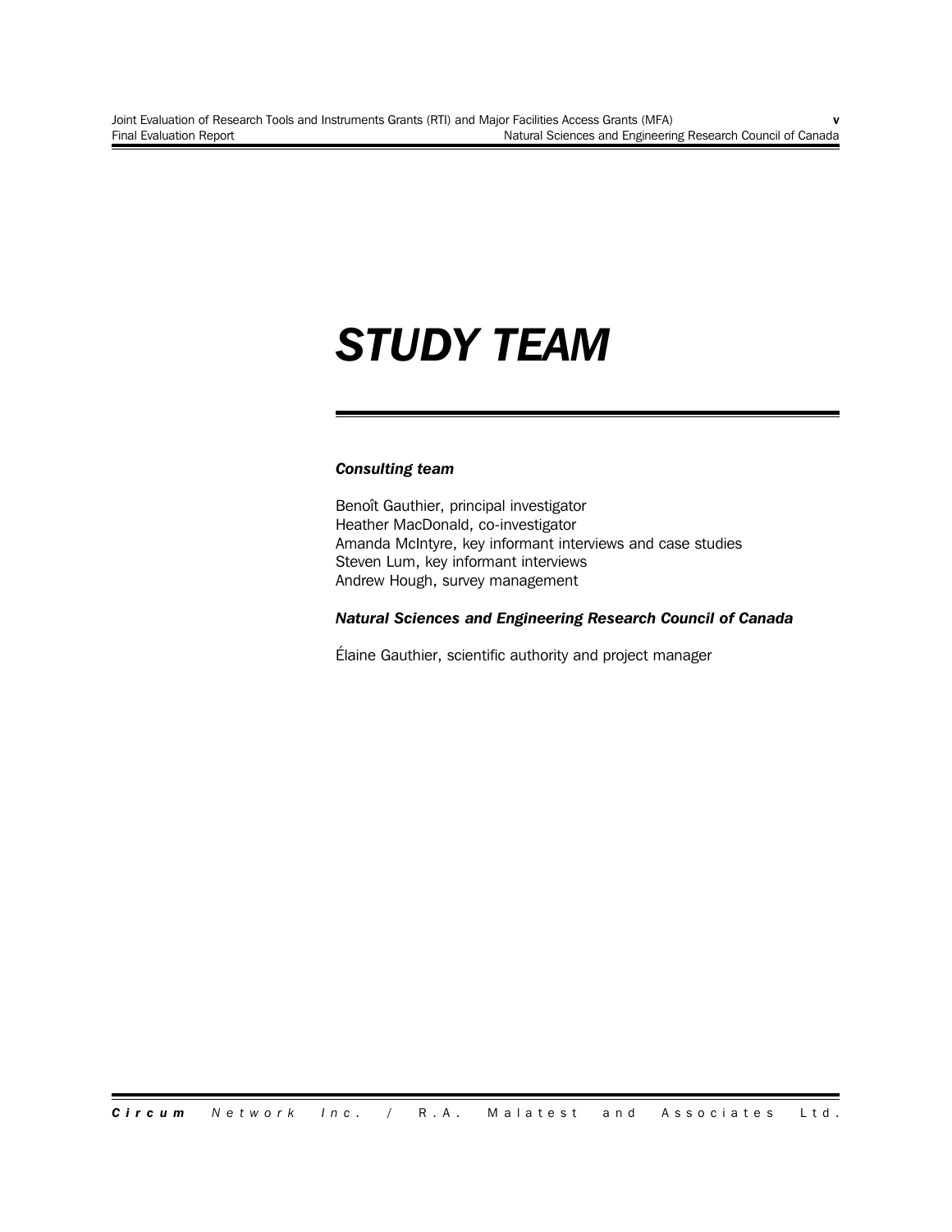# *STUDY TEAM*

***Consulting team***

Benoît Gauthier, principal investigator
Heather MacDonald, co-investigator
Amanda McIntyre, key informant interviews and case studies
Steven Lum, key informant interviews
Andrew Hough, survey management

***Natural Sciences and Engineering Research Council of Canada***

Élaine Gauthier, scientific authority and project manager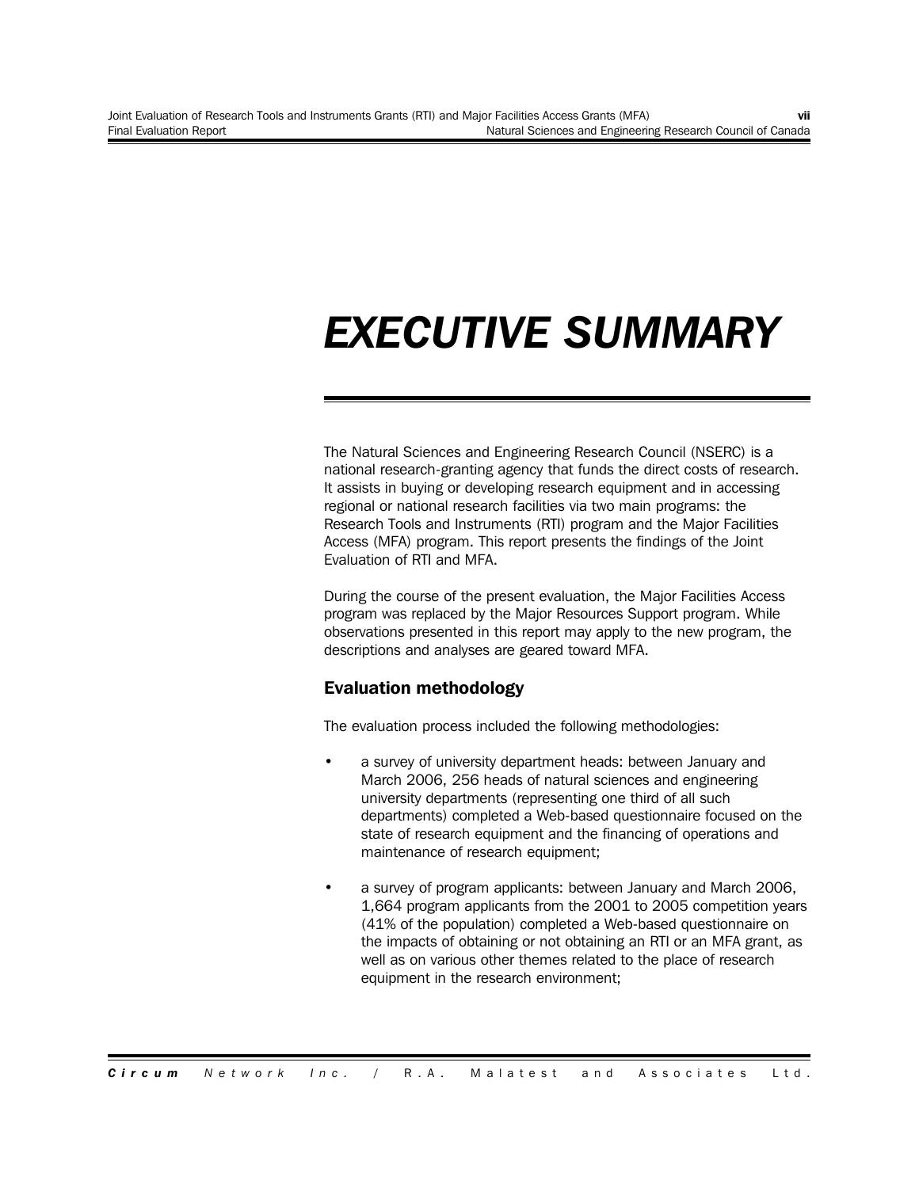# EXECUTIVE SUMMARY

The Natural Sciences and Engineering Research Council (NSERC) is a national research-granting agency that funds the direct costs of research. It assists in buying or developing research equipment and in accessing regional or national research facilities via two main programs: the Research Tools and Instruments (RTI) program and the Major Facilities Access (MFA) program. This report presents the findings of the Joint Evaluation of RTI and MFA.

During the course of the present evaluation, the Major Facilities Access program was replaced by the Major Resources Support program. While observations presented in this report may apply to the new program, the descriptions and analyses are geared toward MFA.

## Evaluation methodology

The evaluation process included the following methodologies:

- a survey of university department heads: between January and March 2006, 256 heads of natural sciences and engineering university departments (representing one third of all such departments) completed a Web-based questionnaire focused on the state of research equipment and the financing of operations and maintenance of research equipment;
- a survey of program applicants: between January and March 2006, 1,664 program applicants from the 2001 to 2005 competition years (41% of the population) completed a Web-based questionnaire on the impacts of obtaining or not obtaining an RTI or an MFA grant, as well as on various other themes related to the place of research equipment in the research environment;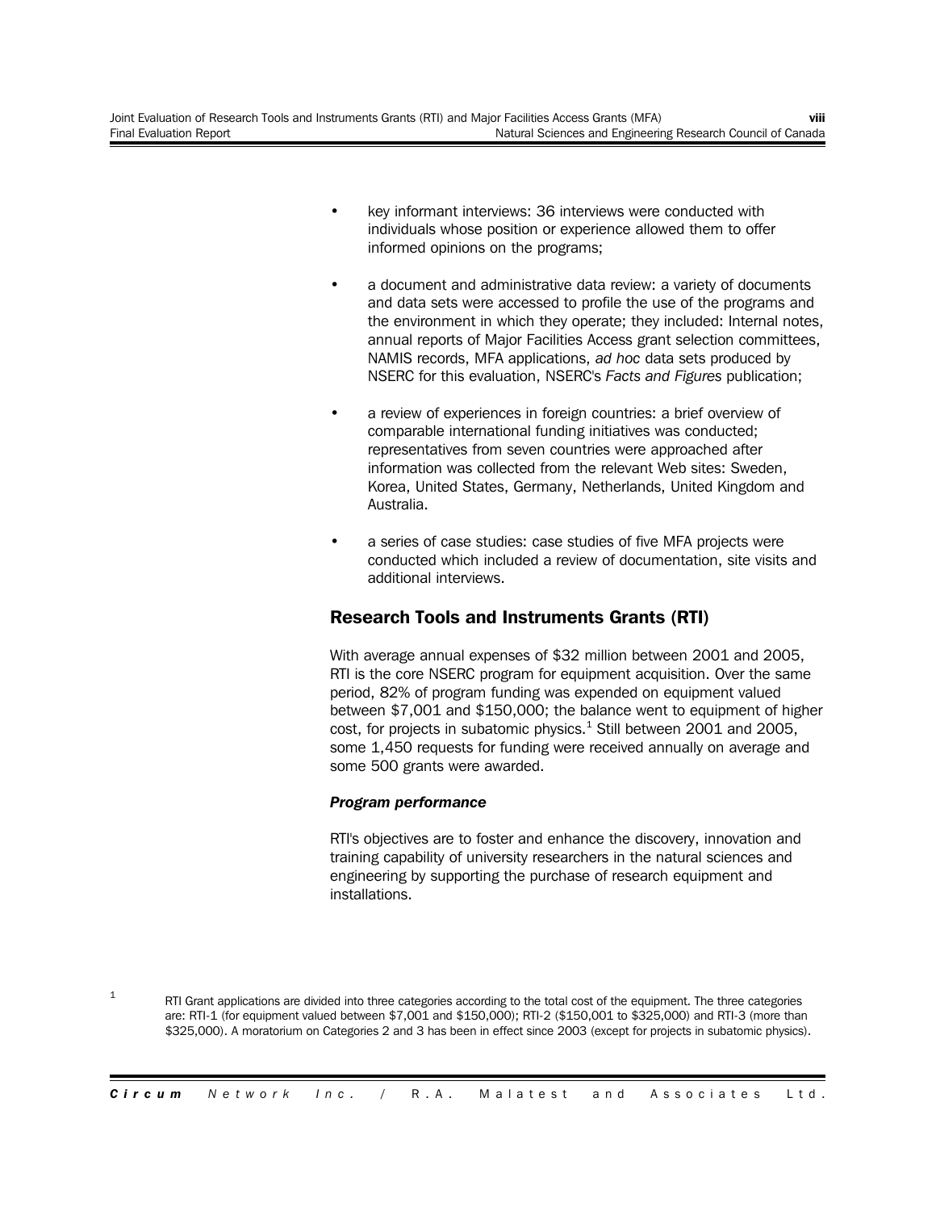- key informant interviews: 36 interviews were conducted with individuals whose position or experience allowed them to offer informed opinions on the programs;

- a document and administrative data review: a variety of documents and data sets were accessed to profile the use of the programs and the environment in which they operate; they included: Internal notes, annual reports of Major Facilities Access grant selection committees, NAMIS records, MFA applications, *ad hoc* data sets produced by NSERC for this evaluation, NSERC's *Facts and Figures* publication;

- a review of experiences in foreign countries: a brief overview of comparable international funding initiatives was conducted; representatives from seven countries were approached after information was collected from the relevant Web sites: Sweden, Korea, United States, Germany, Netherlands, United Kingdom and Australia.

- a series of case studies: case studies of five MFA projects were conducted which included a review of documentation, site visits and additional interviews.

## Research Tools and Instruments Grants (RTI)

With average annual expenses of $32 million between 2001 and 2005, RTI is the core NSERC program for equipment acquisition. Over the same period, 82% of program funding was expended on equipment valued between $7,001 and $150,000; the balance went to equipment of higher cost, for projects in subatomic physics.[1] Still between 2001 and 2005, some 1,450 requests for funding were received annually on average and some 500 grants were awarded.

### *Program performance*

RTI's objectives are to foster and enhance the discovery, innovation and training capability of university researchers in the natural sciences and engineering by supporting the purchase of research equipment and installations.

[1] RTI Grant applications are divided into three categories according to the total cost of the equipment. The three categories are: RTI-1 (for equipment valued between $7,001 and $150,000); RTI-2 ($150,001 to $325,000) and RTI-3 (more than $325,000). A moratorium on Categories 2 and 3 has been in effect since 2003 (except for projects in subatomic physics).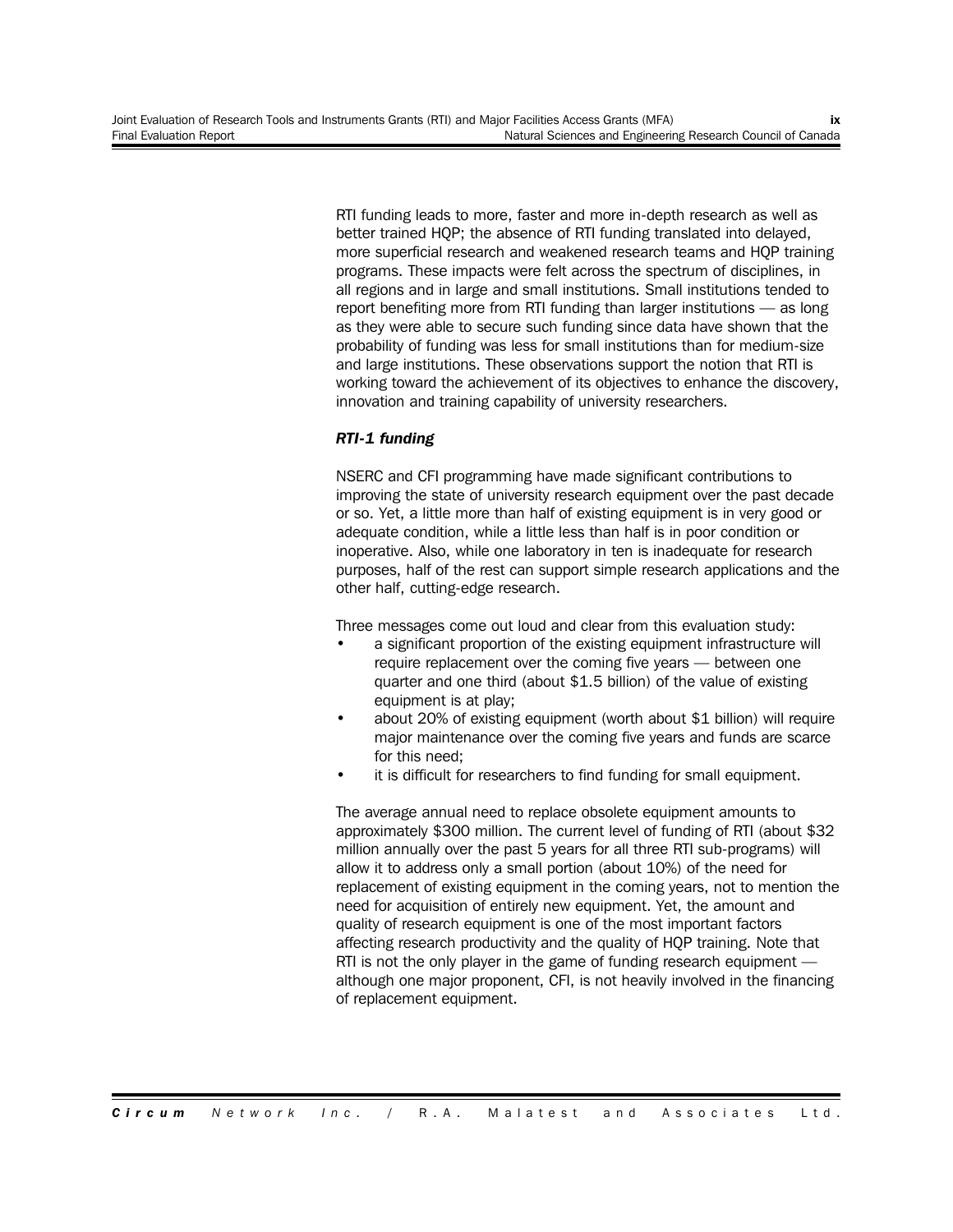RTI funding leads to more, faster and more in-depth research as well as better trained HQP; the absence of RTI funding translated into delayed, more superficial research and weakened research teams and HQP training programs. These impacts were felt across the spectrum of disciplines, in all regions and in large and small institutions. Small institutions tended to report benefiting more from RTI funding than larger institutions — as long as they were able to secure such funding since data have shown that the probability of funding was less for small institutions than for medium-size and large institutions. These observations support the notion that RTI is working toward the achievement of its objectives to enhance the discovery, innovation and training capability of university researchers.

***RTI-1 funding***

NSERC and CFI programming have made significant contributions to improving the state of university research equipment over the past decade or so. Yet, a little more than half of existing equipment is in very good or adequate condition, while a little less than half is in poor condition or inoperative. Also, while one laboratory in ten is inadequate for research purposes, half of the rest can support simple research applications and the other half, cutting-edge research.

Three messages come out loud and clear from this evaluation study:

- a significant proportion of the existing equipment infrastructure will require replacement over the coming five years — between one quarter and one third (about $1.5 billion) of the value of existing equipment is at play;
- about 20% of existing equipment (worth about $1 billion) will require major maintenance over the coming five years and funds are scarce for this need;
- it is difficult for researchers to find funding for small equipment.

The average annual need to replace obsolete equipment amounts to approximately $300 million. The current level of funding of RTI (about $32 million annually over the past 5 years for all three RTI sub-programs) will allow it to address only a small portion (about 10%) of the need for replacement of existing equipment in the coming years, not to mention the need for acquisition of entirely new equipment. Yet, the amount and quality of research equipment is one of the most important factors affecting research productivity and the quality of HQP training. Note that RTI is not the only player in the game of funding research equipment — although one major proponent, CFI, is not heavily involved in the financing of replacement equipment.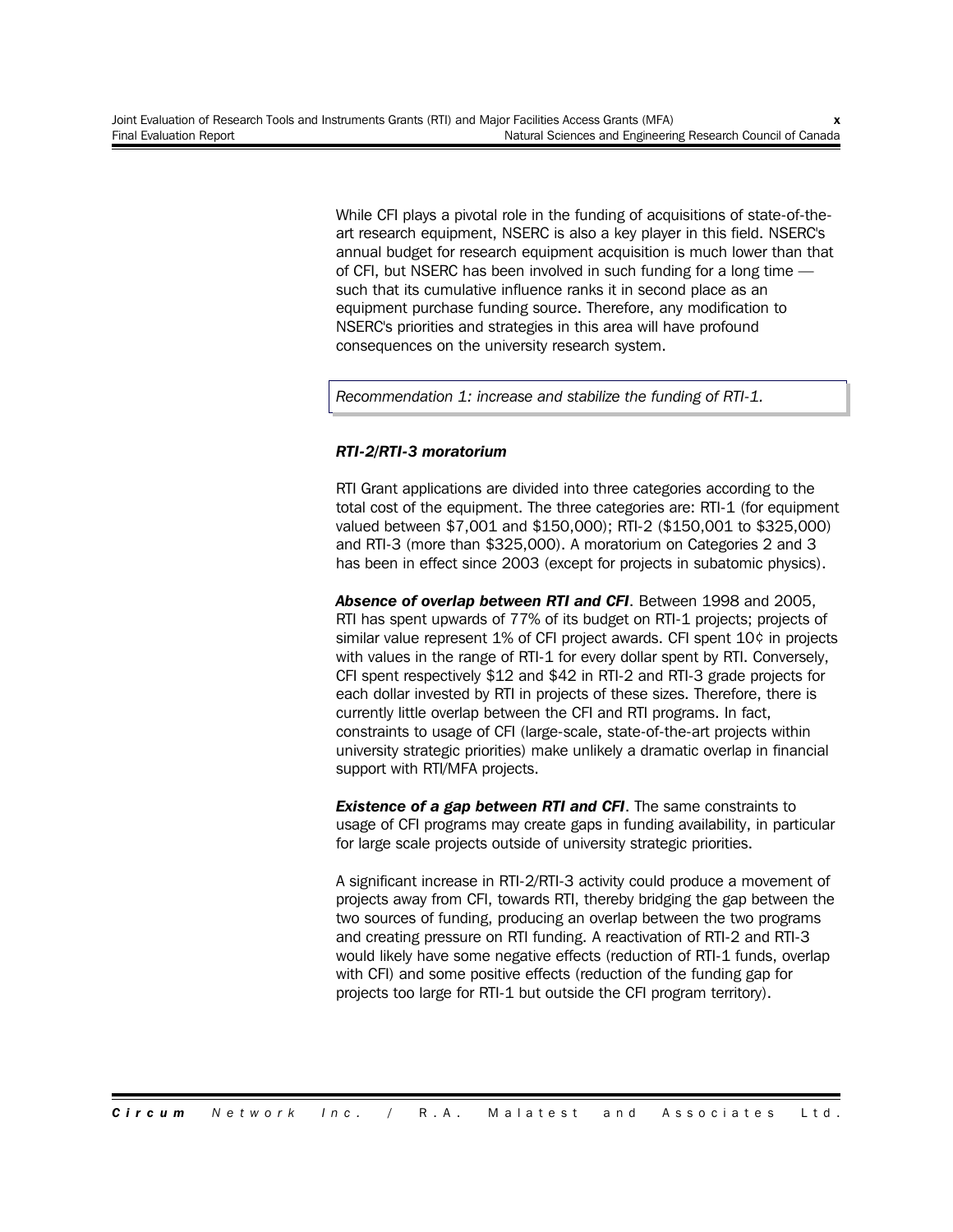While CFI plays a pivotal role in the funding of acquisitions of state-of-the-art research equipment, NSERC is also a key player in this field. NSERC's annual budget for research equipment acquisition is much lower than that of CFI, but NSERC has been involved in such funding for a long time — such that its cumulative influence ranks it in second place as an equipment purchase funding source. Therefore, any modification to NSERC's priorities and strategies in this area will have profound consequences on the university research system.

*Recommendation 1: increase and stabilize the funding of RTI-1.*

***RTI-2/RTI-3 moratorium***

RTI Grant applications are divided into three categories according to the total cost of the equipment. The three categories are: RTI-1 (for equipment valued between $7,001 and $150,000); RTI-2 ($150,001 to $325,000) and RTI-3 (more than $325,000). A moratorium on Categories 2 and 3 has been in effect since 2003 (except for projects in subatomic physics).

***Absence of overlap between RTI and CFI***. Between 1998 and 2005, RTI has spent upwards of 77% of its budget on RTI-1 projects; projects of similar value represent 1% of CFI project awards. CFI spent 10¢ in projects with values in the range of RTI-1 for every dollar spent by RTI. Conversely, CFI spent respectively $12 and $42 in RTI-2 and RTI-3 grade projects for each dollar invested by RTI in projects of these sizes. Therefore, there is currently little overlap between the CFI and RTI programs. In fact, constraints to usage of CFI (large-scale, state-of-the-art projects within university strategic priorities) make unlikely a dramatic overlap in financial support with RTI/MFA projects.

***Existence of a gap between RTI and CFI***. The same constraints to usage of CFI programs may create gaps in funding availability, in particular for large scale projects outside of university strategic priorities.

A significant increase in RTI-2/RTI-3 activity could produce a movement of projects away from CFI, towards RTI, thereby bridging the gap between the two sources of funding, producing an overlap between the two programs and creating pressure on RTI funding. A reactivation of RTI-2 and RTI-3 would likely have some negative effects (reduction of RTI-1 funds, overlap with CFI) and some positive effects (reduction of the funding gap for projects too large for RTI-1 but outside the CFI program territory).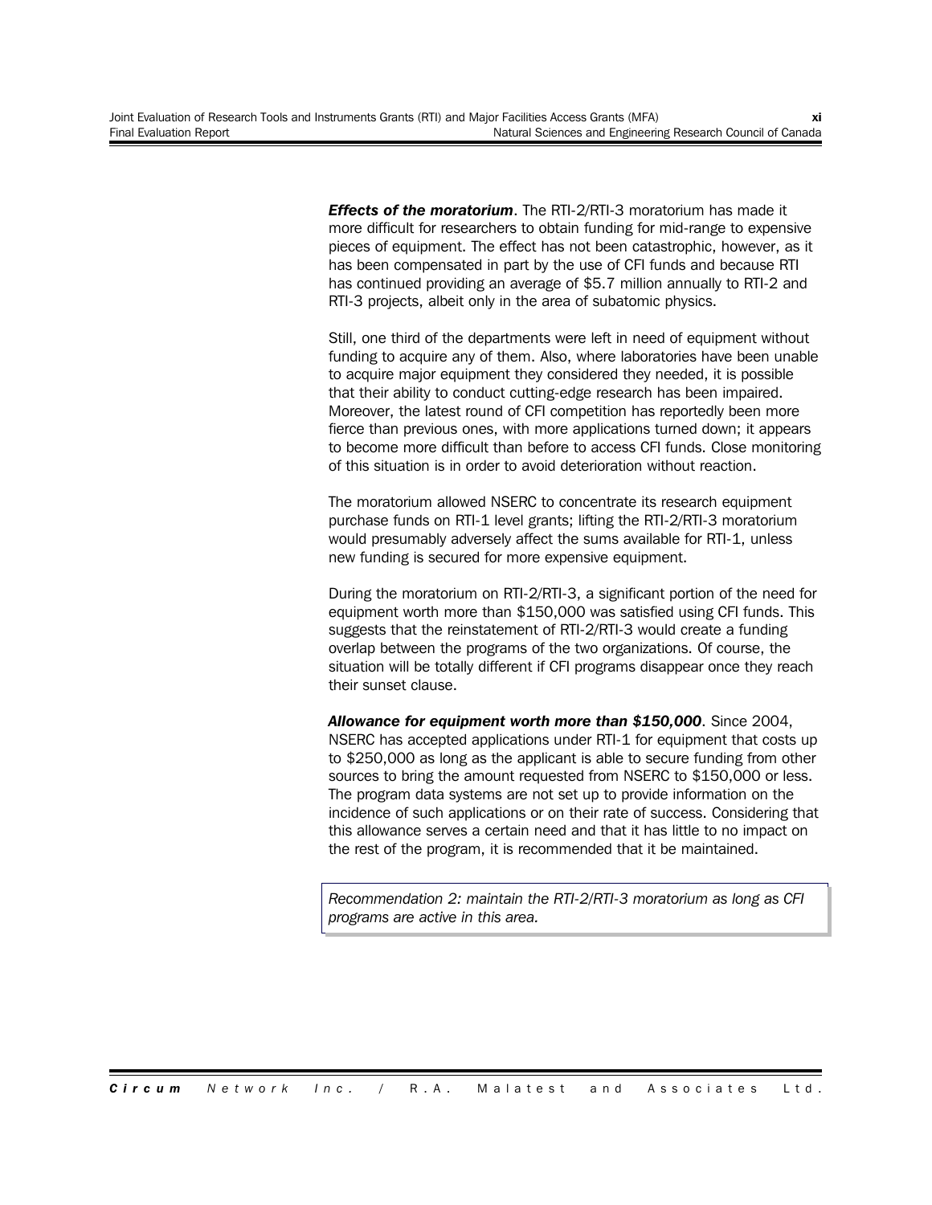***Effects of the moratorium***. The RTI-2/RTI-3 moratorium has made it more difficult for researchers to obtain funding for mid-range to expensive pieces of equipment. The effect has not been catastrophic, however, as it has been compensated in part by the use of CFI funds and because RTI has continued providing an average of $5.7 million annually to RTI-2 and RTI-3 projects, albeit only in the area of subatomic physics.

Still, one third of the departments were left in need of equipment without funding to acquire any of them. Also, where laboratories have been unable to acquire major equipment they considered they needed, it is possible that their ability to conduct cutting-edge research has been impaired. Moreover, the latest round of CFI competition has reportedly been more fierce than previous ones, with more applications turned down; it appears to become more difficult than before to access CFI funds. Close monitoring of this situation is in order to avoid deterioration without reaction.

The moratorium allowed NSERC to concentrate its research equipment purchase funds on RTI-1 level grants; lifting the RTI-2/RTI-3 moratorium would presumably adversely affect the sums available for RTI-1, unless new funding is secured for more expensive equipment.

During the moratorium on RTI-2/RTI-3, a significant portion of the need for equipment worth more than $150,000 was satisfied using CFI funds. This suggests that the reinstatement of RTI-2/RTI-3 would create a funding overlap between the programs of the two organizations. Of course, the situation will be totally different if CFI programs disappear once they reach their sunset clause.

***Allowance for equipment worth more than $150,000***. Since 2004, NSERC has accepted applications under RTI-1 for equipment that costs up to $250,000 as long as the applicant is able to secure funding from other sources to bring the amount requested from NSERC to $150,000 or less. The program data systems are not set up to provide information on the incidence of such applications or on their rate of success. Considering that this allowance serves a certain need and that it has little to no impact on the rest of the program, it is recommended that it be maintained.

*Recommendation 2: maintain the RTI-2/RTI-3 moratorium as long as CFI programs are active in this area.*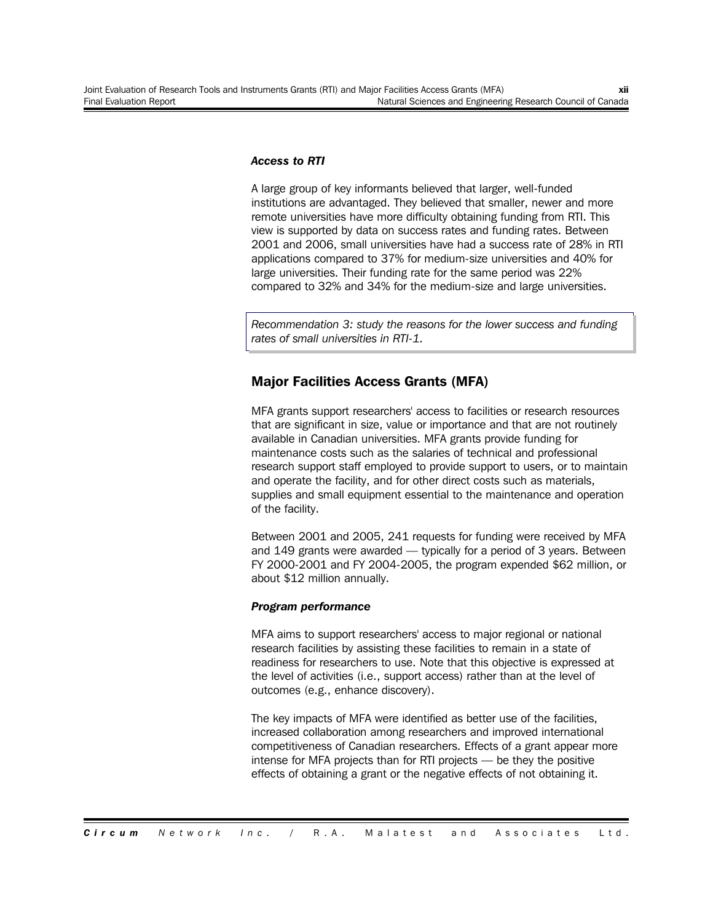### *Access to RTI*

A large group of key informants believed that larger, well-funded institutions are advantaged. They believed that smaller, newer and more remote universities have more difficulty obtaining funding from RTI. This view is supported by data on success rates and funding rates. Between 2001 and 2006, small universities have had a success rate of 28% in RTI applications compared to 37% for medium-size universities and 40% for large universities. Their funding rate for the same period was 22% compared to 32% and 34% for the medium-size and large universities.

*Recommendation 3: study the reasons for the lower success and funding rates of small universities in RTI-1.*

## Major Facilities Access Grants (MFA)

MFA grants support researchers' access to facilities or research resources that are significant in size, value or importance and that are not routinely available in Canadian universities. MFA grants provide funding for maintenance costs such as the salaries of technical and professional research support staff employed to provide support to users, or to maintain and operate the facility, and for other direct costs such as materials, supplies and small equipment essential to the maintenance and operation of the facility.

Between 2001 and 2005, 241 requests for funding were received by MFA and 149 grants were awarded — typically for a period of 3 years. Between FY 2000-2001 and FY 2004-2005, the program expended $62 million, or about $12 million annually.

### *Program performance*

MFA aims to support researchers' access to major regional or national research facilities by assisting these facilities to remain in a state of readiness for researchers to use. Note that this objective is expressed at the level of activities (i.e., support access) rather than at the level of outcomes (e.g., enhance discovery).

The key impacts of MFA were identified as better use of the facilities, increased collaboration among researchers and improved international competitiveness of Canadian researchers. Effects of a grant appear more intense for MFA projects than for RTI projects — be they the positive effects of obtaining a grant or the negative effects of not obtaining it.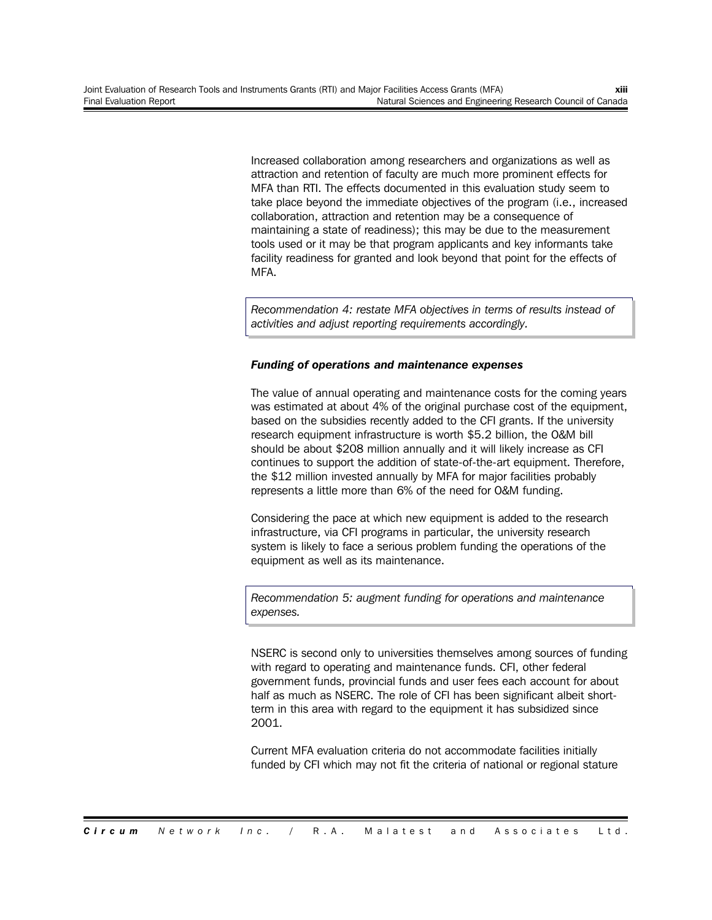Increased collaboration among researchers and organizations as well as attraction and retention of faculty are much more prominent effects for MFA than RTI. The effects documented in this evaluation study seem to take place beyond the immediate objectives of the program (i.e., increased collaboration, attraction and retention may be a consequence of maintaining a state of readiness); this may be due to the measurement tools used or it may be that program applicants and key informants take facility readiness for granted and look beyond that point for the effects of MFA.

*Recommendation 4: restate MFA objectives in terms of results instead of activities and adjust reporting requirements accordingly.*

***Funding of operations and maintenance expenses***

The value of annual operating and maintenance costs for the coming years was estimated at about 4% of the original purchase cost of the equipment, based on the subsidies recently added to the CFI grants. If the university research equipment infrastructure is worth $5.2 billion, the O&M bill should be about $208 million annually and it will likely increase as CFI continues to support the addition of state-of-the-art equipment. Therefore, the $12 million invested annually by MFA for major facilities probably represents a little more than 6% of the need for O&M funding.

Considering the pace at which new equipment is added to the research infrastructure, via CFI programs in particular, the university research system is likely to face a serious problem funding the operations of the equipment as well as its maintenance.

*Recommendation 5: augment funding for operations and maintenance expenses.*

NSERC is second only to universities themselves among sources of funding with regard to operating and maintenance funds. CFI, other federal government funds, provincial funds and user fees each account for about half as much as NSERC. The role of CFI has been significant albeit short-term in this area with regard to the equipment it has subsidized since 2001.

Current MFA evaluation criteria do not accommodate facilities initially funded by CFI which may not fit the criteria of national or regional stature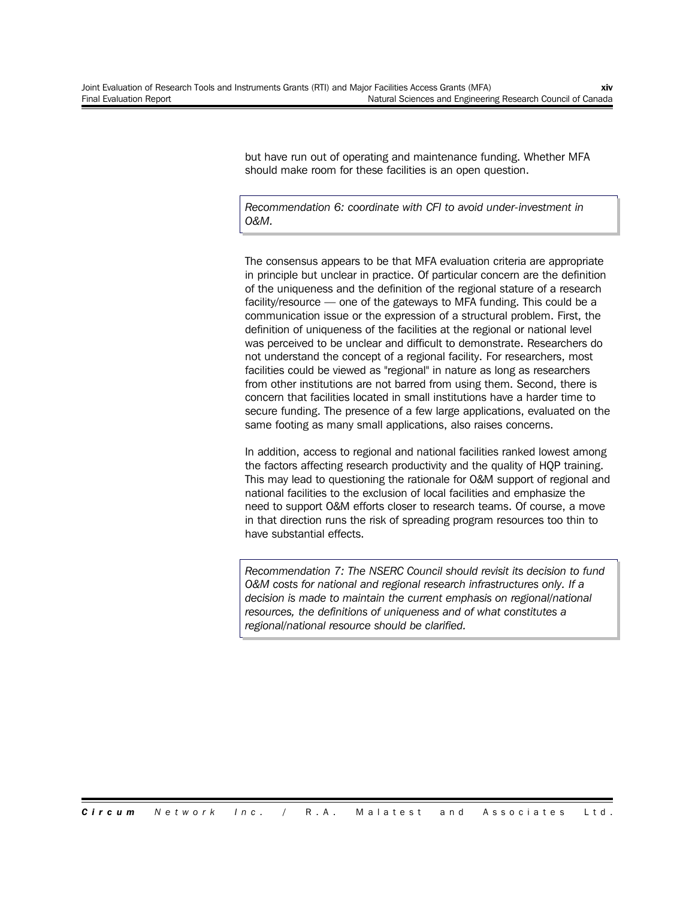but have run out of operating and maintenance funding. Whether MFA should make room for these facilities is an open question.

> *Recommendation 6: coordinate with CFI to avoid under-investment in O&M.*

The consensus appears to be that MFA evaluation criteria are appropriate in principle but unclear in practice. Of particular concern are the definition of the uniqueness and the definition of the regional stature of a research facility/resource — one of the gateways to MFA funding. This could be a communication issue or the expression of a structural problem. First, the definition of uniqueness of the facilities at the regional or national level was perceived to be unclear and difficult to demonstrate. Researchers do not understand the concept of a regional facility. For researchers, most facilities could be viewed as "regional" in nature as long as researchers from other institutions are not barred from using them. Second, there is concern that facilities located in small institutions have a harder time to secure funding. The presence of a few large applications, evaluated on the same footing as many small applications, also raises concerns.

In addition, access to regional and national facilities ranked lowest among the factors affecting research productivity and the quality of HQP training. This may lead to questioning the rationale for O&M support of regional and national facilities to the exclusion of local facilities and emphasize the need to support O&M efforts closer to research teams. Of course, a move in that direction runs the risk of spreading program resources too thin to have substantial effects.

> *Recommendation 7: The NSERC Council should revisit its decision to fund O&M costs for national and regional research infrastructures only. If a decision is made to maintain the current emphasis on regional/national resources, the definitions of uniqueness and of what constitutes a regional/national resource should be clarified.*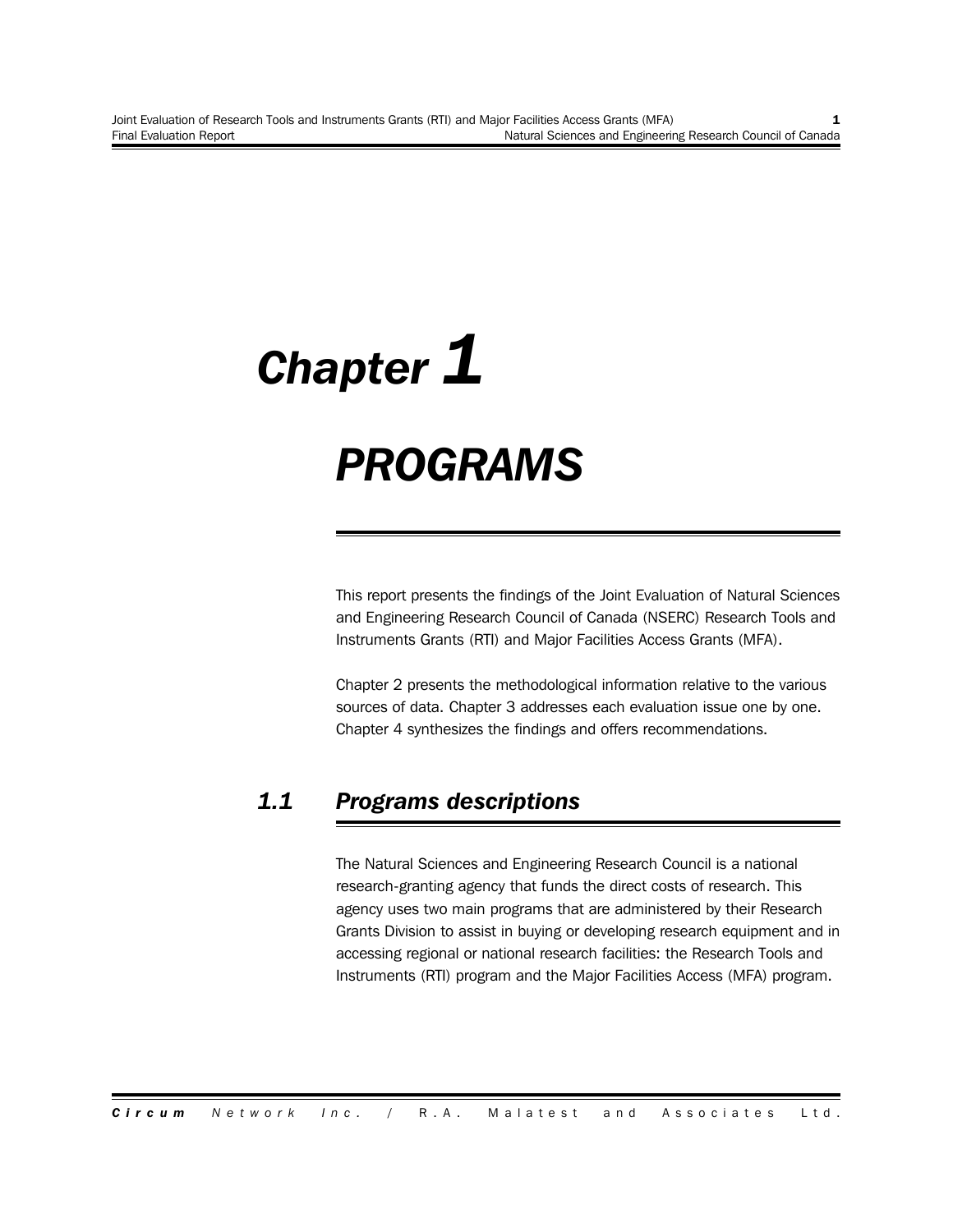# Chapter 1

# PROGRAMS

This report presents the findings of the Joint Evaluation of Natural Sciences and Engineering Research Council of Canada (NSERC) Research Tools and Instruments Grants (RTI) and Major Facilities Access Grants (MFA).

Chapter 2 presents the methodological information relative to the various sources of data. Chapter 3 addresses each evaluation issue one by one. Chapter 4 synthesizes the findings and offers recommendations.

## 1.1 Programs descriptions

The Natural Sciences and Engineering Research Council is a national research-granting agency that funds the direct costs of research. This agency uses two main programs that are administered by their Research Grants Division to assist in buying or developing research equipment and in accessing regional or national research facilities: the Research Tools and Instruments (RTI) program and the Major Facilities Access (MFA) program.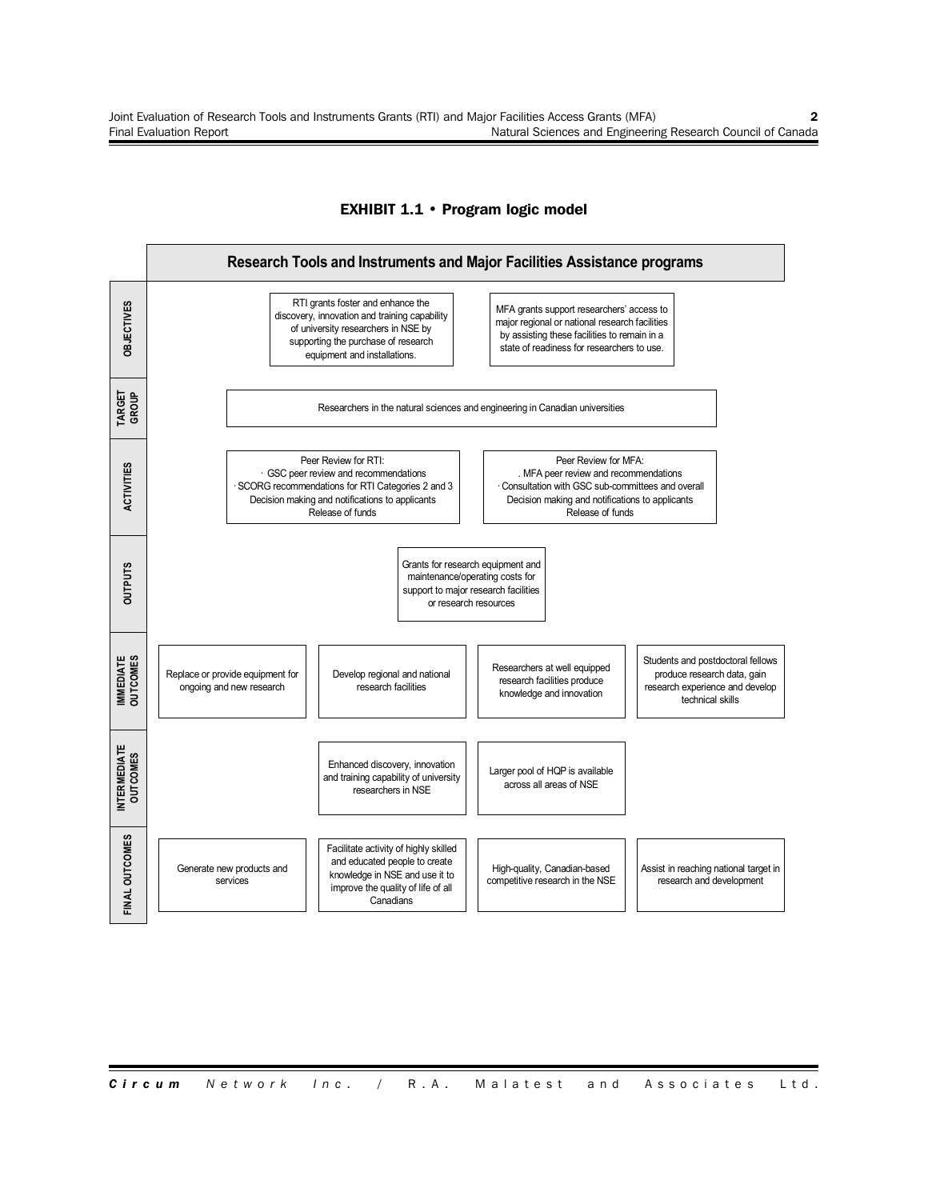**EXHIBIT 1.1 • Program logic model**

**Research Tools and Instruments and Major Facilities Assistance programs**

**OBJECTIVES**

RTI grants foster and enhance the discovery, innovation and training capability of university researchers in NSE by supporting the purchase of research equipment and installations.

MFA grants support researchers' access to major regional or national research facilities by assisting these facilities to remain in a state of readiness for researchers to use.

**TARGET GROUP**

Researchers in the natural sciences and engineering in Canadian universities

**ACTIVITIES**

Peer Review for RTI:
· GSC peer review and recommendations
· SCORG recommendations for RTI Categories 2 and 3
Decision making and notifications to applicants
Release of funds

Peer Review for MFA:
. MFA peer review and recommendations
· Consultation with GSC sub-committees and overall
Decision making and notifications to applicants
Release of funds

**OUTPUTS**

Grants for research equipment and maintenance/operating costs for support to major research facilities or research resources

**IMMEDIATE OUTCOMES**

Replace or provide equipment for ongoing and new research

Develop regional and national research facilities

Researchers at well equipped research facilities produce knowledge and innovation

Students and postdoctoral fellows produce research data, gain research experience and develop technical skills

**INTERMEDIATE OUTCOMES**

Enhanced discovery, innovation and training capability of university researchers in NSE

Larger pool of HQP is available across all areas of NSE

**FINAL OUTCOMES**

Generate new products and services

Facilitate activity of highly skilled and educated people to create knowledge in NSE and use it to improve the quality of life of all Canadians

High-quality, Canadian-based competitive research in the NSE

Assist in reaching national target in research and development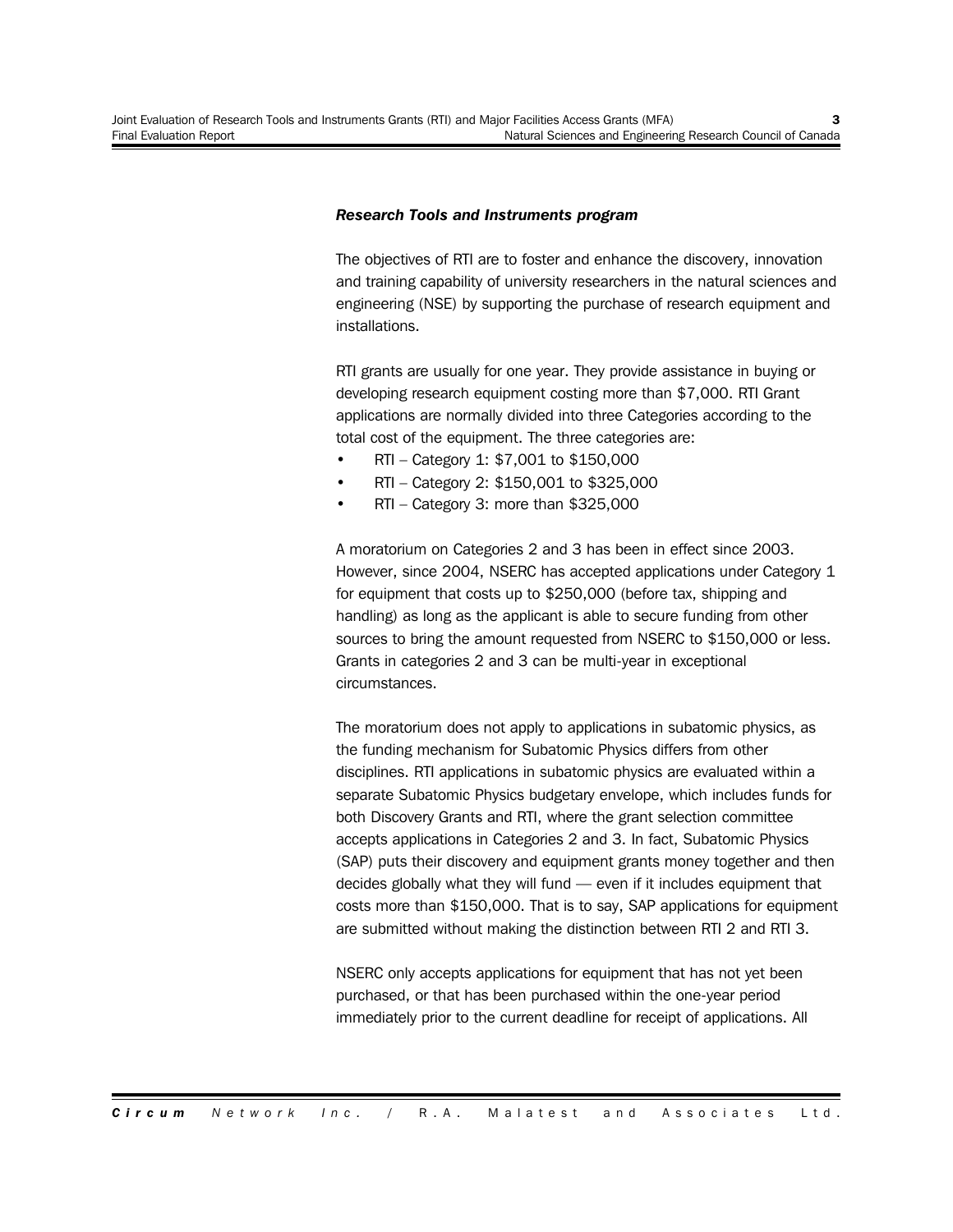***Research Tools and Instruments program***

The objectives of RTI are to foster and enhance the discovery, innovation and training capability of university researchers in the natural sciences and engineering (NSE) by supporting the purchase of research equipment and installations.

RTI grants are usually for one year. They provide assistance in buying or developing research equipment costing more than $7,000. RTI Grant applications are normally divided into three Categories according to the total cost of the equipment. The three categories are:

- RTI – Category 1: $7,001 to $150,000
- RTI – Category 2: $150,001 to $325,000
- RTI – Category 3: more than $325,000

A moratorium on Categories 2 and 3 has been in effect since 2003. However, since 2004, NSERC has accepted applications under Category 1 for equipment that costs up to $250,000 (before tax, shipping and handling) as long as the applicant is able to secure funding from other sources to bring the amount requested from NSERC to $150,000 or less. Grants in categories 2 and 3 can be multi-year in exceptional circumstances.

The moratorium does not apply to applications in subatomic physics, as the funding mechanism for Subatomic Physics differs from other disciplines. RTI applications in subatomic physics are evaluated within a separate Subatomic Physics budgetary envelope, which includes funds for both Discovery Grants and RTI, where the grant selection committee accepts applications in Categories 2 and 3. In fact, Subatomic Physics (SAP) puts their discovery and equipment grants money together and then decides globally what they will fund — even if it includes equipment that costs more than $150,000. That is to say, SAP applications for equipment are submitted without making the distinction between RTI 2 and RTI 3.

NSERC only accepts applications for equipment that has not yet been purchased, or that has been purchased within the one-year period immediately prior to the current deadline for receipt of applications. All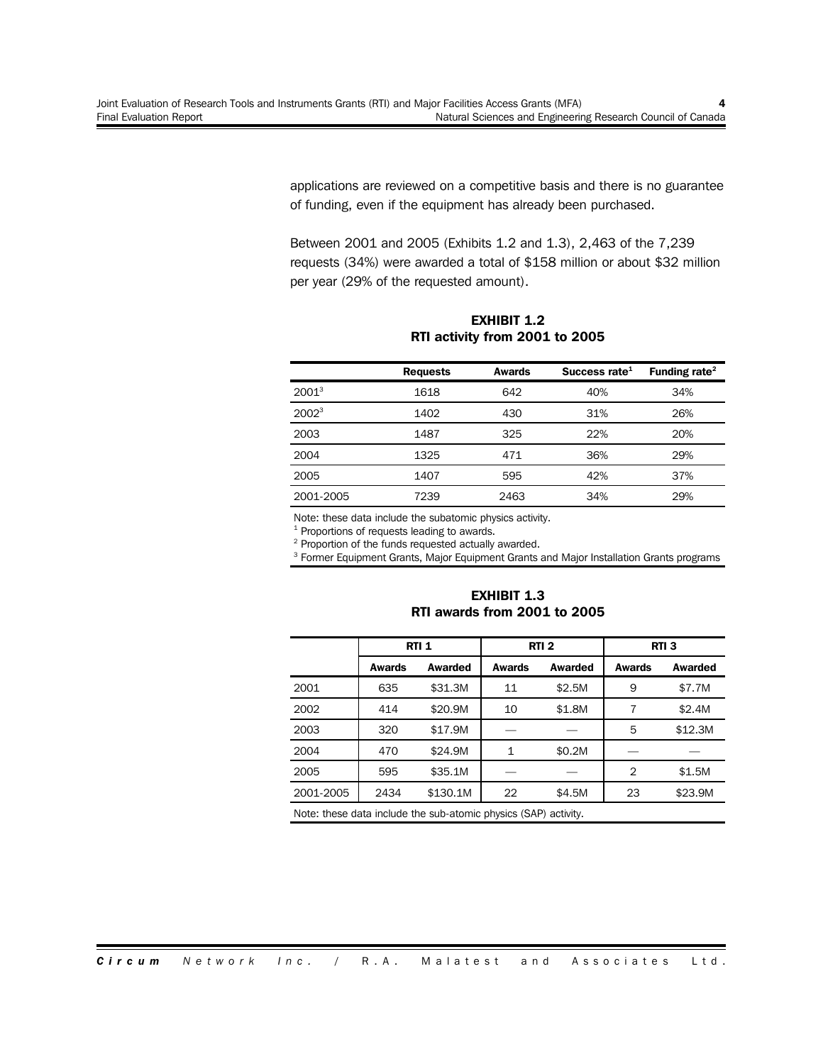applications are reviewed on a competitive basis and there is no guarantee of funding, even if the equipment has already been purchased.

Between 2001 and 2005 (Exhibits 1.2 and 1.3), 2,463 of the 7,239 requests (34%) were awarded a total of $158 million or about $32 million per year (29% of the requested amount).

**EXHIBIT 1.2**
**RTI activity from 2001 to 2005**

| | Requests | Awards | Success rate[1] | Funding rate[2] |
|---|---|---|---|---|
| 2001[3] | 1618 | 642 | 40% | 34% |
| 2002[3] | 1402 | 430 | 31% | 26% |
| 2003 | 1487 | 325 | 22% | 20% |
| 2004 | 1325 | 471 | 36% | 29% |
| 2005 | 1407 | 595 | 42% | 37% |
| 2001-2005 | 7239 | 2463 | 34% | 29% |

Note: these data include the subatomic physics activity.
[1] Proportions of requests leading to awards.
[2] Proportion of the funds requested actually awarded.
[3] Former Equipment Grants, Major Equipment Grants and Major Installation Grants programs

**EXHIBIT 1.3**
**RTI awards from 2001 to 2005**

| | RTI 1 | | RTI 2 | | RTI 3 | |
|---|---|---|---|---|---|---|
| | Awards | Awarded | Awards | Awarded | Awards | Awarded |
| 2001 | 635 | $31.3M | 11 | $2.5M | 9 | $7.7M |
| 2002 | 414 | $20.9M | 10 | $1.8M | 7 | $2.4M |
| 2003 | 320 | $17.9M | — | — | 5 | $12.3M |
| 2004 | 470 | $24.9M | 1 | $0.2M | — | — |
| 2005 | 595 | $35.1M | — | — | 2 | $1.5M |
| 2001-2005 | 2434 | $130.1M | 22 | $4.5M | 23 | $23.9M |

Note: these data include the sub-atomic physics (SAP) activity.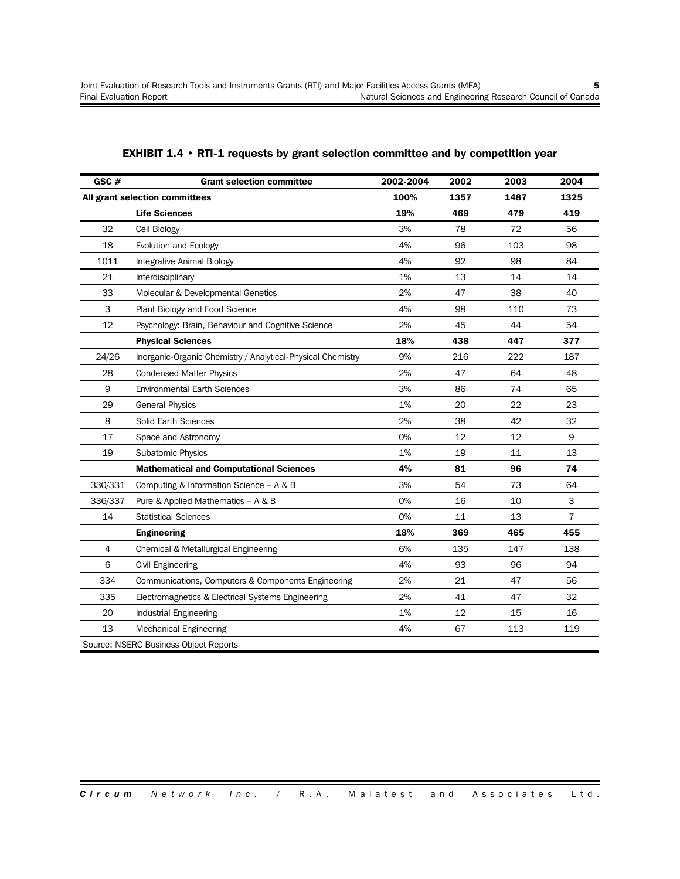**EXHIBIT 1.4 • RTI-1 requests by grant selection committee and by competition year**

| GSC # | Grant selection committee | 2002-2004 | 2002 | 2003 | 2004 |
|---|---|---|---|---|---|
| **All grant selection committees** | | **100%** | **1357** | **1487** | **1325** |
| | **Life Sciences** | **19%** | **469** | **479** | **419** |
| 32 | Cell Biology | 3% | 78 | 72 | 56 |
| 18 | Evolution and Ecology | 4% | 96 | 103 | 98 |
| 1011 | Integrative Animal Biology | 4% | 92 | 98 | 84 |
| 21 | Interdisciplinary | 1% | 13 | 14 | 14 |
| 33 | Molecular & Developmental Genetics | 2% | 47 | 38 | 40 |
| 3 | Plant Biology and Food Science | 4% | 98 | 110 | 73 |
| 12 | Psychology: Brain, Behaviour and Cognitive Science | 2% | 45 | 44 | 54 |
| | **Physical Sciences** | **18%** | **438** | **447** | **377** |
| 24/26 | Inorganic-Organic Chemistry / Analytical-Physical Chemistry | 9% | 216 | 222 | 187 |
| 28 | Condensed Matter Physics | 2% | 47 | 64 | 48 |
| 9 | Environmental Earth Sciences | 3% | 86 | 74 | 65 |
| 29 | General Physics | 1% | 20 | 22 | 23 |
| 8 | Solid Earth Sciences | 2% | 38 | 42 | 32 |
| 17 | Space and Astronomy | 0% | 12 | 12 | 9 |
| 19 | Subatomic Physics | 1% | 19 | 11 | 13 |
| | **Mathematical and Computational Sciences** | **4%** | **81** | **96** | **74** |
| 330/331 | Computing & Information Science – A & B | 3% | 54 | 73 | 64 |
| 336/337 | Pure & Applied Mathematics – A & B | 0% | 16 | 10 | 3 |
| 14 | Statistical Sciences | 0% | 11 | 13 | 7 |
| | **Engineering** | **18%** | **369** | **465** | **455** |
| 4 | Chemical & Metallurgical Engineering | 6% | 135 | 147 | 138 |
| 6 | Civil Engineering | 4% | 93 | 96 | 94 |
| 334 | Communications, Computers & Components Engineering | 2% | 21 | 47 | 56 |
| 335 | Electromagnetics & Electrical Systems Engineering | 2% | 41 | 47 | 32 |
| 20 | Industrial Engineering | 1% | 12 | 15 | 16 |
| 13 | Mechanical Engineering | 4% | 67 | 113 | 119 |

Source: NSERC Business Object Reports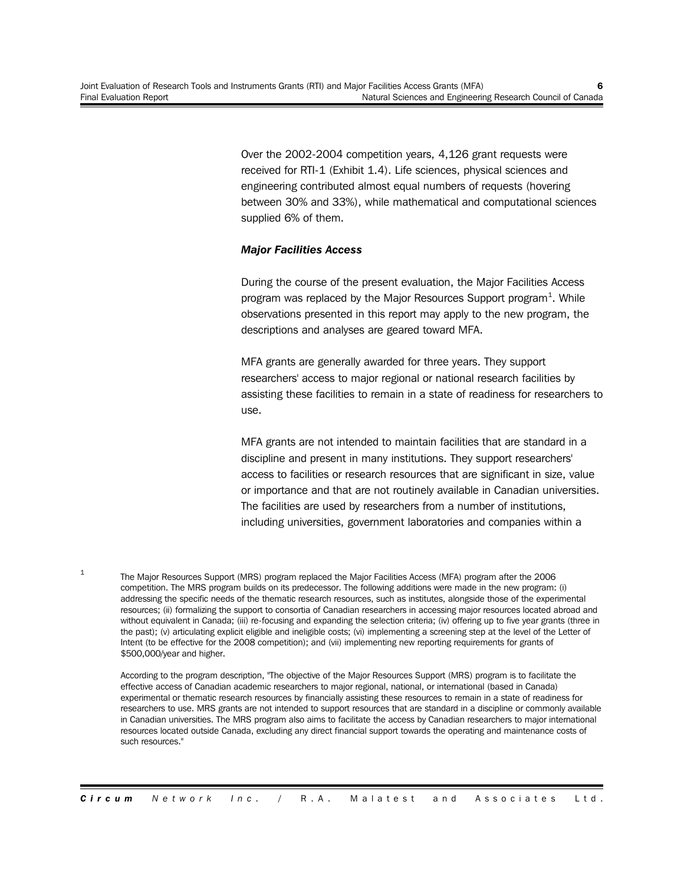Over the 2002-2004 competition years, 4,126 grant requests were received for RTI-1 (Exhibit 1.4). Life sciences, physical sciences and engineering contributed almost equal numbers of requests (hovering between 30% and 33%), while mathematical and computational sciences supplied 6% of them.

***Major Facilities Access***

During the course of the present evaluation, the Major Facilities Access program was replaced by the Major Resources Support program[1]. While observations presented in this report may apply to the new program, the descriptions and analyses are geared toward MFA.

MFA grants are generally awarded for three years. They support researchers' access to major regional or national research facilities by assisting these facilities to remain in a state of readiness for researchers to use.

MFA grants are not intended to maintain facilities that are standard in a discipline and present in many institutions. They support researchers' access to facilities or research resources that are significant in size, value or importance and that are not routinely available in Canadian universities. The facilities are used by researchers from a number of institutions, including universities, government laboratories and companies within a

[1] The Major Resources Support (MRS) program replaced the Major Facilities Access (MFA) program after the 2006 competition. The MRS program builds on its predecessor. The following additions were made in the new program: (i) addressing the specific needs of the thematic research resources, such as institutes, alongside those of the experimental resources; (ii) formalizing the support to consortia of Canadian researchers in accessing major resources located abroad and without equivalent in Canada; (iii) re-focusing and expanding the selection criteria; (iv) offering up to five year grants (three in the past); (v) articulating explicit eligible and ineligible costs; (vi) implementing a screening step at the level of the Letter of Intent (to be effective for the 2008 competition); and (vii) implementing new reporting requirements for grants of $500,000/year and higher.

According to the program description, "The objective of the Major Resources Support (MRS) program is to facilitate the effective access of Canadian academic researchers to major regional, national, or international (based in Canada) experimental or thematic research resources by financially assisting these resources to remain in a state of readiness for researchers to use. MRS grants are not intended to support resources that are standard in a discipline or commonly available in Canadian universities. The MRS program also aims to facilitate the access by Canadian researchers to major international resources located outside Canada, excluding any direct financial support towards the operating and maintenance costs of such resources."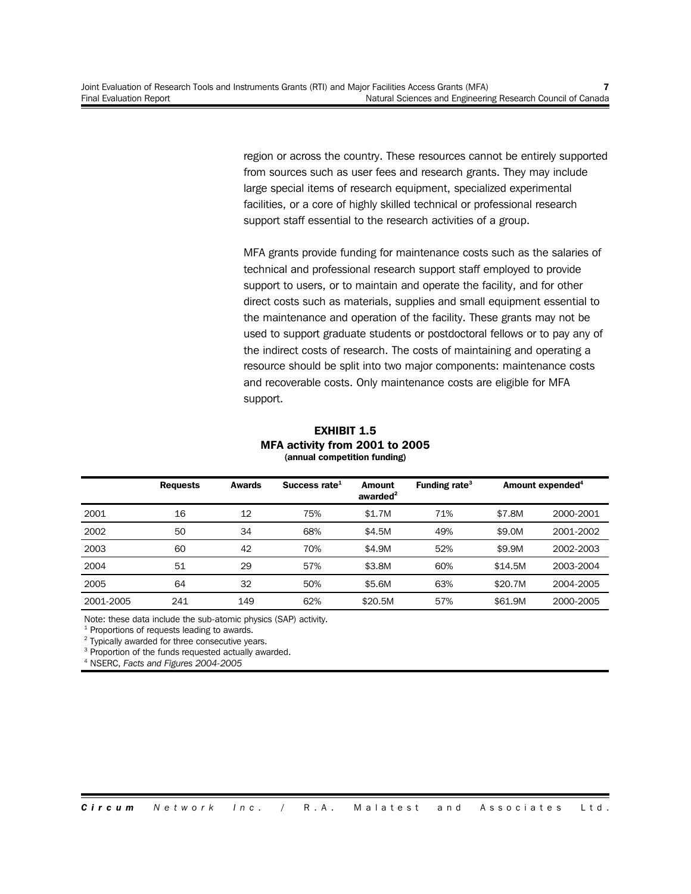region or across the country. These resources cannot be entirely supported from sources such as user fees and research grants. They may include large special items of research equipment, specialized experimental facilities, or a core of highly skilled technical or professional research support staff essential to the research activities of a group.

MFA grants provide funding for maintenance costs such as the salaries of technical and professional research support staff employed to provide support to users, or to maintain and operate the facility, and for other direct costs such as materials, supplies and small equipment essential to the maintenance and operation of the facility. These grants may not be used to support graduate students or postdoctoral fellows or to pay any of the indirect costs of research. The costs of maintaining and operating a resource should be split into two major components: maintenance costs and recoverable costs. Only maintenance costs are eligible for MFA support.

**EXHIBIT 1.5**
**MFA activity from 2001 to 2005**
**(annual competition funding)**

| | Requests | Awards | Success rate[1] | Amount awarded[2] | Funding rate[3] | Amount expended[4] | |
|---|---|---|---|---|---|---|---|
| 2001 | 16 | 12 | 75% | $1.7M | 71% | $7.8M | 2000-2001 |
| 2002 | 50 | 34 | 68% | $4.5M | 49% | $9.0M | 2001-2002 |
| 2003 | 60 | 42 | 70% | $4.9M | 52% | $9.9M | 2002-2003 |
| 2004 | 51 | 29 | 57% | $3.8M | 60% | $14.5M | 2003-2004 |
| 2005 | 64 | 32 | 50% | $5.6M | 63% | $20.7M | 2004-2005 |
| 2001-2005 | 241 | 149 | 62% | $20.5M | 57% | $61.9M | 2000-2005 |

Note: these data include the sub-atomic physics (SAP) activity.
[1] Proportions of requests leading to awards.
[2] Typically awarded for three consecutive years.
[3] Proportion of the funds requested actually awarded.
[4] NSERC, *Facts and Figures 2004-2005*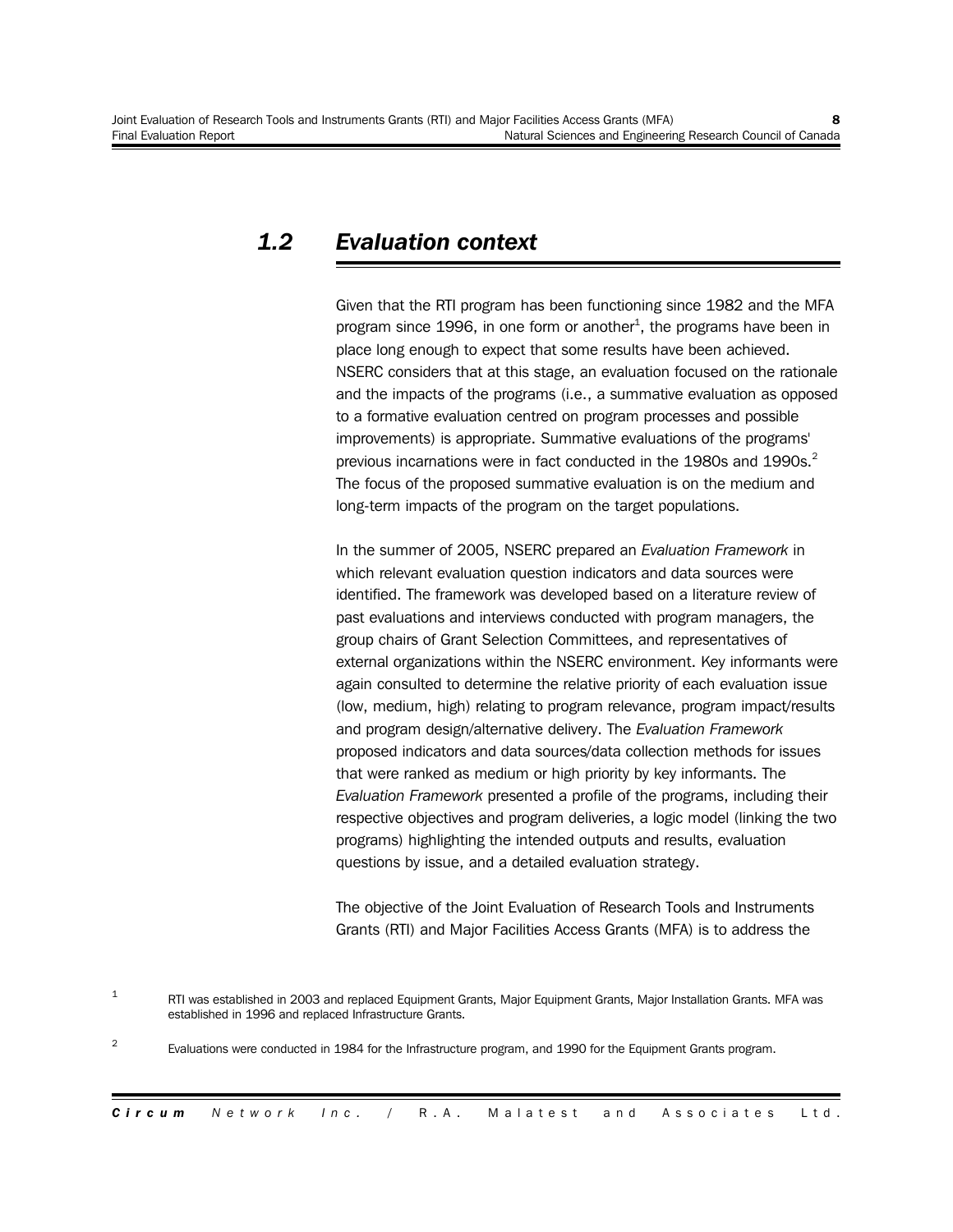## 1.2 Evaluation context

Given that the RTI program has been functioning since 1982 and the MFA program since 1996, in one form or another[1], the programs have been in place long enough to expect that some results have been achieved. NSERC considers that at this stage, an evaluation focused on the rationale and the impacts of the programs (i.e., a summative evaluation as opposed to a formative evaluation centred on program processes and possible improvements) is appropriate. Summative evaluations of the programs' previous incarnations were in fact conducted in the 1980s and 1990s.[2] The focus of the proposed summative evaluation is on the medium and long-term impacts of the program on the target populations.

In the summer of 2005, NSERC prepared an *Evaluation Framework* in which relevant evaluation question indicators and data sources were identified. The framework was developed based on a literature review of past evaluations and interviews conducted with program managers, the group chairs of Grant Selection Committees, and representatives of external organizations within the NSERC environment. Key informants were again consulted to determine the relative priority of each evaluation issue (low, medium, high) relating to program relevance, program impact/results and program design/alternative delivery. The *Evaluation Framework* proposed indicators and data sources/data collection methods for issues that were ranked as medium or high priority by key informants. The *Evaluation Framework* presented a profile of the programs, including their respective objectives and program deliveries, a logic model (linking the two programs) highlighting the intended outputs and results, evaluation questions by issue, and a detailed evaluation strategy.

The objective of the Joint Evaluation of Research Tools and Instruments Grants (RTI) and Major Facilities Access Grants (MFA) is to address the

---

[1] RTI was established in 2003 and replaced Equipment Grants, Major Equipment Grants, Major Installation Grants. MFA was established in 1996 and replaced Infrastructure Grants.

[2] Evaluations were conducted in 1984 for the Infrastructure program, and 1990 for the Equipment Grants program.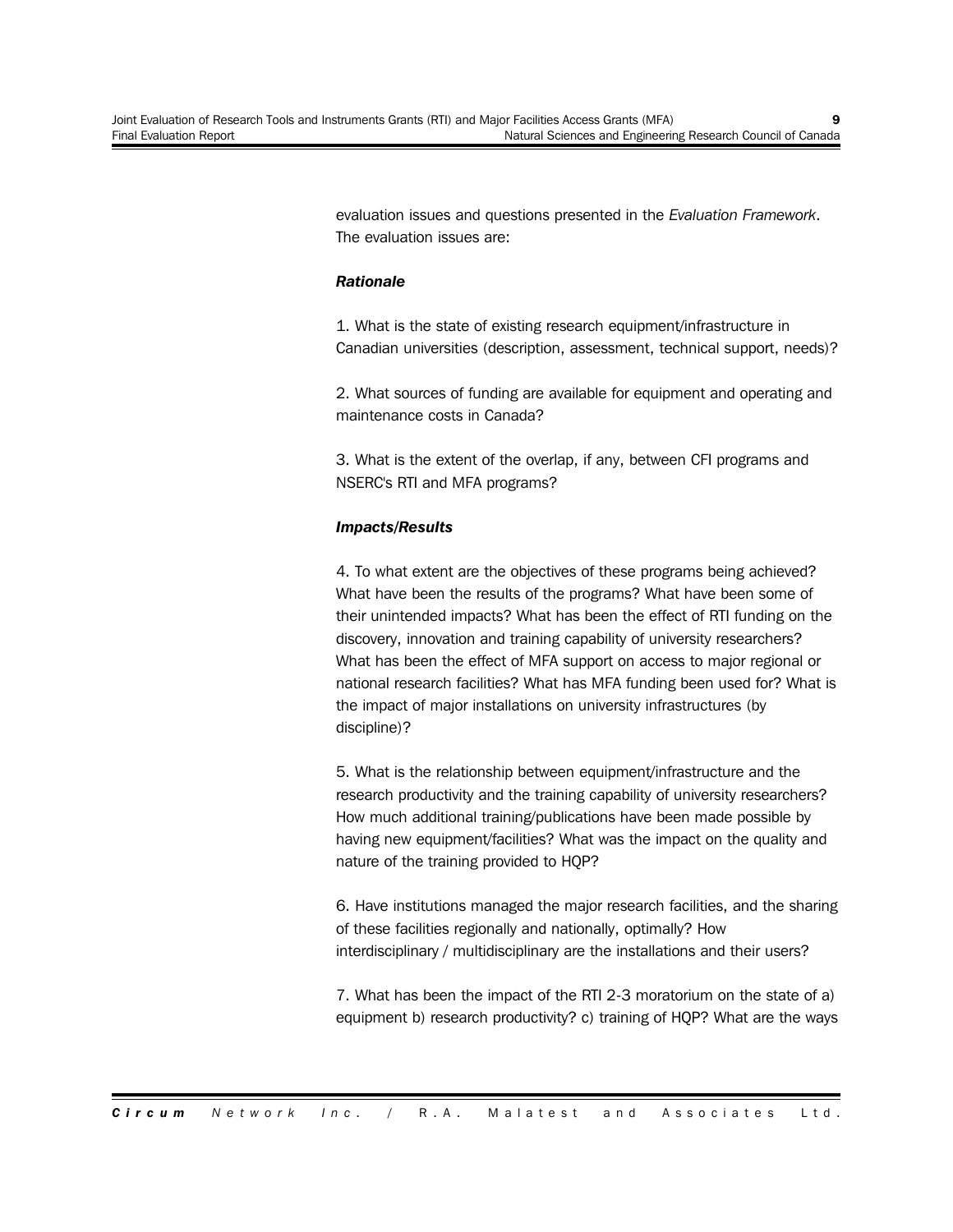evaluation issues and questions presented in the *Evaluation Framework*. The evaluation issues are:

***Rationale***

1. What is the state of existing research equipment/infrastructure in Canadian universities (description, assessment, technical support, needs)?

2. What sources of funding are available for equipment and operating and maintenance costs in Canada?

3. What is the extent of the overlap, if any, between CFI programs and NSERC's RTI and MFA programs?

***Impacts/Results***

4. To what extent are the objectives of these programs being achieved? What have been the results of the programs? What have been some of their unintended impacts? What has been the effect of RTI funding on the discovery, innovation and training capability of university researchers? What has been the effect of MFA support on access to major regional or national research facilities? What has MFA funding been used for? What is the impact of major installations on university infrastructures (by discipline)?

5. What is the relationship between equipment/infrastructure and the research productivity and the training capability of university researchers? How much additional training/publications have been made possible by having new equipment/facilities? What was the impact on the quality and nature of the training provided to HQP?

6. Have institutions managed the major research facilities, and the sharing of these facilities regionally and nationally, optimally? How interdisciplinary / multidisciplinary are the installations and their users?

7. What has been the impact of the RTI 2-3 moratorium on the state of a) equipment b) research productivity? c) training of HQP? What are the ways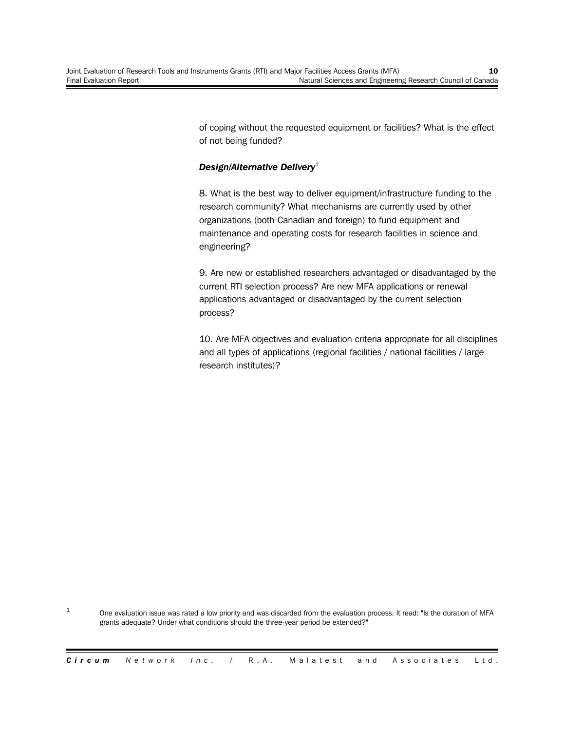of coping without the requested equipment or facilities? What is the effect of not being funded?

***Design/Alternative Delivery***[1]

8. What is the best way to deliver equipment/infrastructure funding to the research community? What mechanisms are currently used by other organizations (both Canadian and foreign) to fund equipment and maintenance and operating costs for research facilities in science and engineering?

9. Are new or established researchers advantaged or disadvantaged by the current RTI selection process? Are new MFA applications or renewal applications advantaged or disadvantaged by the current selection process?

10. Are MFA objectives and evaluation criteria appropriate for all disciplines and all types of applications (regional facilities / national facilities / large research institutes)?

[1] One evaluation issue was rated a low priority and was discarded from the evaluation process. It read: "Is the duration of MFA grants adequate? Under what conditions should the three-year period be extended?"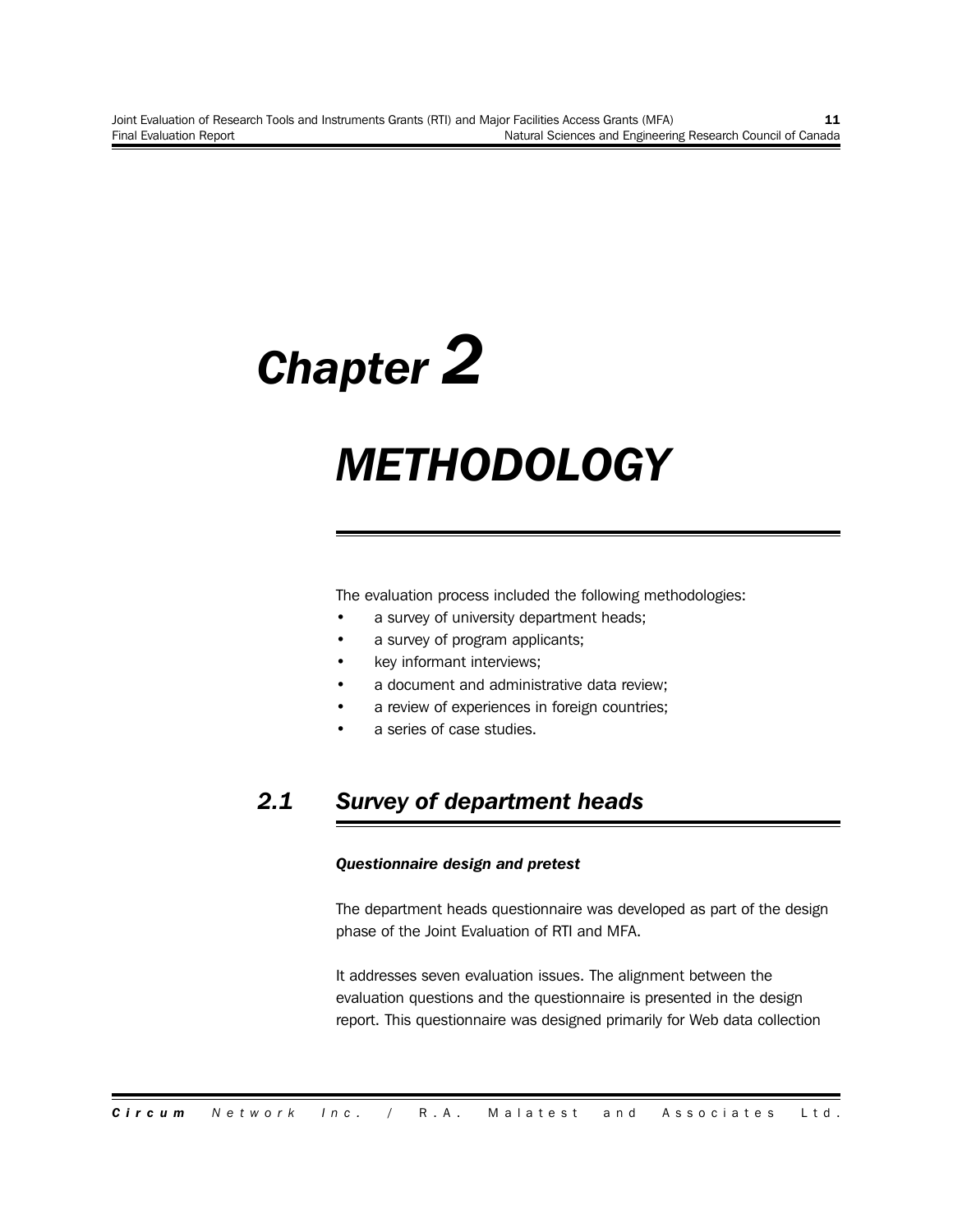# Chapter 2

# METHODOLOGY

The evaluation process included the following methodologies:

- a survey of university department heads;
- a survey of program applicants;
- key informant interviews;
- a document and administrative data review;
- a review of experiences in foreign countries;
- a series of case studies.

## 2.1 Survey of department heads

***Questionnaire design and pretest***

The department heads questionnaire was developed as part of the design phase of the Joint Evaluation of RTI and MFA.

It addresses seven evaluation issues. The alignment between the evaluation questions and the questionnaire is presented in the design report. This questionnaire was designed primarily for Web data collection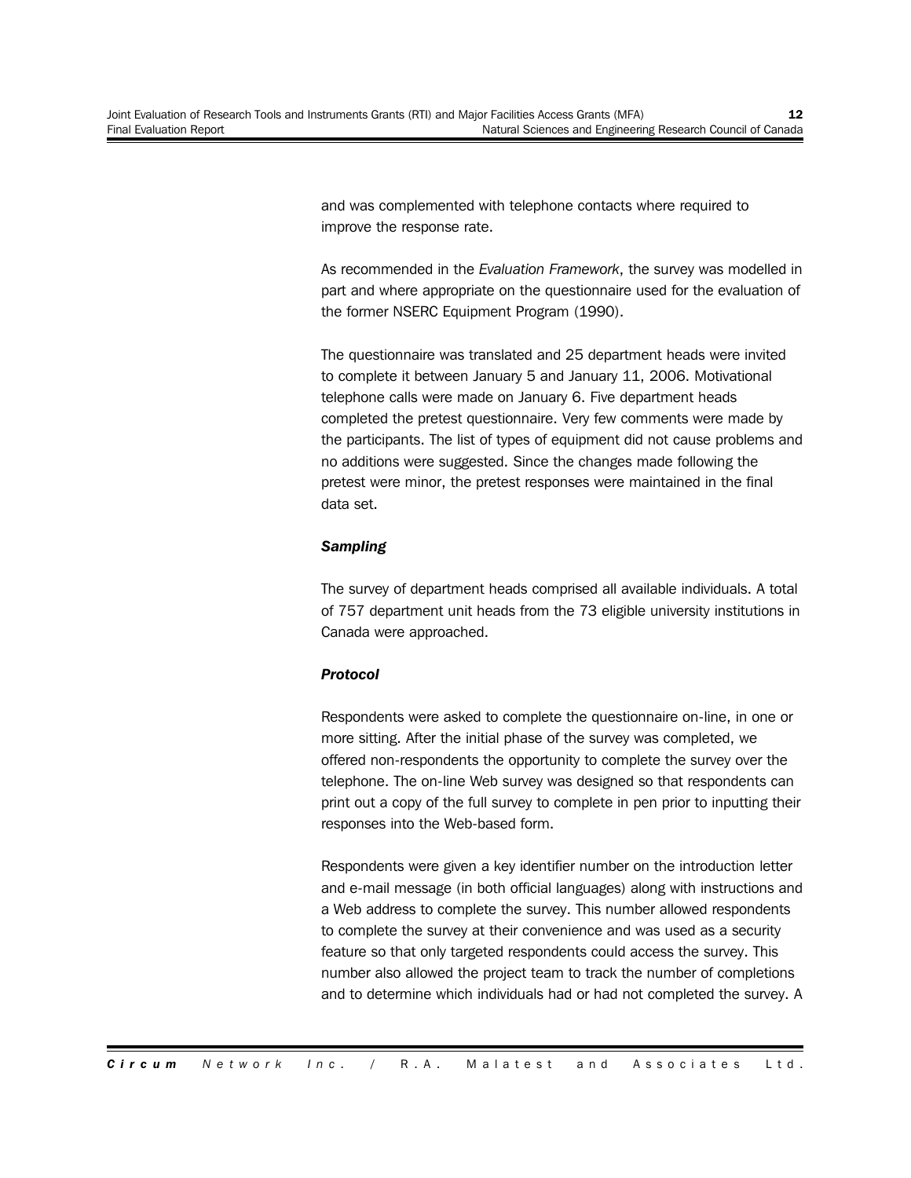and was complemented with telephone contacts where required to improve the response rate.

As recommended in the *Evaluation Framework*, the survey was modelled in part and where appropriate on the questionnaire used for the evaluation of the former NSERC Equipment Program (1990).

The questionnaire was translated and 25 department heads were invited to complete it between January 5 and January 11, 2006. Motivational telephone calls were made on January 6. Five department heads completed the pretest questionnaire. Very few comments were made by the participants. The list of types of equipment did not cause problems and no additions were suggested. Since the changes made following the pretest were minor, the pretest responses were maintained in the final data set.

***Sampling***

The survey of department heads comprised all available individuals. A total of 757 department unit heads from the 73 eligible university institutions in Canada were approached.

***Protocol***

Respondents were asked to complete the questionnaire on-line, in one or more sitting. After the initial phase of the survey was completed, we offered non-respondents the opportunity to complete the survey over the telephone. The on-line Web survey was designed so that respondents can print out a copy of the full survey to complete in pen prior to inputting their responses into the Web-based form.

Respondents were given a key identifier number on the introduction letter and e-mail message (in both official languages) along with instructions and a Web address to complete the survey. This number allowed respondents to complete the survey at their convenience and was used as a security feature so that only targeted respondents could access the survey. This number also allowed the project team to track the number of completions and to determine which individuals had or had not completed the survey. A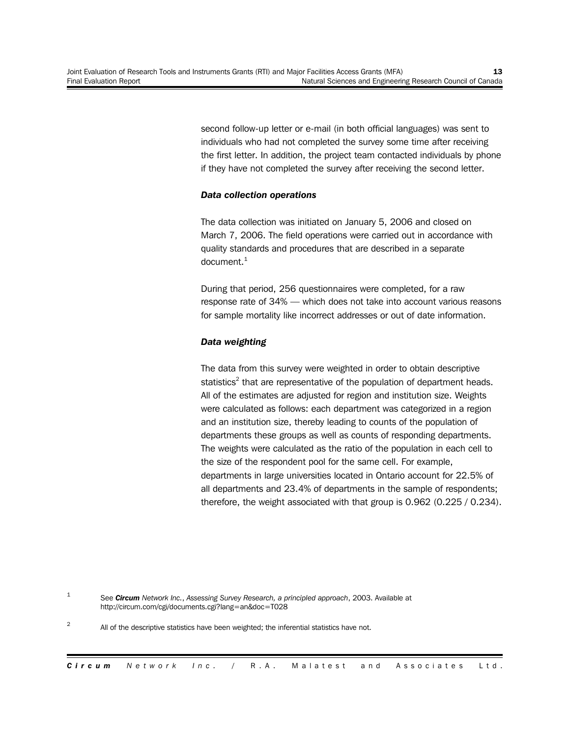second follow-up letter or e-mail (in both official languages) was sent to individuals who had not completed the survey some time after receiving the first letter. In addition, the project team contacted individuals by phone if they have not completed the survey after receiving the second letter.

### *Data collection operations*

The data collection was initiated on January 5, 2006 and closed on March 7, 2006. The field operations were carried out in accordance with quality standards and procedures that are described in a separate document.[1]

During that period, 256 questionnaires were completed, for a raw response rate of 34% — which does not take into account various reasons for sample mortality like incorrect addresses or out of date information.

### *Data weighting*

The data from this survey were weighted in order to obtain descriptive statistics[2] that are representative of the population of department heads. All of the estimates are adjusted for region and institution size. Weights were calculated as follows: each department was categorized in a region and an institution size, thereby leading to counts of the population of departments these groups as well as counts of responding departments. The weights were calculated as the ratio of the population in each cell to the size of the respondent pool for the same cell. For example, departments in large universities located in Ontario account for 22.5% of all departments and 23.4% of departments in the sample of respondents; therefore, the weight associated with that group is 0.962 (0.225 / 0.234).

[1] See ***Circum*** *Network Inc.*, *Assessing Survey Research, a principled approach*, 2003. Available at http://circum.com/cgi/documents.cgi?lang=an&doc=T028

[2] All of the descriptive statistics have been weighted; the inferential statistics have not.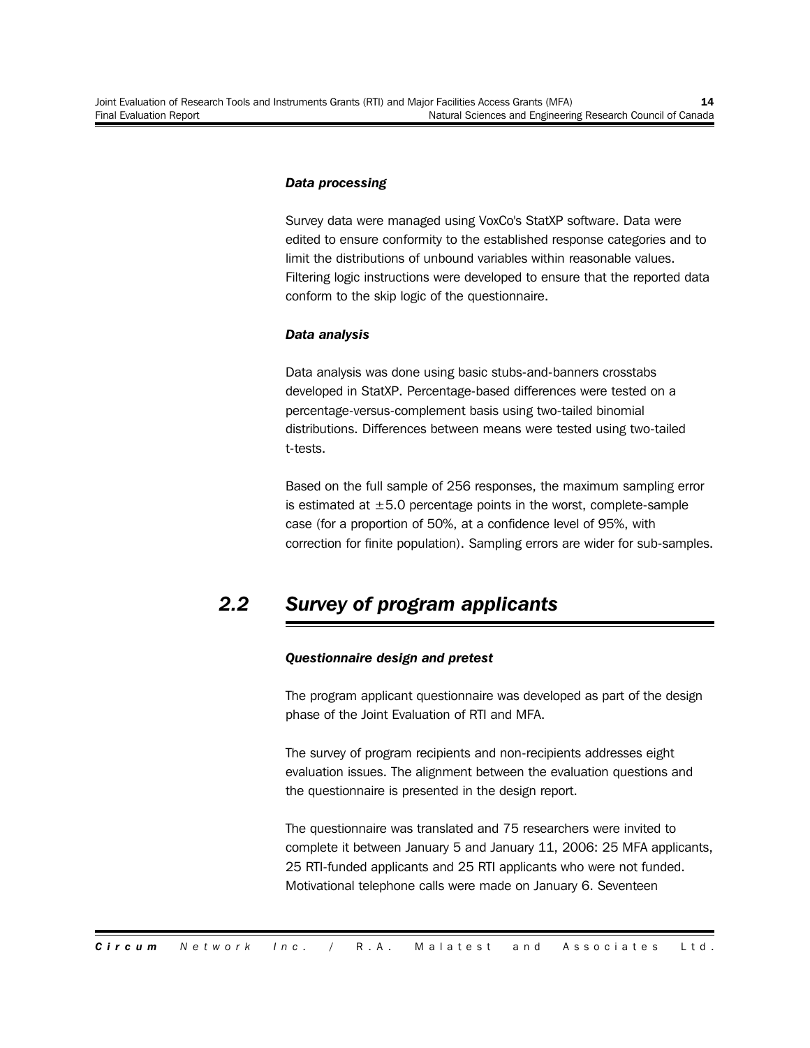### *Data processing*

Survey data were managed using VoxCo's StatXP software. Data were edited to ensure conformity to the established response categories and to limit the distributions of unbound variables within reasonable values. Filtering logic instructions were developed to ensure that the reported data conform to the skip logic of the questionnaire.

### *Data analysis*

Data analysis was done using basic stubs-and-banners crosstabs developed in StatXP. Percentage-based differences were tested on a percentage-versus-complement basis using two-tailed binomial distributions. Differences between means were tested using two-tailed t-tests.

Based on the full sample of 256 responses, the maximum sampling error is estimated at $\pm 5.0$ percentage points in the worst, complete-sample case (for a proportion of 50%, at a confidence level of 95%, with correction for finite population). Sampling errors are wider for sub-samples.

## *2.2 Survey of program applicants*

### *Questionnaire design and pretest*

The program applicant questionnaire was developed as part of the design phase of the Joint Evaluation of RTI and MFA.

The survey of program recipients and non-recipients addresses eight evaluation issues. The alignment between the evaluation questions and the questionnaire is presented in the design report.

The questionnaire was translated and 75 researchers were invited to complete it between January 5 and January 11, 2006: 25 MFA applicants, 25 RTI-funded applicants and 25 RTI applicants who were not funded. Motivational telephone calls were made on January 6. Seventeen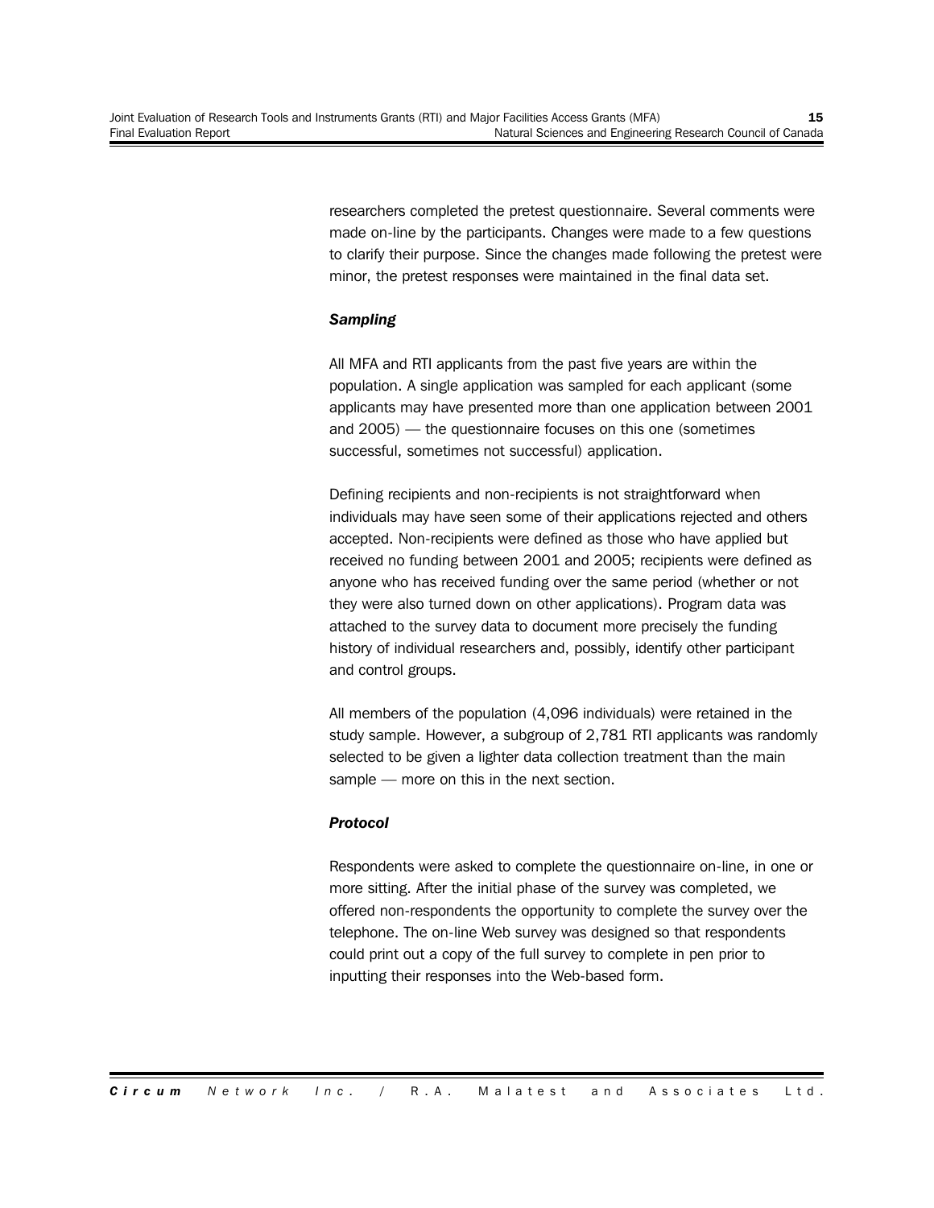researchers completed the pretest questionnaire. Several comments were made on-line by the participants. Changes were made to a few questions to clarify their purpose. Since the changes made following the pretest were minor, the pretest responses were maintained in the final data set.

### *Sampling*

All MFA and RTI applicants from the past five years are within the population. A single application was sampled for each applicant (some applicants may have presented more than one application between 2001 and 2005) — the questionnaire focuses on this one (sometimes successful, sometimes not successful) application.

Defining recipients and non-recipients is not straightforward when individuals may have seen some of their applications rejected and others accepted. Non-recipients were defined as those who have applied but received no funding between 2001 and 2005; recipients were defined as anyone who has received funding over the same period (whether or not they were also turned down on other applications). Program data was attached to the survey data to document more precisely the funding history of individual researchers and, possibly, identify other participant and control groups.

All members of the population (4,096 individuals) were retained in the study sample. However, a subgroup of 2,781 RTI applicants was randomly selected to be given a lighter data collection treatment than the main sample — more on this in the next section.

### *Protocol*

Respondents were asked to complete the questionnaire on-line, in one or more sitting. After the initial phase of the survey was completed, we offered non-respondents the opportunity to complete the survey over the telephone. The on-line Web survey was designed so that respondents could print out a copy of the full survey to complete in pen prior to inputting their responses into the Web-based form.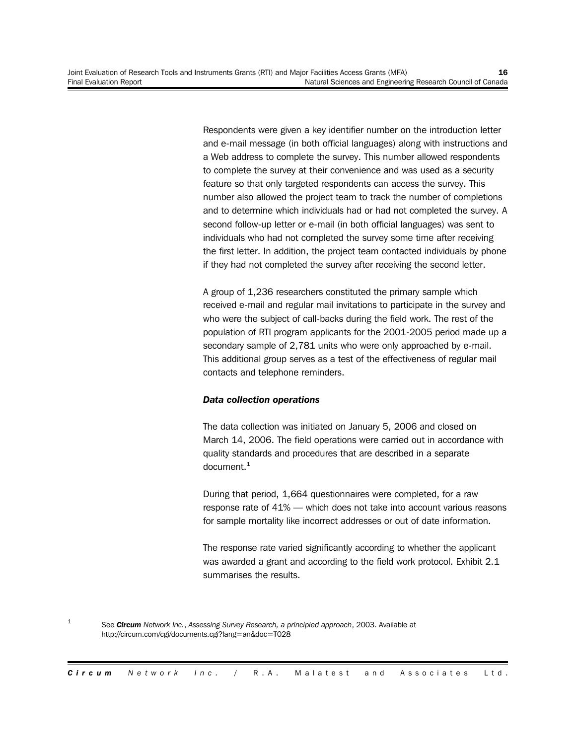Respondents were given a key identifier number on the introduction letter and e-mail message (in both official languages) along with instructions and a Web address to complete the survey. This number allowed respondents to complete the survey at their convenience and was used as a security feature so that only targeted respondents can access the survey. This number also allowed the project team to track the number of completions and to determine which individuals had or had not completed the survey. A second follow-up letter or e-mail (in both official languages) was sent to individuals who had not completed the survey some time after receiving the first letter. In addition, the project team contacted individuals by phone if they had not completed the survey after receiving the second letter.

A group of 1,236 researchers constituted the primary sample which received e-mail and regular mail invitations to participate in the survey and who were the subject of call-backs during the field work. The rest of the population of RTI program applicants for the 2001-2005 period made up a secondary sample of 2,781 units who were only approached by e-mail. This additional group serves as a test of the effectiveness of regular mail contacts and telephone reminders.

### *Data collection operations*

The data collection was initiated on January 5, 2006 and closed on March 14, 2006. The field operations were carried out in accordance with quality standards and procedures that are described in a separate document.[1]

During that period, 1,664 questionnaires were completed, for a raw response rate of 41% — which does not take into account various reasons for sample mortality like incorrect addresses or out of date information.

The response rate varied significantly according to whether the applicant was awarded a grant and according to the field work protocol. Exhibit 2.1 summarises the results.

[1] See ***Circum*** *Network Inc.*, *Assessing Survey Research, a principled approach*, 2003. Available at http://circum.com/cgi/documents.cgi?lang=an&doc=T028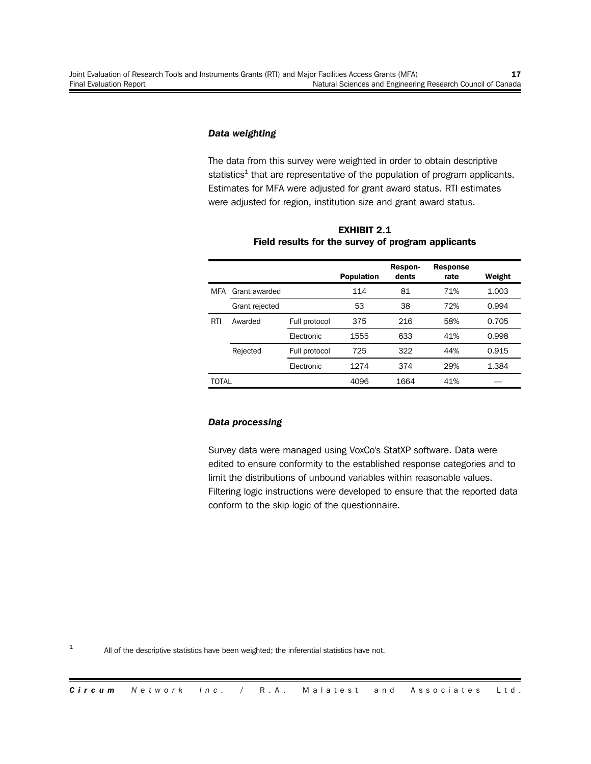### *Data weighting*

The data from this survey were weighted in order to obtain descriptive statistics[1] that are representative of the population of program applicants. Estimates for MFA were adjusted for grant award status. RTI estimates were adjusted for region, institution size and grant award status.

**EXHIBIT 2.1**
**Field results for the survey of program applicants**

| | | | Population | Respon-dents | Response rate | Weight |
|---|---|---|---|---|---|---|
| MFA | Grant awarded | | 114 | 81 | 71% | 1.003 |
| | Grant rejected | | 53 | 38 | 72% | 0.994 |
| RTI | Awarded | Full protocol | 375 | 216 | 58% | 0.705 |
| | | Electronic | 1555 | 633 | 41% | 0.998 |
| | Rejected | Full protocol | 725 | 322 | 44% | 0.915 |
| | | Electronic | 1274 | 374 | 29% | 1.384 |
| TOTAL | | | 4096 | 1664 | 41% | — |

### *Data processing*

Survey data were managed using VoxCo's StatXP software. Data were edited to ensure conformity to the established response categories and to limit the distributions of unbound variables within reasonable values. Filtering logic instructions were developed to ensure that the reported data conform to the skip logic of the questionnaire.

[1] All of the descriptive statistics have been weighted; the inferential statistics have not.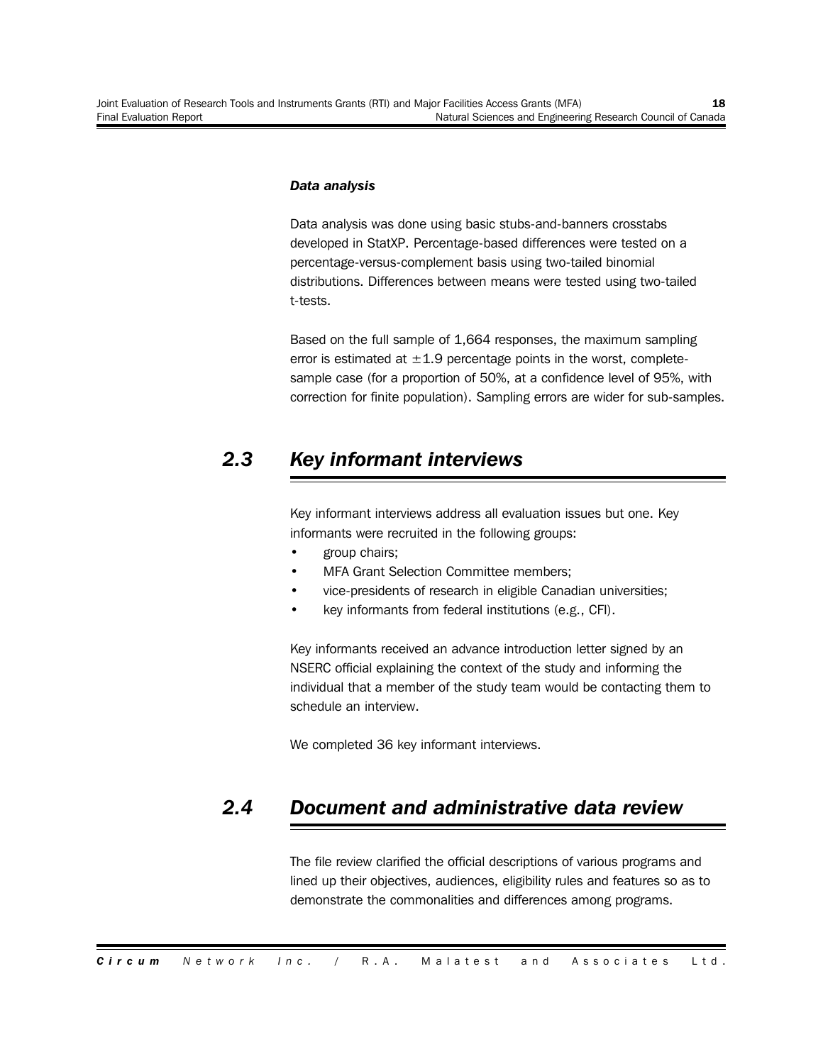### *Data analysis*

Data analysis was done using basic stubs-and-banners crosstabs developed in StatXP. Percentage-based differences were tested on a percentage-versus-complement basis using two-tailed binomial distributions. Differences between means were tested using two-tailed t-tests.

Based on the full sample of 1,664 responses, the maximum sampling error is estimated at ±1.9 percentage points in the worst, complete-sample case (for a proportion of 50%, at a confidence level of 95%, with correction for finite population). Sampling errors are wider for sub-samples.

## *2.3 Key informant interviews*

Key informant interviews address all evaluation issues but one. Key informants were recruited in the following groups:

- group chairs;
- MFA Grant Selection Committee members;
- vice-presidents of research in eligible Canadian universities;
- key informants from federal institutions (e.g., CFI).

Key informants received an advance introduction letter signed by an NSERC official explaining the context of the study and informing the individual that a member of the study team would be contacting them to schedule an interview.

We completed 36 key informant interviews.

## *2.4 Document and administrative data review*

The file review clarified the official descriptions of various programs and lined up their objectives, audiences, eligibility rules and features so as to demonstrate the commonalities and differences among programs.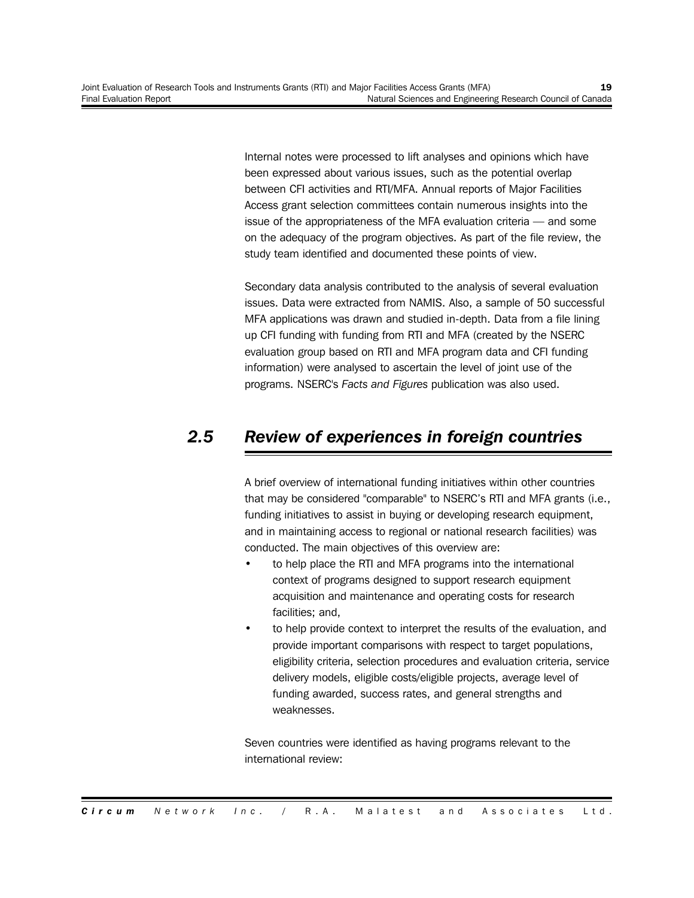Internal notes were processed to lift analyses and opinions which have been expressed about various issues, such as the potential overlap between CFI activities and RTI/MFA. Annual reports of Major Facilities Access grant selection committees contain numerous insights into the issue of the appropriateness of the MFA evaluation criteria — and some on the adequacy of the program objectives. As part of the file review, the study team identified and documented these points of view.

Secondary data analysis contributed to the analysis of several evaluation issues. Data were extracted from NAMIS. Also, a sample of 50 successful MFA applications was drawn and studied in-depth. Data from a file lining up CFI funding with funding from RTI and MFA (created by the NSERC evaluation group based on RTI and MFA program data and CFI funding information) were analysed to ascertain the level of joint use of the programs. NSERC's *Facts and Figures* publication was also used.

## *2.5 Review of experiences in foreign countries*

A brief overview of international funding initiatives within other countries that may be considered "comparable" to NSERC's RTI and MFA grants (i.e., funding initiatives to assist in buying or developing research equipment, and in maintaining access to regional or national research facilities) was conducted. The main objectives of this overview are:

- to help place the RTI and MFA programs into the international context of programs designed to support research equipment acquisition and maintenance and operating costs for research facilities; and,
- to help provide context to interpret the results of the evaluation, and provide important comparisons with respect to target populations, eligibility criteria, selection procedures and evaluation criteria, service delivery models, eligible costs/eligible projects, average level of funding awarded, success rates, and general strengths and weaknesses.

Seven countries were identified as having programs relevant to the international review: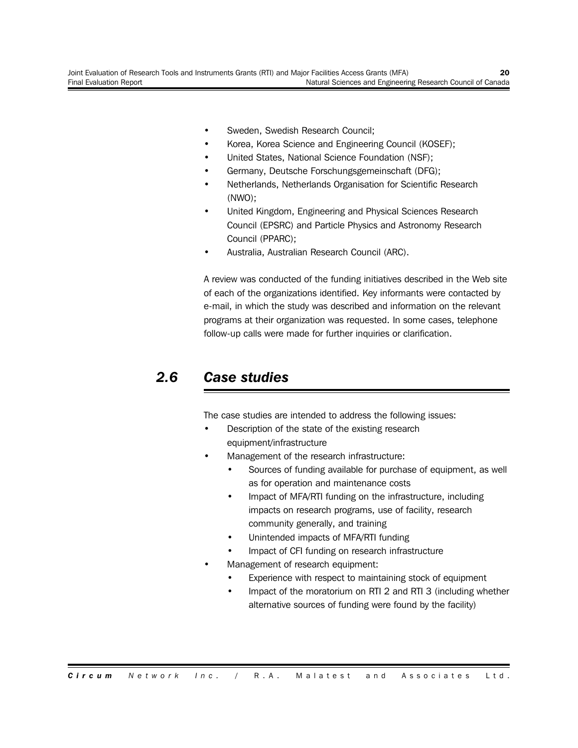- Sweden, Swedish Research Council;
- Korea, Korea Science and Engineering Council (KOSEF);
- United States, National Science Foundation (NSF);
- Germany, Deutsche Forschungsgemeinschaft (DFG);
- Netherlands, Netherlands Organisation for Scientific Research (NWO);
- United Kingdom, Engineering and Physical Sciences Research Council (EPSRC) and Particle Physics and Astronomy Research Council (PPARC);
- Australia, Australian Research Council (ARC).

A review was conducted of the funding initiatives described in the Web site of each of the organizations identified. Key informants were contacted by e-mail, in which the study was described and information on the relevant programs at their organization was requested. In some cases, telephone follow-up calls were made for further inquiries or clarification.

## *2.6 Case studies*

The case studies are intended to address the following issues:

- Description of the state of the existing research equipment/infrastructure
- Management of the research infrastructure:
  - Sources of funding available for purchase of equipment, as well as for operation and maintenance costs
  - Impact of MFA/RTI funding on the infrastructure, including impacts on research programs, use of facility, research community generally, and training
  - Unintended impacts of MFA/RTI funding
  - Impact of CFI funding on research infrastructure
- Management of research equipment:
  - Experience with respect to maintaining stock of equipment
  - Impact of the moratorium on RTI 2 and RTI 3 (including whether alternative sources of funding were found by the facility)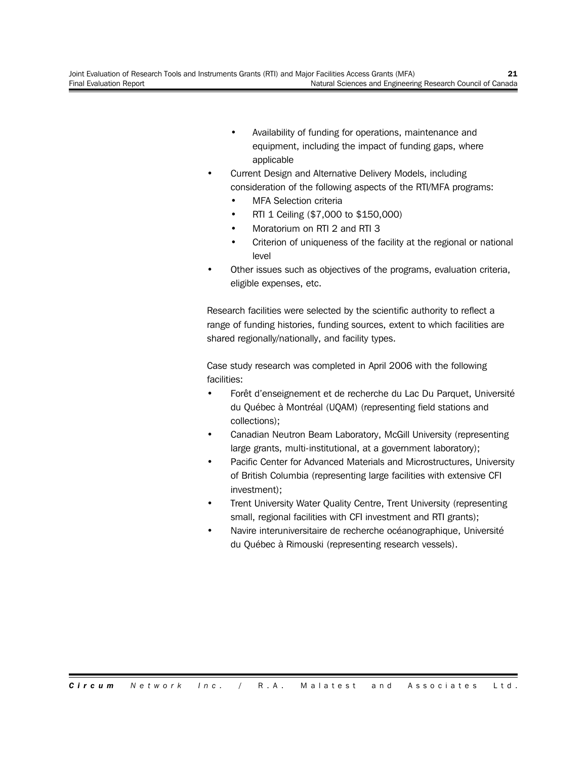- Availability of funding for operations, maintenance and equipment, including the impact of funding gaps, where applicable
- Current Design and Alternative Delivery Models, including consideration of the following aspects of the RTI/MFA programs:
    - MFA Selection criteria
    - RTI 1 Ceiling ($7,000 to $150,000)
    - Moratorium on RTI 2 and RTI 3
    - Criterion of uniqueness of the facility at the regional or national level
- Other issues such as objectives of the programs, evaluation criteria, eligible expenses, etc.

Research facilities were selected by the scientific authority to reflect a range of funding histories, funding sources, extent to which facilities are shared regionally/nationally, and facility types.

Case study research was completed in April 2006 with the following facilities:

- Forêt d'enseignement et de recherche du Lac Du Parquet, Université du Québec à Montréal (UQAM) (representing field stations and collections);
- Canadian Neutron Beam Laboratory, McGill University (representing large grants, multi-institutional, at a government laboratory);
- Pacific Center for Advanced Materials and Microstructures, University of British Columbia (representing large facilities with extensive CFI investment);
- Trent University Water Quality Centre, Trent University (representing small, regional facilities with CFI investment and RTI grants);
- Navire interuniversitaire de recherche océanographique, Université du Québec à Rimouski (representing research vessels).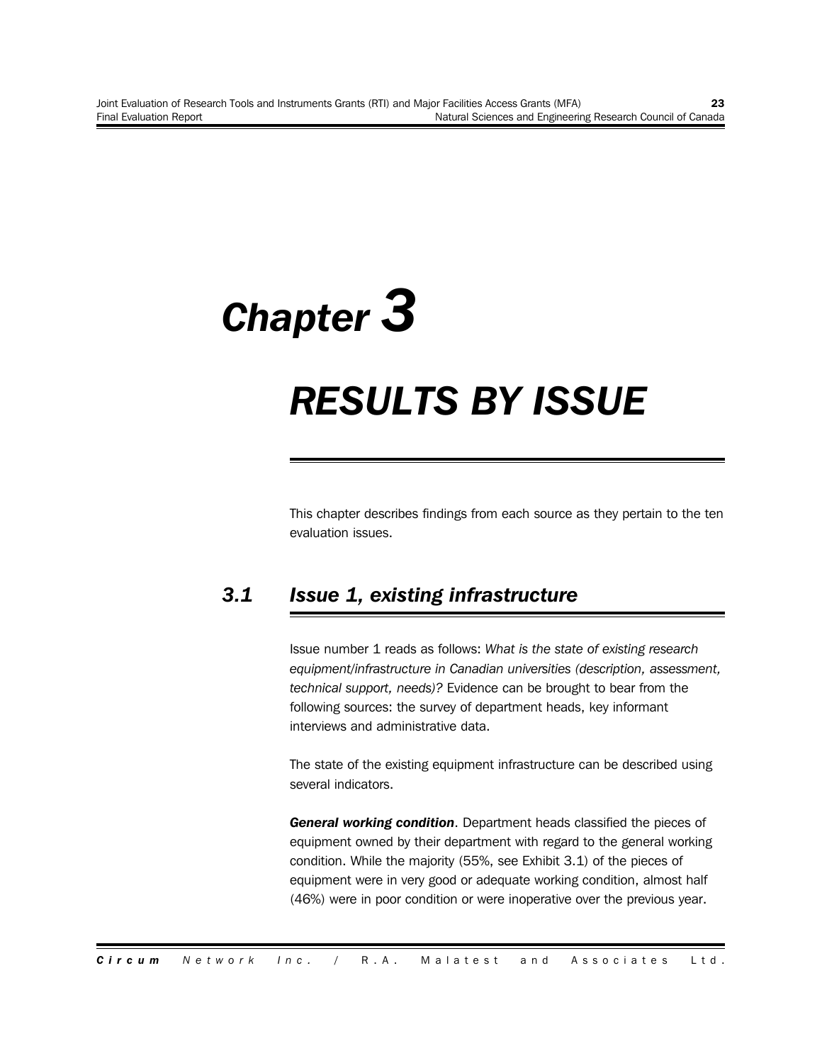# Chapter 3

# RESULTS BY ISSUE

This chapter describes findings from each source as they pertain to the ten evaluation issues.

## 3.1 Issue 1, existing infrastructure

Issue number 1 reads as follows: *What is the state of existing research equipment/infrastructure in Canadian universities (description, assessment, technical support, needs)?* Evidence can be brought to bear from the following sources: the survey of department heads, key informant interviews and administrative data.

The state of the existing equipment infrastructure can be described using several indicators.

***General working condition***. Department heads classified the pieces of equipment owned by their department with regard to the general working condition. While the majority (55%, see Exhibit 3.1) of the pieces of equipment were in very good or adequate working condition, almost half (46%) were in poor condition or were inoperative over the previous year.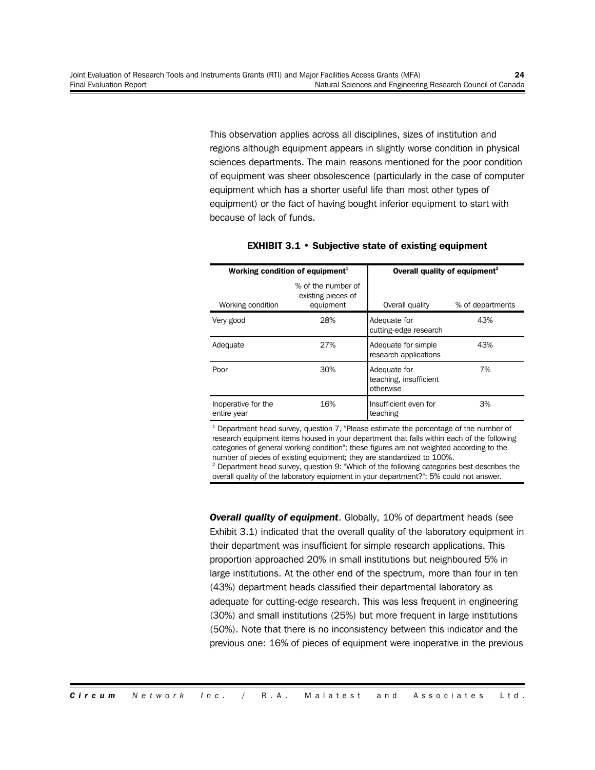This observation applies across all disciplines, sizes of institution and regions although equipment appears in slightly worse condition in physical sciences departments. The main reasons mentioned for the poor condition of equipment was sheer obsolescence (particularly in the case of computer equipment which has a shorter useful life than most other types of equipment) or the fact of having bought inferior equipment to start with because of lack of funds.

**EXHIBIT 3.1 • Subjective state of existing equipment**

| Working condition of equipment[1] | | Overall quality of equipment[2] | |
|---|---|---|---|
| Working condition | % of the number of existing pieces of equipment | Overall quality | % of departments |
| Very good | 28% | Adequate for cutting-edge research | 43% |
| Adequate | 27% | Adequate for simple research applications | 43% |
| Poor | 30% | Adequate for teaching, insufficient otherwise | 7% |
| Inoperative for the entire year | 16% | Insufficient even for teaching | 3% |

[1] Department head survey, question 7, "Please estimate the percentage of the number of research equipment items housed in your department that falls within each of the following categories of general working condition"; these figures are not weighted according to the number of pieces of existing equipment; they are standardized to 100%.
[2] Department head survey, question 9: "Which of the following categories best describes the overall quality of the laboratory equipment in your department?"; 5% could not answer.

***Overall quality of equipment***. Globally, 10% of department heads (see Exhibit 3.1) indicated that the overall quality of the laboratory equipment in their department was insufficient for simple research applications. This proportion approached 20% in small institutions but neighboured 5% in large institutions. At the other end of the spectrum, more than four in ten (43%) department heads classified their departmental laboratory as adequate for cutting-edge research. This was less frequent in engineering (30%) and small institutions (25%) but more frequent in large institutions (50%). Note that there is no inconsistency between this indicator and the previous one: 16% of pieces of equipment were inoperative in the previous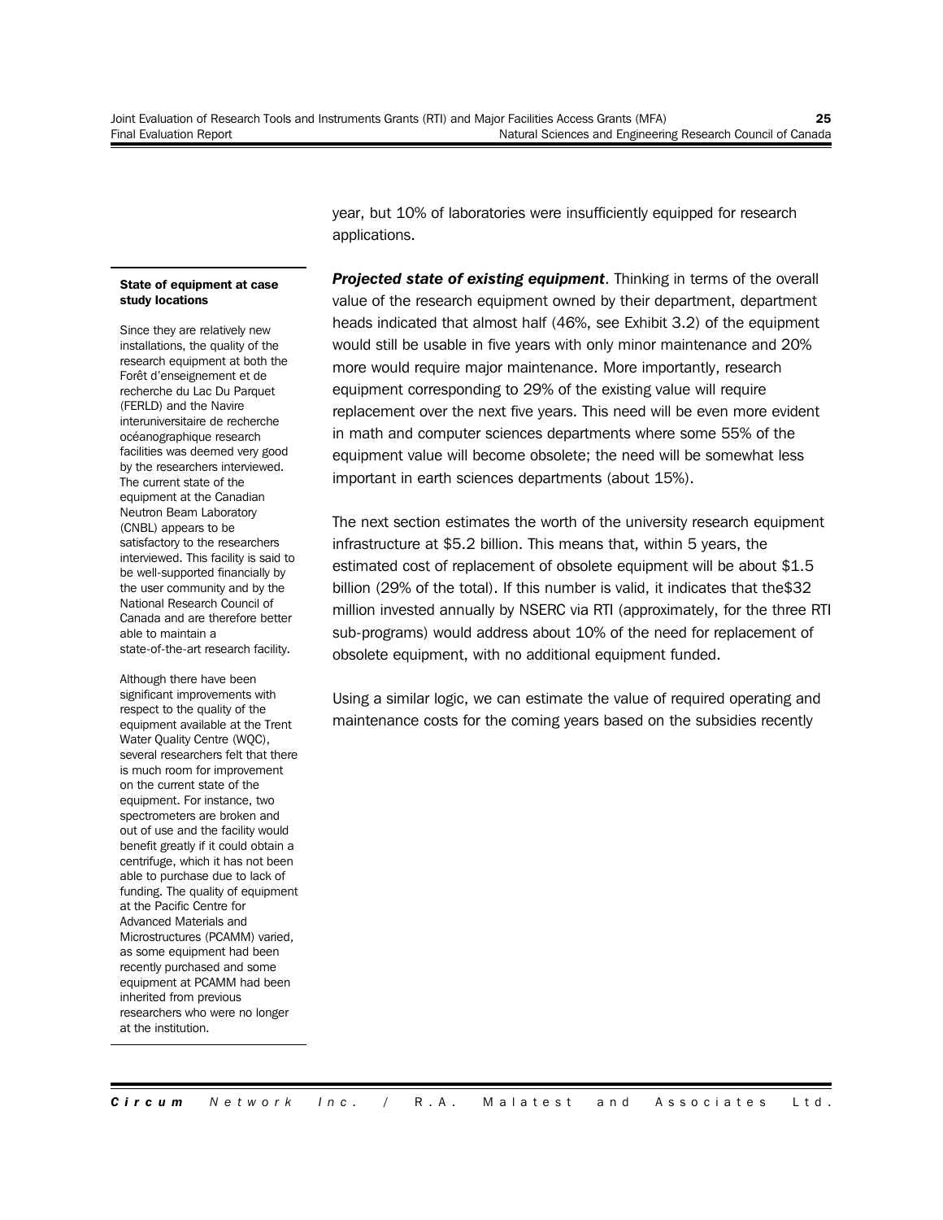year, but 10% of laboratories were insufficiently equipped for research applications.

> **State of equipment at case study locations**
>
> Since they are relatively new installations, the quality of the research equipment at both the Forêt d'enseignement et de recherche du Lac Du Parquet (FERLD) and the Navire interuniversitaire de recherche océanographique research facilities was deemed very good by the researchers interviewed. The current state of the equipment at the Canadian Neutron Beam Laboratory (CNBL) appears to be satisfactory to the researchers interviewed. This facility is said to be well-supported financially by the user community and by the National Research Council of Canada and are therefore better able to maintain a state-of-the-art research facility.
>
> Although there have been significant improvements with respect to the quality of the equipment available at the Trent Water Quality Centre (WQC), several researchers felt that there is much room for improvement on the current state of the equipment. For instance, two spectrometers are broken and out of use and the facility would benefit greatly if it could obtain a centrifuge, which it has not been able to purchase due to lack of funding. The quality of equipment at the Pacific Centre for Advanced Materials and Microstructures (PCAMM) varied, as some equipment had been recently purchased and some equipment at PCAMM had been inherited from previous researchers who were no longer at the institution.

***Projected state of existing equipment***. Thinking in terms of the overall value of the research equipment owned by their department, department heads indicated that almost half (46%, see Exhibit 3.2) of the equipment would still be usable in five years with only minor maintenance and 20% more would require major maintenance. More importantly, research equipment corresponding to 29% of the existing value will require replacement over the next five years. This need will be even more evident in math and computer sciences departments where some 55% of the equipment value will become obsolete; the need will be somewhat less important in earth sciences departments (about 15%).

The next section estimates the worth of the university research equipment infrastructure at $5.2 billion. This means that, within 5 years, the estimated cost of replacement of obsolete equipment will be about $1.5 billion (29% of the total). If this number is valid, it indicates that the$32 million invested annually by NSERC via RTI (approximately, for the three RTI sub-programs) would address about 10% of the need for replacement of obsolete equipment, with no additional equipment funded.

Using a similar logic, we can estimate the value of required operating and maintenance costs for the coming years based on the subsidies recently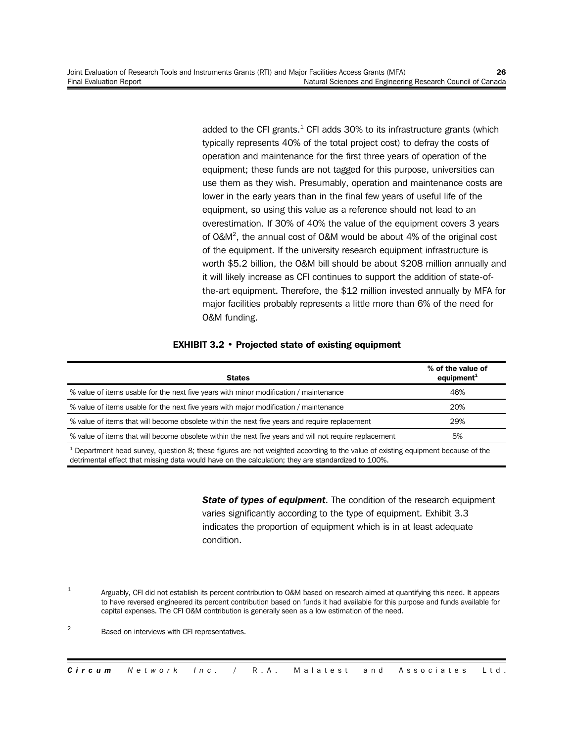added to the CFI grants.[1] CFI adds 30% to its infrastructure grants (which typically represents 40% of the total project cost) to defray the costs of operation and maintenance for the first three years of operation of the equipment; these funds are not tagged for this purpose, universities can use them as they wish. Presumably, operation and maintenance costs are lower in the early years than in the final few years of useful life of the equipment, so using this value as a reference should not lead to an overestimation. If 30% of 40% the value of the equipment covers 3 years of O&M[2], the annual cost of O&M would be about 4% of the original cost of the equipment. If the university research equipment infrastructure is worth $5.2 billion, the O&M bill should be about $208 million annually and it will likely increase as CFI continues to support the addition of state-of-the-art equipment. Therefore, the $12 million invested annually by MFA for major facilities probably represents a little more than 6% of the need for O&M funding.

**EXHIBIT 3.2 • Projected state of existing equipment**

| States | % of the value of equipment[1] |
|---|---|
| % value of items usable for the next five years with minor modification / maintenance | 46% |
| % value of items usable for the next five years with major modification / maintenance | 20% |
| % value of items that will become obsolete within the next five years and require replacement | 29% |
| % value of items that will become obsolete within the next five years and will not require replacement | 5% |

[1] Department head survey, question 8; these figures are not weighted according to the value of existing equipment because of the detrimental effect that missing data would have on the calculation; they are standardized to 100%.

***State of types of equipment***. The condition of the research equipment varies significantly according to the type of equipment. Exhibit 3.3 indicates the proportion of equipment which is in at least adequate condition.

[1] Arguably, CFI did not establish its percent contribution to O&M based on research aimed at quantifying this need. It appears to have reversed engineered its percent contribution based on funds it had available for this purpose and funds available for capital expenses. The CFI O&M contribution is generally seen as a low estimation of the need.

[2] Based on interviews with CFI representatives.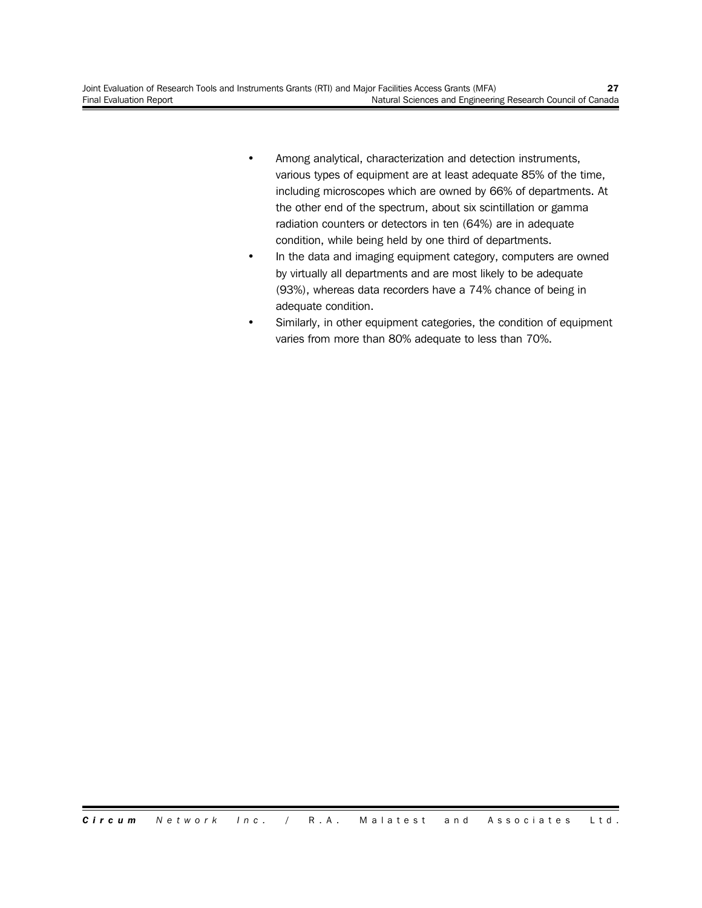- Among analytical, characterization and detection instruments, various types of equipment are at least adequate 85% of the time, including microscopes which are owned by 66% of departments. At the other end of the spectrum, about six scintillation or gamma radiation counters or detectors in ten (64%) are in adequate condition, while being held by one third of departments.
- In the data and imaging equipment category, computers are owned by virtually all departments and are most likely to be adequate (93%), whereas data recorders have a 74% chance of being in adequate condition.
- Similarly, in other equipment categories, the condition of equipment varies from more than 80% adequate to less than 70%.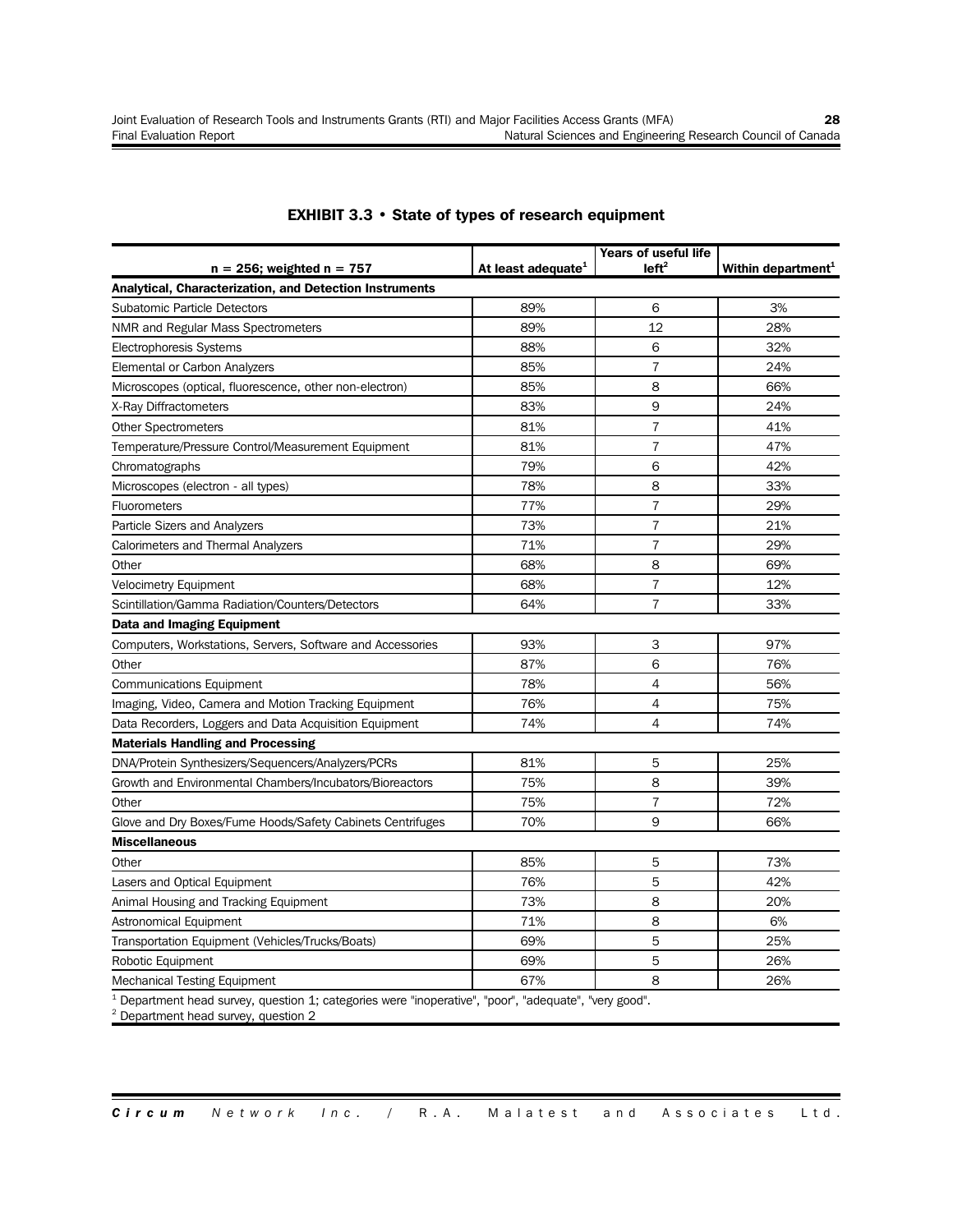**EXHIBIT 3.3 • State of types of research equipment**

| n = 256; weighted n = 757 | At least adequate[1] | Years of useful life left[2] | Within department[1] |
|---|---|---|---|
| **Analytical, Characterization, and Detection Instruments** | | | |
| Subatomic Particle Detectors | 89% | 6 | 3% |
| NMR and Regular Mass Spectrometers | 89% | 12 | 28% |
| Electrophoresis Systems | 88% | 6 | 32% |
| Elemental or Carbon Analyzers | 85% | 7 | 24% |
| Microscopes (optical, fluorescence, other non-electron) | 85% | 8 | 66% |
| X-Ray Diffractometers | 83% | 9 | 24% |
| Other Spectrometers | 81% | 7 | 41% |
| Temperature/Pressure Control/Measurement Equipment | 81% | 7 | 47% |
| Chromatographs | 79% | 6 | 42% |
| Microscopes (electron - all types) | 78% | 8 | 33% |
| Fluorometers | 77% | 7 | 29% |
| Particle Sizers and Analyzers | 73% | 7 | 21% |
| Calorimeters and Thermal Analyzers | 71% | 7 | 29% |
| Other | 68% | 8 | 69% |
| Velocimetry Equipment | 68% | 7 | 12% |
| Scintillation/Gamma Radiation/Counters/Detectors | 64% | 7 | 33% |
| **Data and Imaging Equipment** | | | |
| Computers, Workstations, Servers, Software and Accessories | 93% | 3 | 97% |
| Other | 87% | 6 | 76% |
| Communications Equipment | 78% | 4 | 56% |
| Imaging, Video, Camera and Motion Tracking Equipment | 76% | 4 | 75% |
| Data Recorders, Loggers and Data Acquisition Equipment | 74% | 4 | 74% |
| **Materials Handling and Processing** | | | |
| DNA/Protein Synthesizers/Sequencers/Analyzers/PCRs | 81% | 5 | 25% |
| Growth and Environmental Chambers/Incubators/Bioreactors | 75% | 8 | 39% |
| Other | 75% | 7 | 72% |
| Glove and Dry Boxes/Fume Hoods/Safety Cabinets Centrifuges | 70% | 9 | 66% |
| **Miscellaneous** | | | |
| Other | 85% | 5 | 73% |
| Lasers and Optical Equipment | 76% | 5 | 42% |
| Animal Housing and Tracking Equipment | 73% | 8 | 20% |
| Astronomical Equipment | 71% | 8 | 6% |
| Transportation Equipment (Vehicles/Trucks/Boats) | 69% | 5 | 25% |
| Robotic Equipment | 69% | 5 | 26% |
| Mechanical Testing Equipment | 67% | 8 | 26% |

[1] Department head survey, question 1; categories were "inoperative", "poor", "adequate", "very good".
[2] Department head survey, question 2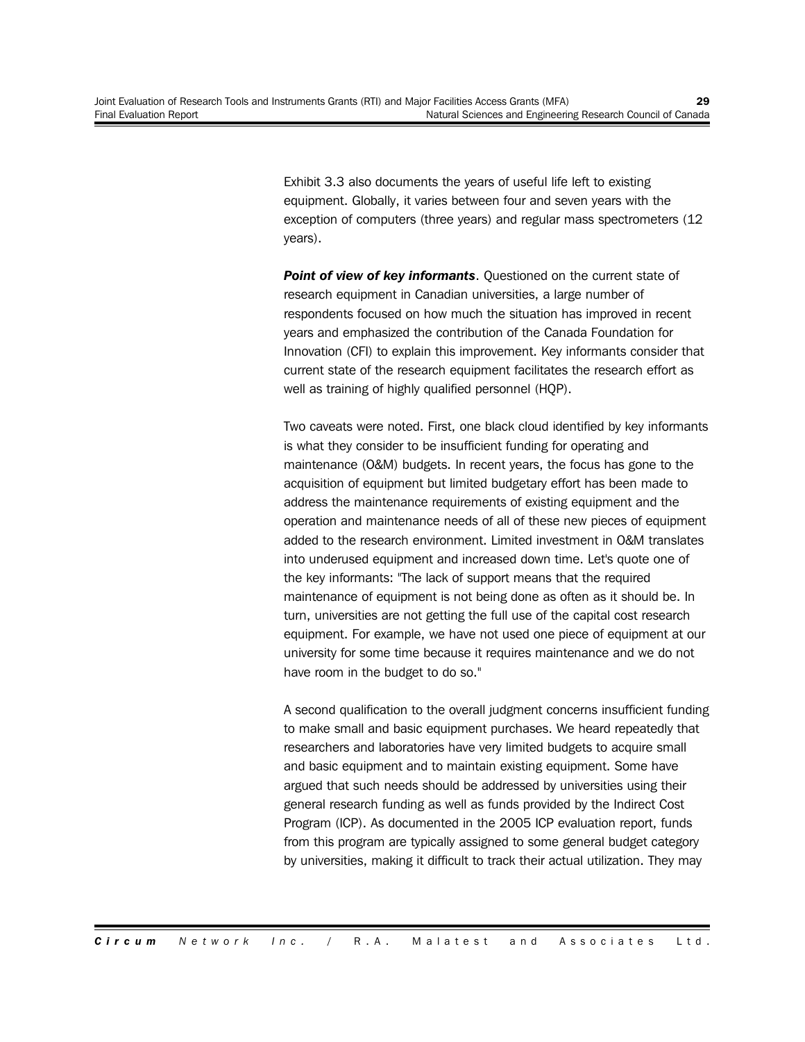Exhibit 3.3 also documents the years of useful life left to existing equipment. Globally, it varies between four and seven years with the exception of computers (three years) and regular mass spectrometers (12 years).

***Point of view of key informants***. Questioned on the current state of research equipment in Canadian universities, a large number of respondents focused on how much the situation has improved in recent years and emphasized the contribution of the Canada Foundation for Innovation (CFI) to explain this improvement. Key informants consider that current state of the research equipment facilitates the research effort as well as training of highly qualified personnel (HQP).

Two caveats were noted. First, one black cloud identified by key informants is what they consider to be insufficient funding for operating and maintenance (O&M) budgets. In recent years, the focus has gone to the acquisition of equipment but limited budgetary effort has been made to address the maintenance requirements of existing equipment and the operation and maintenance needs of all of these new pieces of equipment added to the research environment. Limited investment in O&M translates into underused equipment and increased down time. Let's quote one of the key informants: "The lack of support means that the required maintenance of equipment is not being done as often as it should be. In turn, universities are not getting the full use of the capital cost research equipment. For example, we have not used one piece of equipment at our university for some time because it requires maintenance and we do not have room in the budget to do so."

A second qualification to the overall judgment concerns insufficient funding to make small and basic equipment purchases. We heard repeatedly that researchers and laboratories have very limited budgets to acquire small and basic equipment and to maintain existing equipment. Some have argued that such needs should be addressed by universities using their general research funding as well as funds provided by the Indirect Cost Program (ICP). As documented in the 2005 ICP evaluation report, funds from this program are typically assigned to some general budget category by universities, making it difficult to track their actual utilization. They may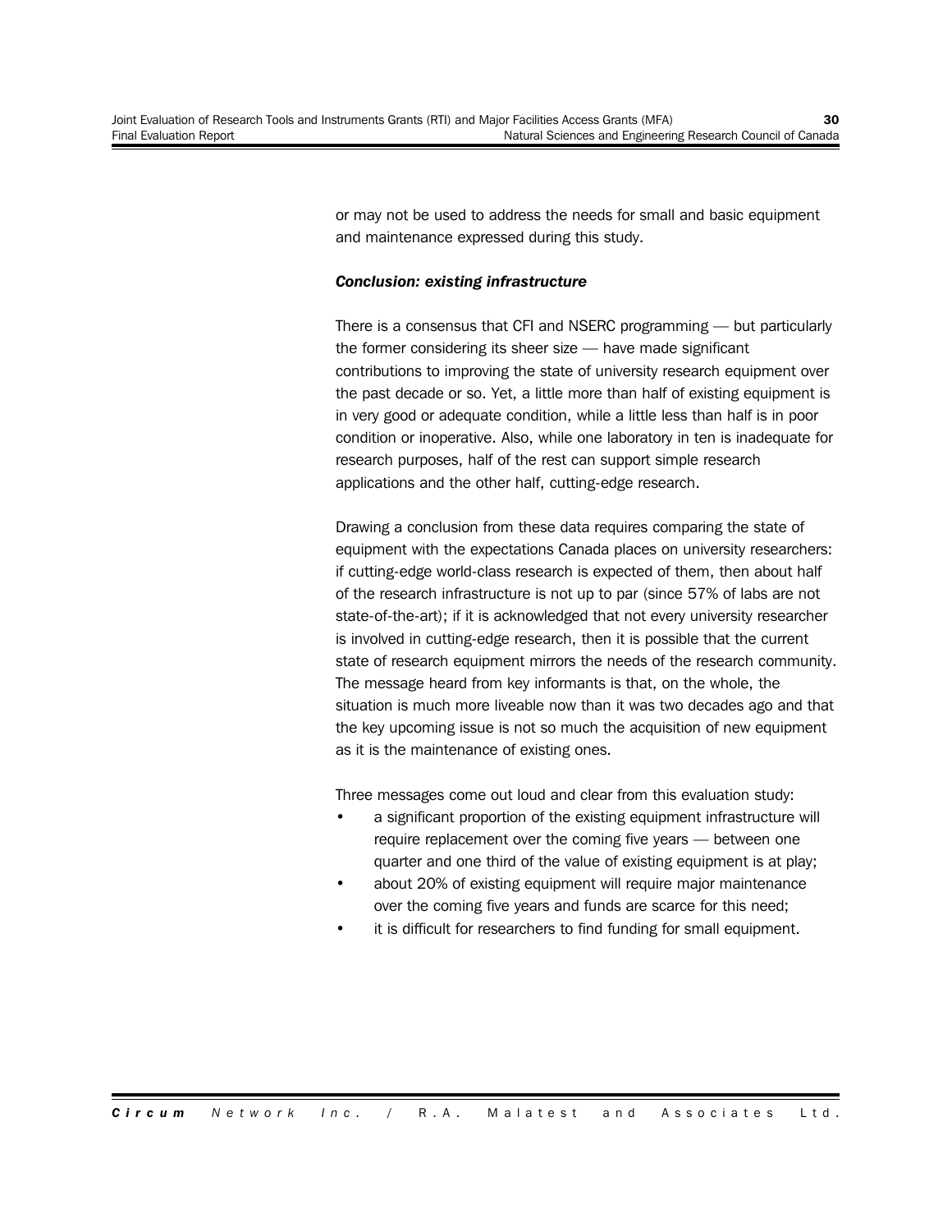or may not be used to address the needs for small and basic equipment and maintenance expressed during this study.

***Conclusion: existing infrastructure***

There is a consensus that CFI and NSERC programming — but particularly the former considering its sheer size — have made significant contributions to improving the state of university research equipment over the past decade or so. Yet, a little more than half of existing equipment is in very good or adequate condition, while a little less than half is in poor condition or inoperative. Also, while one laboratory in ten is inadequate for research purposes, half of the rest can support simple research applications and the other half, cutting-edge research.

Drawing a conclusion from these data requires comparing the state of equipment with the expectations Canada places on university researchers: if cutting-edge world-class research is expected of them, then about half of the research infrastructure is not up to par (since 57% of labs are not state-of-the-art); if it is acknowledged that not every university researcher is involved in cutting-edge research, then it is possible that the current state of research equipment mirrors the needs of the research community. The message heard from key informants is that, on the whole, the situation is much more liveable now than it was two decades ago and that the key upcoming issue is not so much the acquisition of new equipment as it is the maintenance of existing ones.

Three messages come out loud and clear from this evaluation study:

- a significant proportion of the existing equipment infrastructure will require replacement over the coming five years — between one quarter and one third of the value of existing equipment is at play;
- about 20% of existing equipment will require major maintenance over the coming five years and funds are scarce for this need;
- it is difficult for researchers to find funding for small equipment.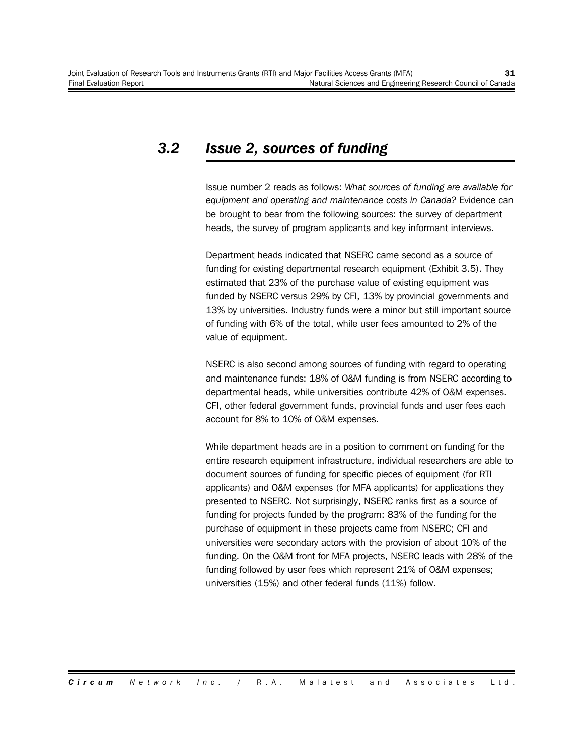## 3.2 Issue 2, sources of funding

Issue number 2 reads as follows: *What sources of funding are available for equipment and operating and maintenance costs in Canada?* Evidence can be brought to bear from the following sources: the survey of department heads, the survey of program applicants and key informant interviews.

Department heads indicated that NSERC came second as a source of funding for existing departmental research equipment (Exhibit 3.5). They estimated that 23% of the purchase value of existing equipment was funded by NSERC versus 29% by CFI, 13% by provincial governments and 13% by universities. Industry funds were a minor but still important source of funding with 6% of the total, while user fees amounted to 2% of the value of equipment.

NSERC is also second among sources of funding with regard to operating and maintenance funds: 18% of O&M funding is from NSERC according to departmental heads, while universities contribute 42% of O&M expenses. CFI, other federal government funds, provincial funds and user fees each account for 8% to 10% of O&M expenses.

While department heads are in a position to comment on funding for the entire research equipment infrastructure, individual researchers are able to document sources of funding for specific pieces of equipment (for RTI applicants) and O&M expenses (for MFA applicants) for applications they presented to NSERC. Not surprisingly, NSERC ranks first as a source of funding for projects funded by the program: 83% of the funding for the purchase of equipment in these projects came from NSERC; CFI and universities were secondary actors with the provision of about 10% of the funding. On the O&M front for MFA projects, NSERC leads with 28% of the funding followed by user fees which represent 21% of O&M expenses; universities (15%) and other federal funds (11%) follow.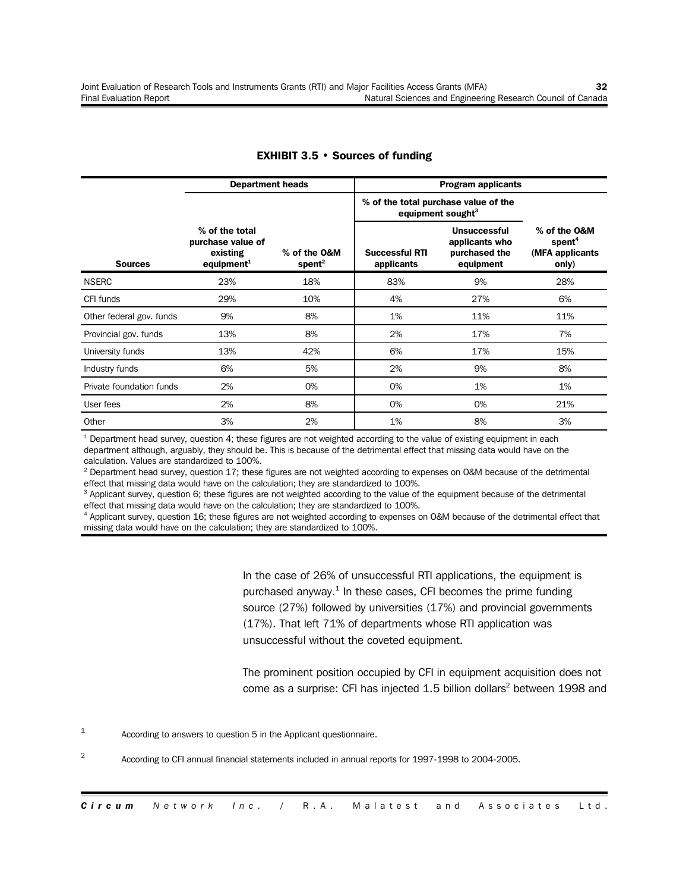**EXHIBIT 3.5 • Sources of funding**

| | Department heads | | Program applicants | | |
|---|---|---|---|---|---|
| | | | % of the total purchase value of the equipment sought[3] | | |
| **Sources** | % of the total purchase value of existing equipment[1] | % of the O&M spent[2] | Successful RTI applicants | Unsuccessful applicants who purchased the equipment | % of the O&M spent[4] (MFA applicants only) |
| NSERC | 23% | 18% | 83% | 9% | 28% |
| CFI funds | 29% | 10% | 4% | 27% | 6% |
| Other federal gov. funds | 9% | 8% | 1% | 11% | 11% |
| Provincial gov. funds | 13% | 8% | 2% | 17% | 7% |
| University funds | 13% | 42% | 6% | 17% | 15% |
| Industry funds | 6% | 5% | 2% | 9% | 8% |
| Private foundation funds | 2% | 0% | 0% | 1% | 1% |
| User fees | 2% | 8% | 0% | 0% | 21% |
| Other | 3% | 2% | 1% | 8% | 3% |

[1] Department head survey, question 4; these figures are not weighted according to the value of existing equipment in each department although, arguably, they should be. This is because of the detrimental effect that missing data would have on the calculation. Values are standardized to 100%.
[2] Department head survey, question 17; these figures are not weighted according to expenses on O&M because of the detrimental effect that missing data would have on the calculation; they are standardized to 100%.
[3] Applicant survey, question 6; these figures are not weighted according to the value of the equipment because of the detrimental effect that missing data would have on the calculation; they are standardized to 100%.
[4] Applicant survey, question 16; these figures are not weighted according to expenses on O&M because of the detrimental effect that missing data would have on the calculation; they are standardized to 100%.

In the case of 26% of unsuccessful RTI applications, the equipment is purchased anyway.[1] In these cases, CFI becomes the prime funding source (27%) followed by universities (17%) and provincial governments (17%). That left 71% of departments whose RTI application was unsuccessful without the coveted equipment.

The prominent position occupied by CFI in equipment acquisition does not come as a surprise: CFI has injected 1.5 billion dollars[2] between 1998 and

[1] According to answers to question 5 in the Applicant questionnaire.

[2] According to CFI annual financial statements included in annual reports for 1997-1998 to 2004-2005.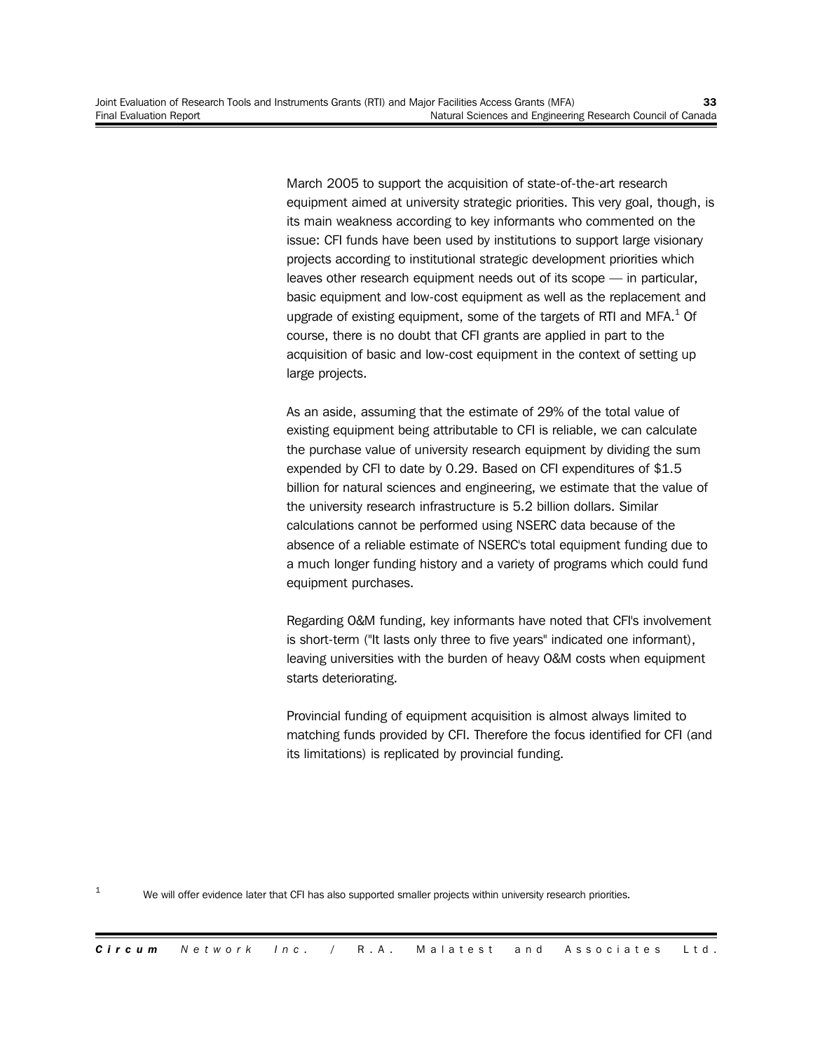March 2005 to support the acquisition of state-of-the-art research equipment aimed at university strategic priorities. This very goal, though, is its main weakness according to key informants who commented on the issue: CFI funds have been used by institutions to support large visionary projects according to institutional strategic development priorities which leaves other research equipment needs out of its scope — in particular, basic equipment and low-cost equipment as well as the replacement and upgrade of existing equipment, some of the targets of RTI and MFA.[1] Of course, there is no doubt that CFI grants are applied in part to the acquisition of basic and low-cost equipment in the context of setting up large projects.

As an aside, assuming that the estimate of 29% of the total value of existing equipment being attributable to CFI is reliable, we can calculate the purchase value of university research equipment by dividing the sum expended by CFI to date by 0.29. Based on CFI expenditures of $1.5 billion for natural sciences and engineering, we estimate that the value of the university research infrastructure is 5.2 billion dollars. Similar calculations cannot be performed using NSERC data because of the absence of a reliable estimate of NSERC's total equipment funding due to a much longer funding history and a variety of programs which could fund equipment purchases.

Regarding O&M funding, key informants have noted that CFI's involvement is short-term ("It lasts only three to five years" indicated one informant), leaving universities with the burden of heavy O&M costs when equipment starts deteriorating.

Provincial funding of equipment acquisition is almost always limited to matching funds provided by CFI. Therefore the focus identified for CFI (and its limitations) is replicated by provincial funding.

[1] We will offer evidence later that CFI has also supported smaller projects within university research priorities.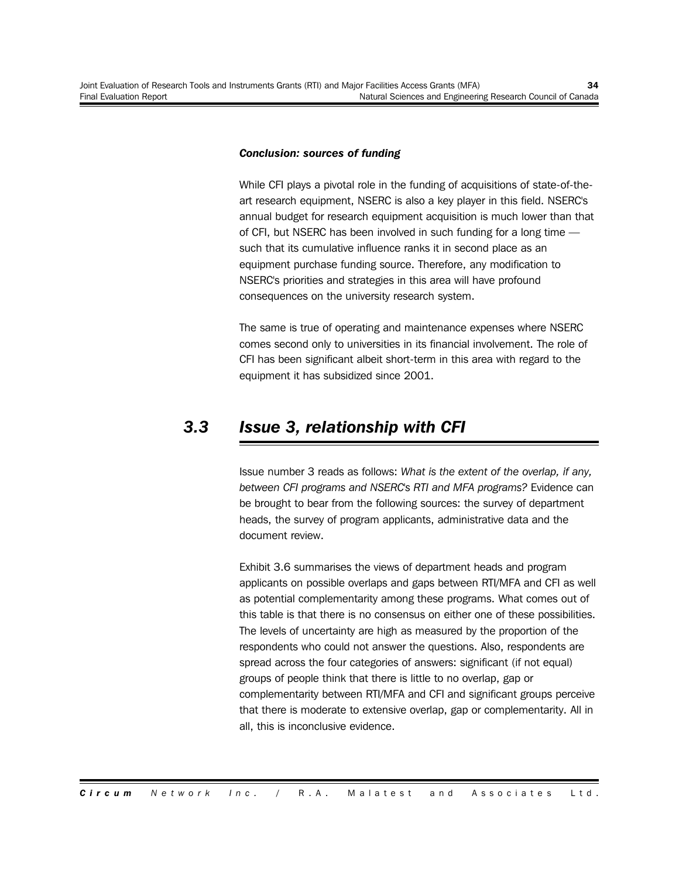***Conclusion: sources of funding***

While CFI plays a pivotal role in the funding of acquisitions of state-of-the-art research equipment, NSERC is also a key player in this field. NSERC's annual budget for research equipment acquisition is much lower than that of CFI, but NSERC has been involved in such funding for a long time — such that its cumulative influence ranks it in second place as an equipment purchase funding source. Therefore, any modification to NSERC's priorities and strategies in this area will have profound consequences on the university research system.

The same is true of operating and maintenance expenses where NSERC comes second only to universities in its financial involvement. The role of CFI has been significant albeit short-term in this area with regard to the equipment it has subsidized since 2001.

## *3.3 Issue 3, relationship with CFI*

Issue number 3 reads as follows: *What is the extent of the overlap, if any, between CFI programs and NSERC's RTI and MFA programs?* Evidence can be brought to bear from the following sources: the survey of department heads, the survey of program applicants, administrative data and the document review.

Exhibit 3.6 summarises the views of department heads and program applicants on possible overlaps and gaps between RTI/MFA and CFI as well as potential complementarity among these programs. What comes out of this table is that there is no consensus on either one of these possibilities. The levels of uncertainty are high as measured by the proportion of the respondents who could not answer the questions. Also, respondents are spread across the four categories of answers: significant (if not equal) groups of people think that there is little to no overlap, gap or complementarity between RTI/MFA and CFI and significant groups perceive that there is moderate to extensive overlap, gap or complementarity. All in all, this is inconclusive evidence.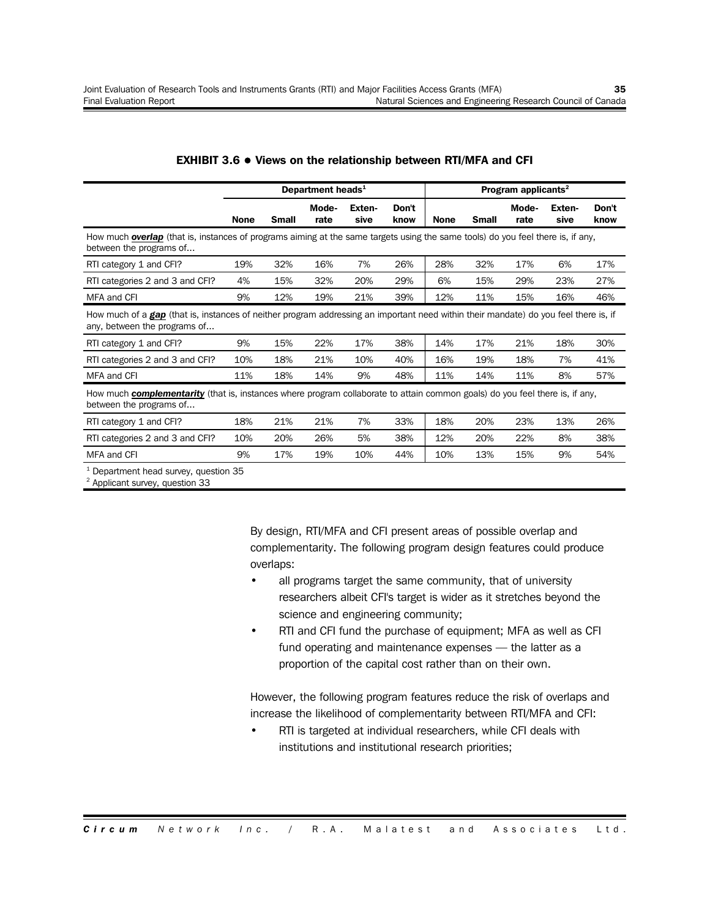**EXHIBIT 3.6 • Views on the relationship between RTI/MFA and CFI**

| | Department heads[1] | | | | | Program applicants[2] | | | | |
|---|---|---|---|---|---|---|---|---|---|---|
| | None | Small | Mode-rate | Exten-sive | Don't know | None | Small | Mode-rate | Exten-sive | Don't know |
| How much ***overlap*** (that is, instances of programs aiming at the same targets using the same tools) do you feel there is, if any, between the programs of... | | | | | | | | | | |
| RTI category 1 and CFI? | 19% | 32% | 16% | 7% | 26% | 28% | 32% | 17% | 6% | 17% |
| RTI categories 2 and 3 and CFI? | 4% | 15% | 32% | 20% | 29% | 6% | 15% | 29% | 23% | 27% |
| MFA and CFI | 9% | 12% | 19% | 21% | 39% | 12% | 11% | 15% | 16% | 46% |
| How much of a ***gap*** (that is, instances of neither program addressing an important need within their mandate) do you feel there is, if any, between the programs of... | | | | | | | | | | |
| RTI category 1 and CFI? | 9% | 15% | 22% | 17% | 38% | 14% | 17% | 21% | 18% | 30% |
| RTI categories 2 and 3 and CFI? | 10% | 18% | 21% | 10% | 40% | 16% | 19% | 18% | 7% | 41% |
| MFA and CFI | 11% | 18% | 14% | 9% | 48% | 11% | 14% | 11% | 8% | 57% |
| How much ***complementarity*** (that is, instances where program collaborate to attain common goals) do you feel there is, if any, between the programs of... | | | | | | | | | | |
| RTI category 1 and CFI? | 18% | 21% | 21% | 7% | 33% | 18% | 20% | 23% | 13% | 26% |
| RTI categories 2 and 3 and CFI? | 10% | 20% | 26% | 5% | 38% | 12% | 20% | 22% | 8% | 38% |
| MFA and CFI | 9% | 17% | 19% | 10% | 44% | 10% | 13% | 15% | 9% | 54% |

[1] Department head survey, question 35
[2] Applicant survey, question 33

By design, RTI/MFA and CFI present areas of possible overlap and complementarity. The following program design features could produce overlaps:

- all programs target the same community, that of university researchers albeit CFI's target is wider as it stretches beyond the science and engineering community;
- RTI and CFI fund the purchase of equipment; MFA as well as CFI fund operating and maintenance expenses — the latter as a proportion of the capital cost rather than on their own.

However, the following program features reduce the risk of overlaps and increase the likelihood of complementarity between RTI/MFA and CFI:

- RTI is targeted at individual researchers, while CFI deals with institutions and institutional research priorities;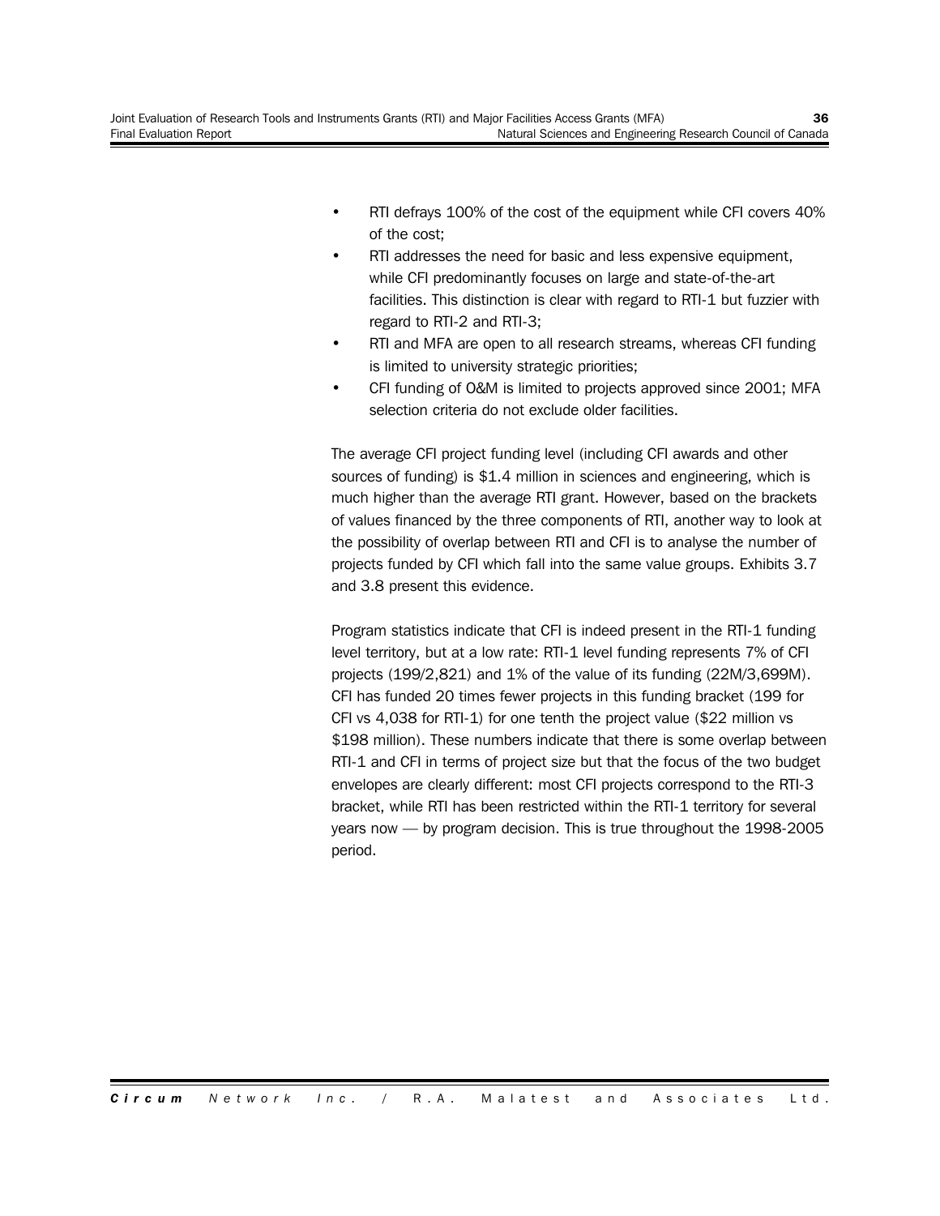- RTI defrays 100% of the cost of the equipment while CFI covers 40% of the cost;
- RTI addresses the need for basic and less expensive equipment, while CFI predominantly focuses on large and state-of-the-art facilities. This distinction is clear with regard to RTI-1 but fuzzier with regard to RTI-2 and RTI-3;
- RTI and MFA are open to all research streams, whereas CFI funding is limited to university strategic priorities;
- CFI funding of O&M is limited to projects approved since 2001; MFA selection criteria do not exclude older facilities.

The average CFI project funding level (including CFI awards and other sources of funding) is $1.4 million in sciences and engineering, which is much higher than the average RTI grant. However, based on the brackets of values financed by the three components of RTI, another way to look at the possibility of overlap between RTI and CFI is to analyse the number of projects funded by CFI which fall into the same value groups. Exhibits 3.7 and 3.8 present this evidence.

Program statistics indicate that CFI is indeed present in the RTI-1 funding level territory, but at a low rate: RTI-1 level funding represents 7% of CFI projects (199/2,821) and 1% of the value of its funding (22M/3,699M). CFI has funded 20 times fewer projects in this funding bracket (199 for CFI vs 4,038 for RTI-1) for one tenth the project value ($22 million vs $198 million). These numbers indicate that there is some overlap between RTI-1 and CFI in terms of project size but that the focus of the two budget envelopes are clearly different: most CFI projects correspond to the RTI-3 bracket, while RTI has been restricted within the RTI-1 territory for several years now — by program decision. This is true throughout the 1998-2005 period.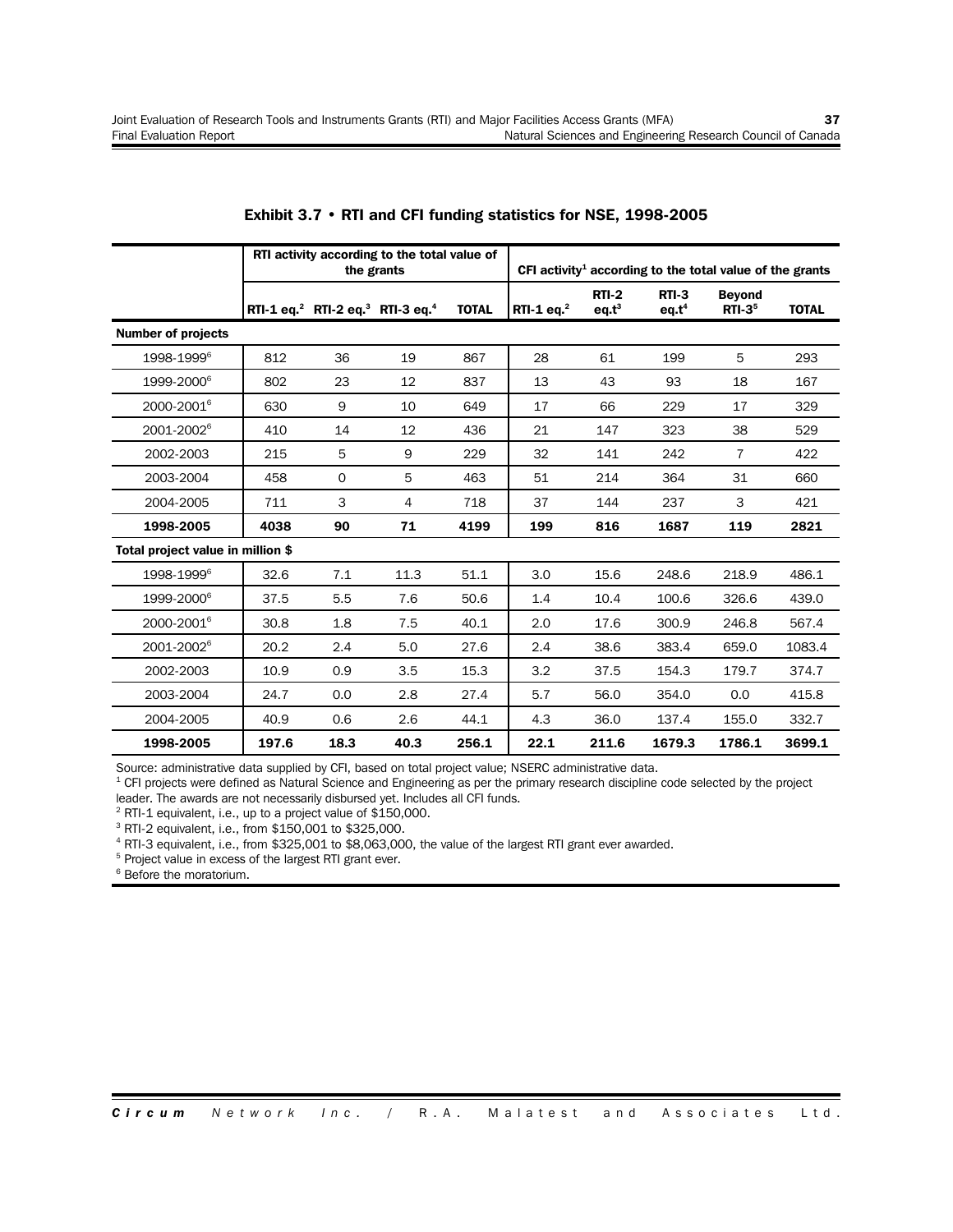## Exhibit 3.7 • RTI and CFI funding statistics for NSE, 1998-2005

| | RTI activity according to the total value of the grants | | | | CFI activity[1] according to the total value of the grants | | | | |
|---|---|---|---|---|---|---|---|---|---|
| | RTI-1 eq.[2] | RTI-2 eq.[3] | RTI-3 eq.[4] | TOTAL | RTI-1 eq.[2] | RTI-2 eq.t[3] | RTI-3 eq.t[4] | Beyond RTI-3[5] | TOTAL |
| **Number of projects** | | | | | | | | | |
| 1998-1999[6] | 812 | 36 | 19 | 867 | 28 | 61 | 199 | 5 | 293 |
| 1999-2000[6] | 802 | 23 | 12 | 837 | 13 | 43 | 93 | 18 | 167 |
| 2000-2001[6] | 630 | 9 | 10 | 649 | 17 | 66 | 229 | 17 | 329 |
| 2001-2002[6] | 410 | 14 | 12 | 436 | 21 | 147 | 323 | 38 | 529 |
| 2002-2003 | 215 | 5 | 9 | 229 | 32 | 141 | 242 | 7 | 422 |
| 2003-2004 | 458 | 0 | 5 | 463 | 51 | 214 | 364 | 31 | 660 |
| 2004-2005 | 711 | 3 | 4 | 718 | 37 | 144 | 237 | 3 | 421 |
| **1998-2005** | **4038** | **90** | **71** | **4199** | **199** | **816** | **1687** | **119** | **2821** |
| **Total project value in million $** | | | | | | | | | |
| 1998-1999[6] | 32.6 | 7.1 | 11.3 | 51.1 | 3.0 | 15.6 | 248.6 | 218.9 | 486.1 |
| 1999-2000[6] | 37.5 | 5.5 | 7.6 | 50.6 | 1.4 | 10.4 | 100.6 | 326.6 | 439.0 |
| 2000-2001[6] | 30.8 | 1.8 | 7.5 | 40.1 | 2.0 | 17.6 | 300.9 | 246.8 | 567.4 |
| 2001-2002[6] | 20.2 | 2.4 | 5.0 | 27.6 | 2.4 | 38.6 | 383.4 | 659.0 | 1083.4 |
| 2002-2003 | 10.9 | 0.9 | 3.5 | 15.3 | 3.2 | 37.5 | 154.3 | 179.7 | 374.7 |
| 2003-2004 | 24.7 | 0.0 | 2.8 | 27.4 | 5.7 | 56.0 | 354.0 | 0.0 | 415.8 |
| 2004-2005 | 40.9 | 0.6 | 2.6 | 44.1 | 4.3 | 36.0 | 137.4 | 155.0 | 332.7 |
| **1998-2005** | **197.6** | **18.3** | **40.3** | **256.1** | **22.1** | **211.6** | **1679.3** | **1786.1** | **3699.1** |

Source: administrative data supplied by CFI, based on total project value; NSERC administrative data.

[1] CFI projects were defined as Natural Science and Engineering as per the primary research discipline code selected by the project leader. The awards are not necessarily disbursed yet. Includes all CFI funds.

[2] RTI-1 equivalent, i.e., up to a project value of $150,000.

[3] RTI-2 equivalent, i.e., from $150,001 to $325,000.

[4] RTI-3 equivalent, i.e., from $325,001 to $8,063,000, the value of the largest RTI grant ever awarded.

[5] Project value in excess of the largest RTI grant ever.

[6] Before the moratorium.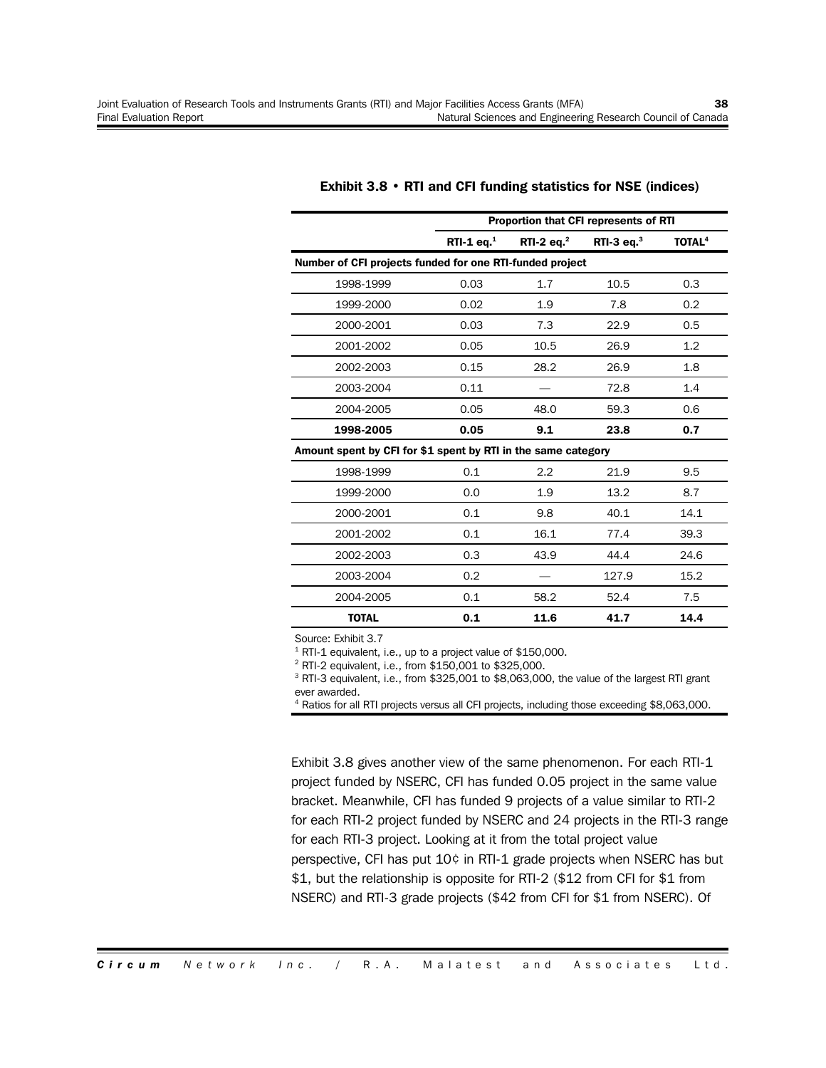**Exhibit 3.8 • RTI and CFI funding statistics for NSE (indices)**

| | Proportion that CFI represents of RTI | | | |
|---|---|---|---|---|
| | **RTI-1 eq.**[1] | **RTI-2 eq.**[2] | **RTI-3 eq.**[3] | **TOTAL**[4] |
| **Number of CFI projects funded for one RTI-funded project** | | | | |
| 1998-1999 | 0.03 | 1.7 | 10.5 | 0.3 |
| 1999-2000 | 0.02 | 1.9 | 7.8 | 0.2 |
| 2000-2001 | 0.03 | 7.3 | 22.9 | 0.5 |
| 2001-2002 | 0.05 | 10.5 | 26.9 | 1.2 |
| 2002-2003 | 0.15 | 28.2 | 26.9 | 1.8 |
| 2003-2004 | 0.11 | — | 72.8 | 1.4 |
| 2004-2005 | 0.05 | 48.0 | 59.3 | 0.6 |
| **1998-2005** | **0.05** | **9.1** | **23.8** | **0.7** |
| **Amount spent by CFI for $1 spent by RTI in the same category** | | | | |
| 1998-1999 | 0.1 | 2.2 | 21.9 | 9.5 |
| 1999-2000 | 0.0 | 1.9 | 13.2 | 8.7 |
| 2000-2001 | 0.1 | 9.8 | 40.1 | 14.1 |
| 2001-2002 | 0.1 | 16.1 | 77.4 | 39.3 |
| 2002-2003 | 0.3 | 43.9 | 44.4 | 24.6 |
| 2003-2004 | 0.2 | — | 127.9 | 15.2 |
| 2004-2005 | 0.1 | 58.2 | 52.4 | 7.5 |
| **TOTAL** | **0.1** | **11.6** | **41.7** | **14.4** |

Source: Exhibit 3.7

[1] RTI-1 equivalent, i.e., up to a project value of $150,000.

[2] RTI-2 equivalent, i.e., from $150,001 to $325,000.

[3] RTI-3 equivalent, i.e., from $325,001 to $8,063,000, the value of the largest RTI grant ever awarded.

[4] Ratios for all RTI projects versus all CFI projects, including those exceeding $8,063,000.

Exhibit 3.8 gives another view of the same phenomenon. For each RTI-1 project funded by NSERC, CFI has funded 0.05 project in the same value bracket. Meanwhile, CFI has funded 9 projects of a value similar to RTI-2 for each RTI-2 project funded by NSERC and 24 projects in the RTI-3 range for each RTI-3 project. Looking at it from the total project value perspective, CFI has put 10¢ in RTI-1 grade projects when NSERC has but $1, but the relationship is opposite for RTI-2 ($12 from CFI for $1 from NSERC) and RTI-3 grade projects ($42 from CFI for $1 from NSERC). Of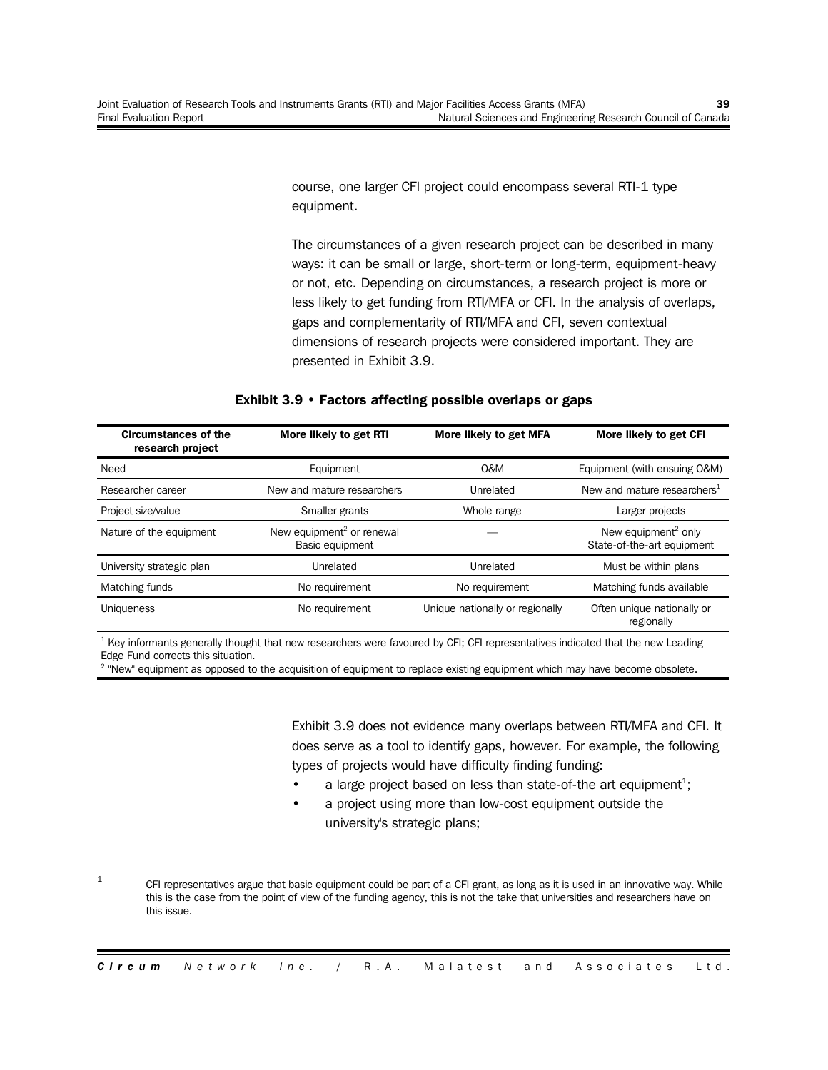course, one larger CFI project could encompass several RTI-1 type equipment.

The circumstances of a given research project can be described in many ways: it can be small or large, short-term or long-term, equipment-heavy or not, etc. Depending on circumstances, a research project is more or less likely to get funding from RTI/MFA or CFI. In the analysis of overlaps, gaps and complementarity of RTI/MFA and CFI, seven contextual dimensions of research projects were considered important. They are presented in Exhibit 3.9.

**Exhibit 3.9 • Factors affecting possible overlaps or gaps**

| Circumstances of the research project | More likely to get RTI | More likely to get MFA | More likely to get CFI |
|---|---|---|---|
| Need | Equipment | O&M | Equipment (with ensuing O&M) |
| Researcher career | New and mature researchers | Unrelated | New and mature researchers[1] |
| Project size/value | Smaller grants | Whole range | Larger projects |
| Nature of the equipment | New equipment[2] or renewal<br>Basic equipment | — | New equipment[2] only<br>State-of-the-art equipment |
| University strategic plan | Unrelated | Unrelated | Must be within plans |
| Matching funds | No requirement | No requirement | Matching funds available |
| Uniqueness | No requirement | Unique nationally or regionally | Often unique nationally or regionally |

[1] Key informants generally thought that new researchers were favoured by CFI; CFI representatives indicated that the new Leading Edge Fund corrects this situation.
[2] "New" equipment as opposed to the acquisition of equipment to replace existing equipment which may have become obsolete.

Exhibit 3.9 does not evidence many overlaps between RTI/MFA and CFI. It does serve as a tool to identify gaps, however. For example, the following types of projects would have difficulty finding funding:

- a large project based on less than state-of-the art equipment[1];
- a project using more than low-cost equipment outside the university's strategic plans;

[1] CFI representatives argue that basic equipment could be part of a CFI grant, as long as it is used in an innovative way. While this is the case from the point of view of the funding agency, this is not the take that universities and researchers have on this issue.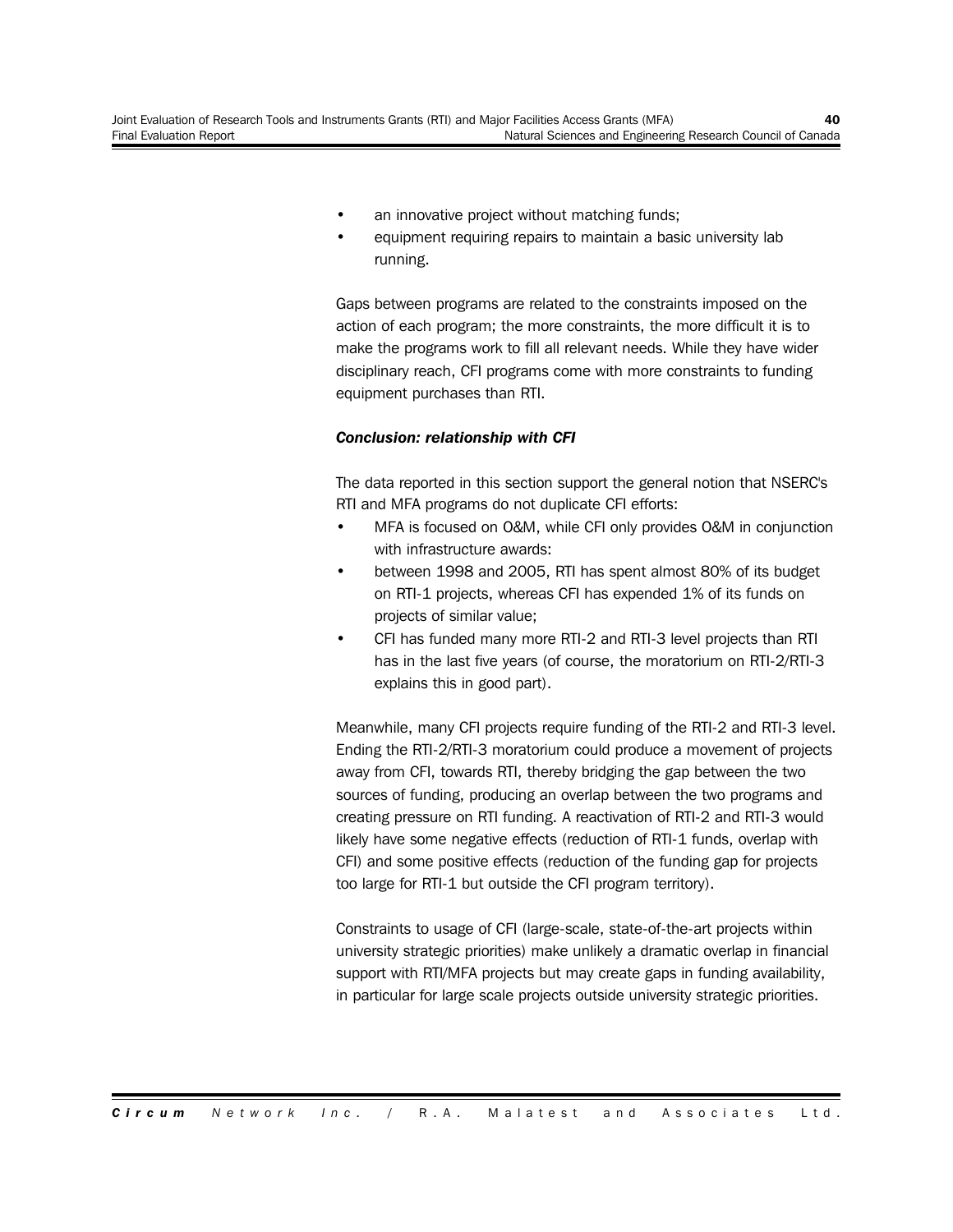- an innovative project without matching funds;
- equipment requiring repairs to maintain a basic university lab running.

Gaps between programs are related to the constraints imposed on the action of each program; the more constraints, the more difficult it is to make the programs work to fill all relevant needs. While they have wider disciplinary reach, CFI programs come with more constraints to funding equipment purchases than RTI.

***Conclusion: relationship with CFI***

The data reported in this section support the general notion that NSERC's RTI and MFA programs do not duplicate CFI efforts:

- MFA is focused on O&M, while CFI only provides O&M in conjunction with infrastructure awards:
- between 1998 and 2005, RTI has spent almost 80% of its budget on RTI-1 projects, whereas CFI has expended 1% of its funds on projects of similar value;
- CFI has funded many more RTI-2 and RTI-3 level projects than RTI has in the last five years (of course, the moratorium on RTI-2/RTI-3 explains this in good part).

Meanwhile, many CFI projects require funding of the RTI-2 and RTI-3 level. Ending the RTI-2/RTI-3 moratorium could produce a movement of projects away from CFI, towards RTI, thereby bridging the gap between the two sources of funding, producing an overlap between the two programs and creating pressure on RTI funding. A reactivation of RTI-2 and RTI-3 would likely have some negative effects (reduction of RTI-1 funds, overlap with CFI) and some positive effects (reduction of the funding gap for projects too large for RTI-1 but outside the CFI program territory).

Constraints to usage of CFI (large-scale, state-of-the-art projects within university strategic priorities) make unlikely a dramatic overlap in financial support with RTI/MFA projects but may create gaps in funding availability, in particular for large scale projects outside university strategic priorities.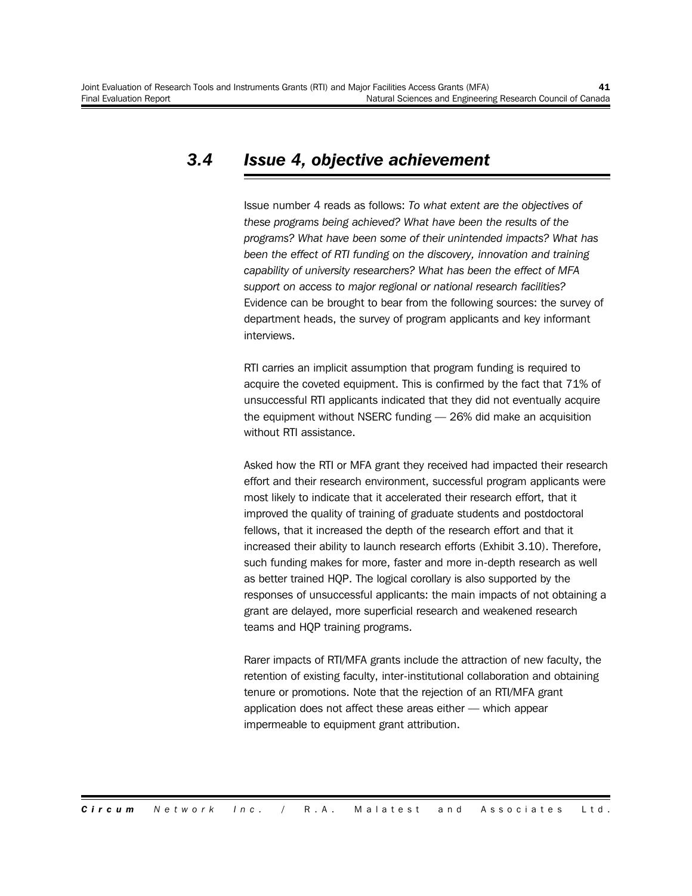## 3.4 Issue 4, objective achievement

Issue number 4 reads as follows: *To what extent are the objectives of these programs being achieved? What have been the results of the programs? What have been some of their unintended impacts? What has been the effect of RTI funding on the discovery, innovation and training capability of university researchers? What has been the effect of MFA support on access to major regional or national research facilities?* Evidence can be brought to bear from the following sources: the survey of department heads, the survey of program applicants and key informant interviews.

RTI carries an implicit assumption that program funding is required to acquire the coveted equipment. This is confirmed by the fact that 71% of unsuccessful RTI applicants indicated that they did not eventually acquire the equipment without NSERC funding — 26% did make an acquisition without RTI assistance.

Asked how the RTI or MFA grant they received had impacted their research effort and their research environment, successful program applicants were most likely to indicate that it accelerated their research effort, that it improved the quality of training of graduate students and postdoctoral fellows, that it increased the depth of the research effort and that it increased their ability to launch research efforts (Exhibit 3.10). Therefore, such funding makes for more, faster and more in-depth research as well as better trained HQP. The logical corollary is also supported by the responses of unsuccessful applicants: the main impacts of not obtaining a grant are delayed, more superficial research and weakened research teams and HQP training programs.

Rarer impacts of RTI/MFA grants include the attraction of new faculty, the retention of existing faculty, inter-institutional collaboration and obtaining tenure or promotions. Note that the rejection of an RTI/MFA grant application does not affect these areas either — which appear impermeable to equipment grant attribution.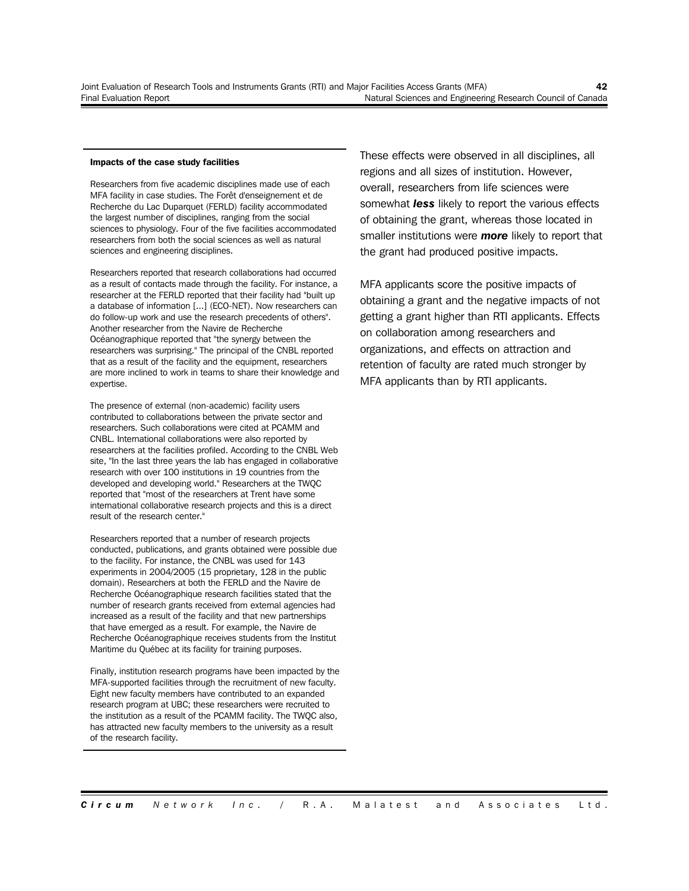**Impacts of the case study facilities**

Researchers from five academic disciplines made use of each MFA facility in case studies. The Forêt d'enseignement et de Recherche du Lac Duparquet (FERLD) facility accommodated the largest number of disciplines, ranging from the social sciences to physiology. Four of the five facilities accommodated researchers from both the social sciences as well as natural sciences and engineering disciplines.

Researchers reported that research collaborations had occurred as a result of contacts made through the facility. For instance, a researcher at the FERLD reported that their facility had "built up a database of information [...] (ECO-NET). Now researchers can do follow-up work and use the research precedents of others". Another researcher from the Navire de Recherche Océanographique reported that "the synergy between the researchers was surprising." The principal of the CNBL reported that as a result of the facility and the equipment, researchers are more inclined to work in teams to share their knowledge and expertise.

The presence of external (non-academic) facility users contributed to collaborations between the private sector and researchers. Such collaborations were cited at PCAMM and CNBL. International collaborations were also reported by researchers at the facilities profiled. According to the CNBL Web site, "In the last three years the lab has engaged in collaborative research with over 100 institutions in 19 countries from the developed and developing world." Researchers at the TWQC reported that "most of the researchers at Trent have some international collaborative research projects and this is a direct result of the research center."

Researchers reported that a number of research projects conducted, publications, and grants obtained were possible due to the facility. For instance, the CNBL was used for 143 experiments in 2004/2005 (15 proprietary, 128 in the public domain). Researchers at both the FERLD and the Navire de Recherche Océanographique research facilities stated that the number of research grants received from external agencies had increased as a result of the facility and that new partnerships that have emerged as a result. For example, the Navire de Recherche Océanographique receives students from the Institut Maritime du Québec at its facility for training purposes.

Finally, institution research programs have been impacted by the MFA-supported facilities through the recruitment of new faculty. Eight new faculty members have contributed to an expanded research program at UBC; these researchers were recruited to the institution as a result of the PCAMM facility. The TWQC also, has attracted new faculty members to the university as a result of the research facility.

These effects were observed in all disciplines, all regions and all sizes of institution. However, overall, researchers from life sciences were somewhat ***less*** likely to report the various effects of obtaining the grant, whereas those located in smaller institutions were ***more*** likely to report that the grant had produced positive impacts.

MFA applicants score the positive impacts of obtaining a grant and the negative impacts of not getting a grant higher than RTI applicants. Effects on collaboration among researchers and organizations, and effects on attraction and retention of faculty are rated much stronger by MFA applicants than by RTI applicants.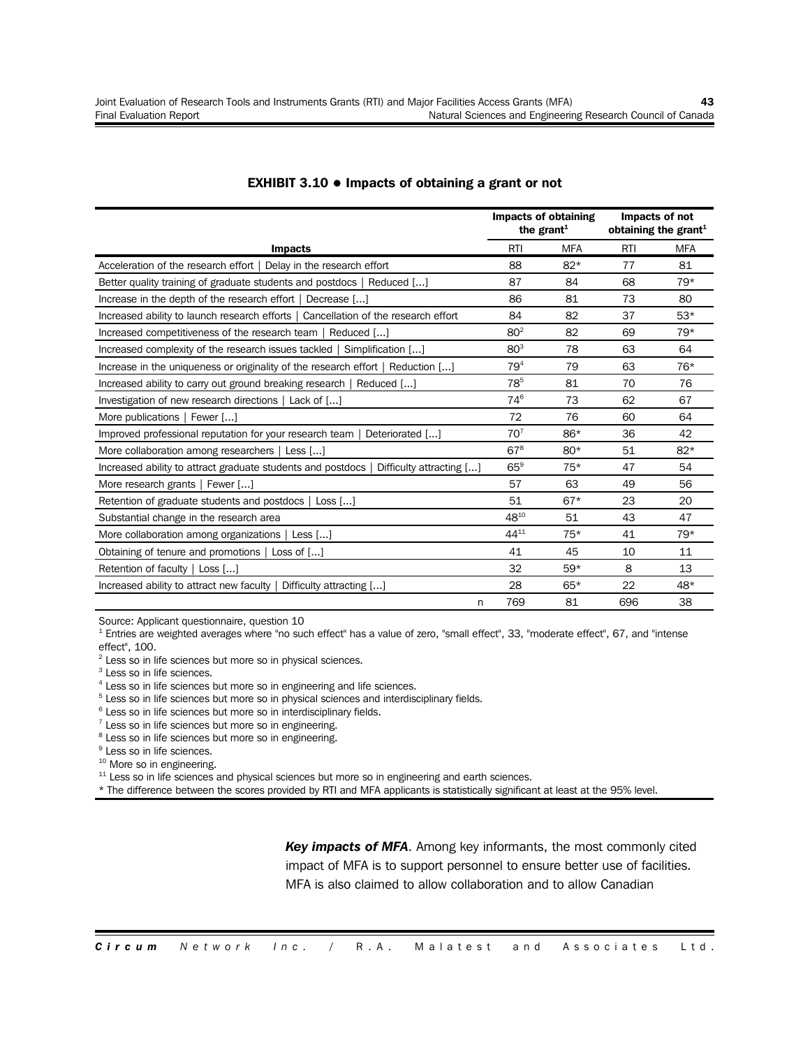**EXHIBIT 3.10 ● Impacts of obtaining a grant or not**

| | Impacts of obtaining the grant[1] | | Impacts of not obtaining the grant[1] | |
|---|---|---|---|---|
| **Impacts** | RTI | MFA | RTI | MFA |
| Acceleration of the research effort \| Delay in the research effort | 88 | 82* | 77 | 81 |
| Better quality training of graduate students and postdocs \| Reduced [...] | 87 | 84 | 68 | 79* |
| Increase in the depth of the research effort \| Decrease [...] | 86 | 81 | 73 | 80 |
| Increased ability to launch research efforts \| Cancellation of the research effort | 84 | 82 | 37 | 53* |
| Increased competitiveness of the research team \| Reduced [...] | 80[2] | 82 | 69 | 79* |
| Increased complexity of the research issues tackled \| Simplification [...] | 80[3] | 78 | 63 | 64 |
| Increase in the uniqueness or originality of the research effort \| Reduction [...] | 79[4] | 79 | 63 | 76* |
| Increased ability to carry out ground breaking research \| Reduced [...] | 78[5] | 81 | 70 | 76 |
| Investigation of new research directions \| Lack of [...] | 74[6] | 73 | 62 | 67 |
| More publications \| Fewer [...] | 72 | 76 | 60 | 64 |
| Improved professional reputation for your research team \| Deteriorated [...] | 70[7] | 86* | 36 | 42 |
| More collaboration among researchers \| Less [...] | 67[8] | 80* | 51 | 82* |
| Increased ability to attract graduate students and postdocs \| Difficulty attracting [...] | 65[9] | 75* | 47 | 54 |
| More research grants \| Fewer [...] | 57 | 63 | 49 | 56 |
| Retention of graduate students and postdocs \| Loss [...] | 51 | 67* | 23 | 20 |
| Substantial change in the research area | 48[10] | 51 | 43 | 47 |
| More collaboration among organizations \| Less [...] | 44[11] | 75* | 41 | 79* |
| Obtaining of tenure and promotions \| Loss of [...] | 41 | 45 | 10 | 11 |
| Retention of faculty \| Loss [...] | 32 | 59* | 8 | 13 |
| Increased ability to attract new faculty \| Difficulty attracting [...] | 28 | 65* | 22 | 48* |
| n | 769 | 81 | 696 | 38 |

Source: Applicant questionnaire, question 10

[1] Entries are weighted averages where "no such effect" has a value of zero, "small effect", 33, "moderate effect", 67, and "intense effect", 100.

[2] Less so in life sciences but more so in physical sciences.

[3] Less so in life sciences.

[4] Less so in life sciences but more so in engineering and life sciences.

[5] Less so in life sciences but more so in physical sciences and interdisciplinary fields.

[6] Less so in life sciences but more so in interdisciplinary fields.

[7] Less so in life sciences but more so in engineering.

[8] Less so in life sciences but more so in engineering.

[9] Less so in life sciences.

[10] More so in engineering.

[11] Less so in life sciences and physical sciences but more so in engineering and earth sciences.

\* The difference between the scores provided by RTI and MFA applicants is statistically significant at least at the 95% level.

***Key impacts of MFA***. Among key informants, the most commonly cited impact of MFA is to support personnel to ensure better use of facilities. MFA is also claimed to allow collaboration and to allow Canadian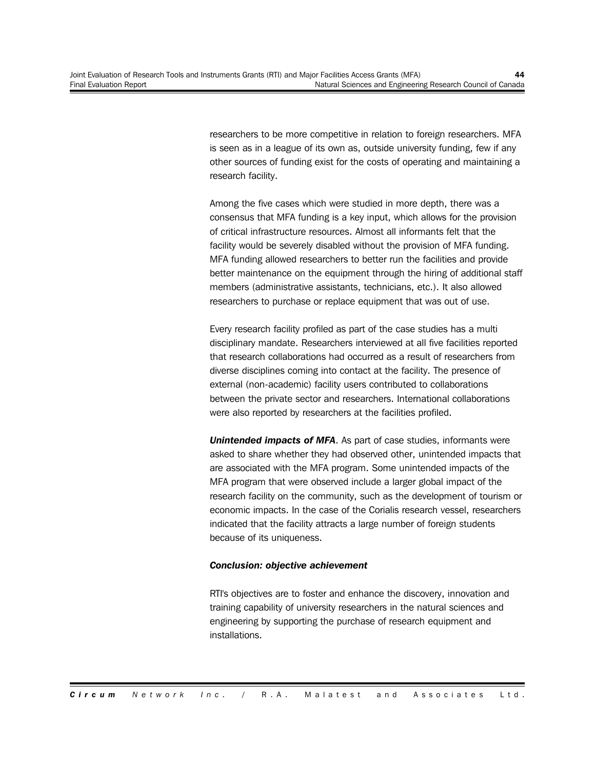researchers to be more competitive in relation to foreign researchers. MFA is seen as in a league of its own as, outside university funding, few if any other sources of funding exist for the costs of operating and maintaining a research facility.

Among the five cases which were studied in more depth, there was a consensus that MFA funding is a key input, which allows for the provision of critical infrastructure resources. Almost all informants felt that the facility would be severely disabled without the provision of MFA funding. MFA funding allowed researchers to better run the facilities and provide better maintenance on the equipment through the hiring of additional staff members (administrative assistants, technicians, etc.). It also allowed researchers to purchase or replace equipment that was out of use.

Every research facility profiled as part of the case studies has a multi disciplinary mandate. Researchers interviewed at all five facilities reported that research collaborations had occurred as a result of researchers from diverse disciplines coming into contact at the facility. The presence of external (non-academic) facility users contributed to collaborations between the private sector and researchers. International collaborations were also reported by researchers at the facilities profiled.

***Unintended impacts of MFA***. As part of case studies, informants were asked to share whether they had observed other, unintended impacts that are associated with the MFA program. Some unintended impacts of the MFA program that were observed include a larger global impact of the research facility on the community, such as the development of tourism or economic impacts. In the case of the Corialis research vessel, researchers indicated that the facility attracts a large number of foreign students because of its uniqueness.

***Conclusion: objective achievement***

RTI's objectives are to foster and enhance the discovery, innovation and training capability of university researchers in the natural sciences and engineering by supporting the purchase of research equipment and installations.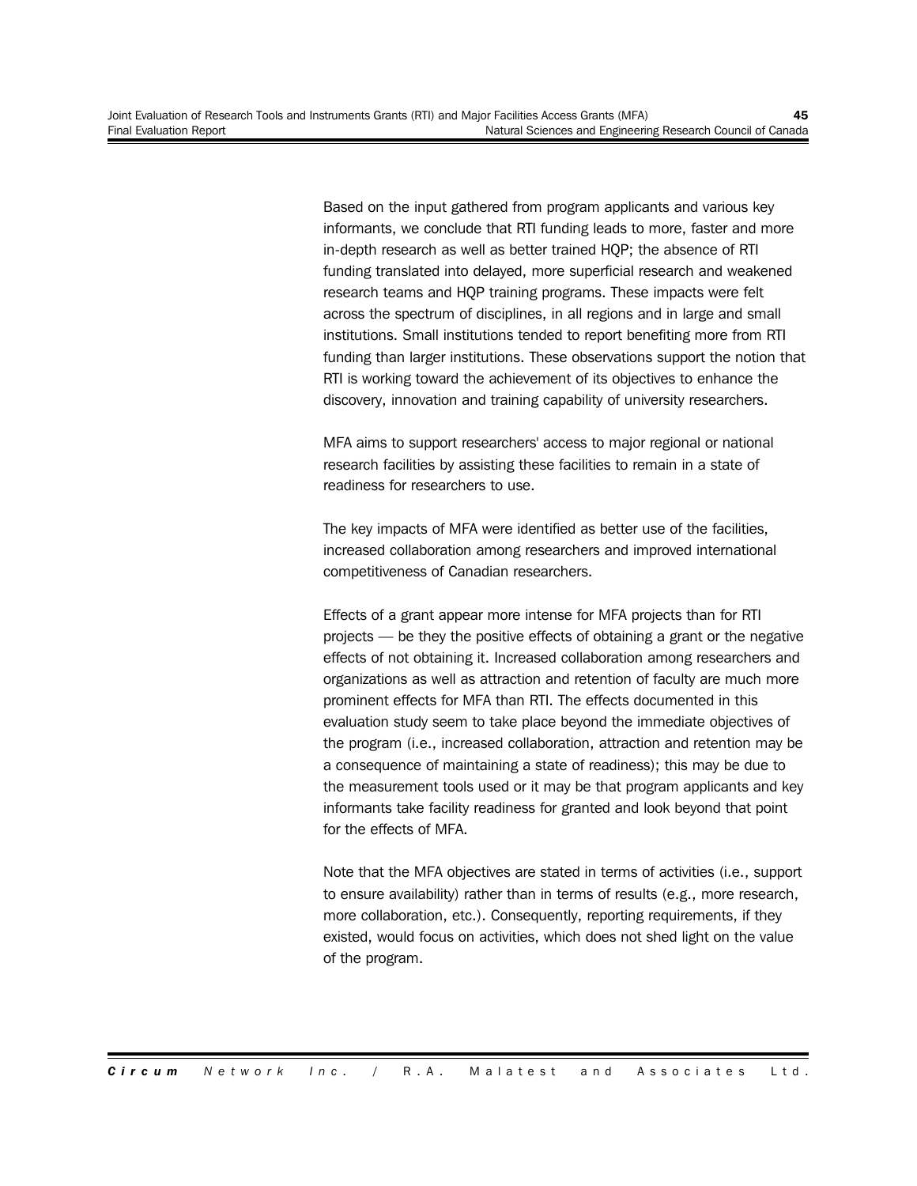Based on the input gathered from program applicants and various key informants, we conclude that RTI funding leads to more, faster and more in-depth research as well as better trained HQP; the absence of RTI funding translated into delayed, more superficial research and weakened research teams and HQP training programs. These impacts were felt across the spectrum of disciplines, in all regions and in large and small institutions. Small institutions tended to report benefiting more from RTI funding than larger institutions. These observations support the notion that RTI is working toward the achievement of its objectives to enhance the discovery, innovation and training capability of university researchers.

MFA aims to support researchers' access to major regional or national research facilities by assisting these facilities to remain in a state of readiness for researchers to use.

The key impacts of MFA were identified as better use of the facilities, increased collaboration among researchers and improved international competitiveness of Canadian researchers.

Effects of a grant appear more intense for MFA projects than for RTI projects — be they the positive effects of obtaining a grant or the negative effects of not obtaining it. Increased collaboration among researchers and organizations as well as attraction and retention of faculty are much more prominent effects for MFA than RTI. The effects documented in this evaluation study seem to take place beyond the immediate objectives of the program (i.e., increased collaboration, attraction and retention may be a consequence of maintaining a state of readiness); this may be due to the measurement tools used or it may be that program applicants and key informants take facility readiness for granted and look beyond that point for the effects of MFA.

Note that the MFA objectives are stated in terms of activities (i.e., support to ensure availability) rather than in terms of results (e.g., more research, more collaboration, etc.). Consequently, reporting requirements, if they existed, would focus on activities, which does not shed light on the value of the program.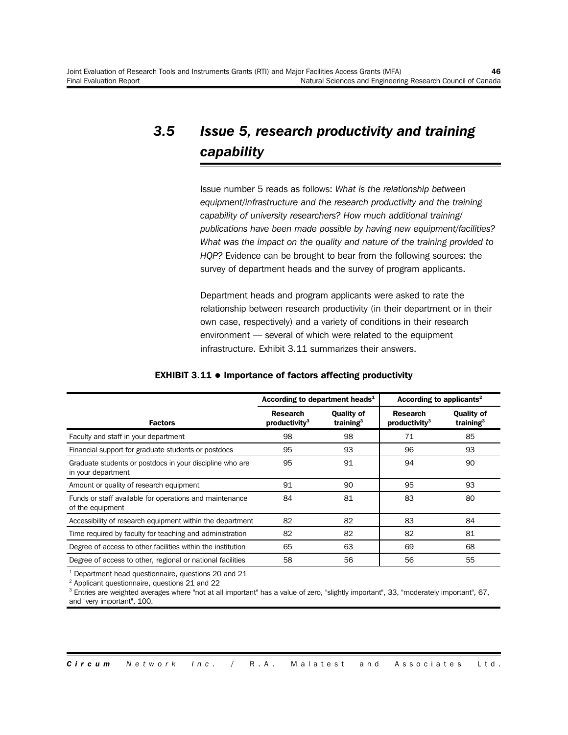## 3.5 Issue 5, research productivity and training capability

Issue number 5 reads as follows: *What is the relationship between equipment/infrastructure and the research productivity and the training capability of university researchers? How much additional training/ publications have been made possible by having new equipment/facilities? What was the impact on the quality and nature of the training provided to HQP?* Evidence can be brought to bear from the following sources: the survey of department heads and the survey of program applicants.

Department heads and program applicants were asked to rate the relationship between research productivity (in their department or in their own case, respectively) and a variety of conditions in their research environment — several of which were related to the equipment infrastructure. Exhibit 3.11 summarizes their answers.

**EXHIBIT 3.11 ● Importance of factors affecting productivity**

| | According to department heads[1] | | According to applicants[2] | |
|---|---|---|---|---|
| **Factors** | **Research productivity[3]** | **Quality of training[3]** | **Research productivity[3]** | **Quality of training[3]** |
| Faculty and staff in your department | 98 | 98 | 71 | 85 |
| Financial support for graduate students or postdocs | 95 | 93 | 96 | 93 |
| Graduate students or postdocs in your discipline who are in your department | 95 | 91 | 94 | 90 |
| Amount or quality of research equipment | 91 | 90 | 95 | 93 |
| Funds or staff available for operations and maintenance of the equipment | 84 | 81 | 83 | 80 |
| Accessibility of research equipment within the department | 82 | 82 | 83 | 84 |
| Time required by faculty for teaching and administration | 82 | 82 | 82 | 81 |
| Degree of access to other facilities within the institution | 65 | 63 | 69 | 68 |
| Degree of access to other, regional or national facilities | 58 | 56 | 56 | 55 |

[1] Department head questionnaire, questions 20 and 21

[2] Applicant questionnaire, questions 21 and 22

[3] Entries are weighted averages where "not at all important" has a value of zero, "slightly important", 33, "moderately important", 67, and "very important", 100.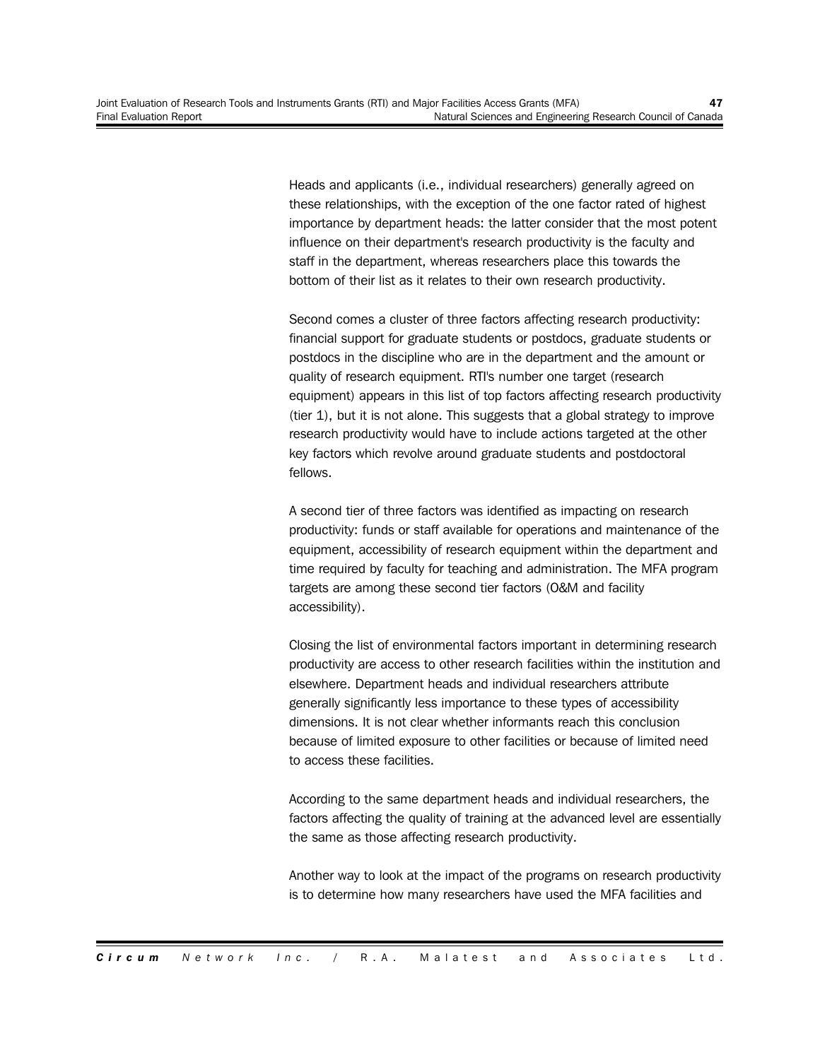Heads and applicants (i.e., individual researchers) generally agreed on these relationships, with the exception of the one factor rated of highest importance by department heads: the latter consider that the most potent influence on their department's research productivity is the faculty and staff in the department, whereas researchers place this towards the bottom of their list as it relates to their own research productivity.

Second comes a cluster of three factors affecting research productivity: financial support for graduate students or postdocs, graduate students or postdocs in the discipline who are in the department and the amount or quality of research equipment. RTI's number one target (research equipment) appears in this list of top factors affecting research productivity (tier 1), but it is not alone. This suggests that a global strategy to improve research productivity would have to include actions targeted at the other key factors which revolve around graduate students and postdoctoral fellows.

A second tier of three factors was identified as impacting on research productivity: funds or staff available for operations and maintenance of the equipment, accessibility of research equipment within the department and time required by faculty for teaching and administration. The MFA program targets are among these second tier factors (O&M and facility accessibility).

Closing the list of environmental factors important in determining research productivity are access to other research facilities within the institution and elsewhere. Department heads and individual researchers attribute generally significantly less importance to these types of accessibility dimensions. It is not clear whether informants reach this conclusion because of limited exposure to other facilities or because of limited need to access these facilities.

According to the same department heads and individual researchers, the factors affecting the quality of training at the advanced level are essentially the same as those affecting research productivity.

Another way to look at the impact of the programs on research productivity is to determine how many researchers have used the MFA facilities and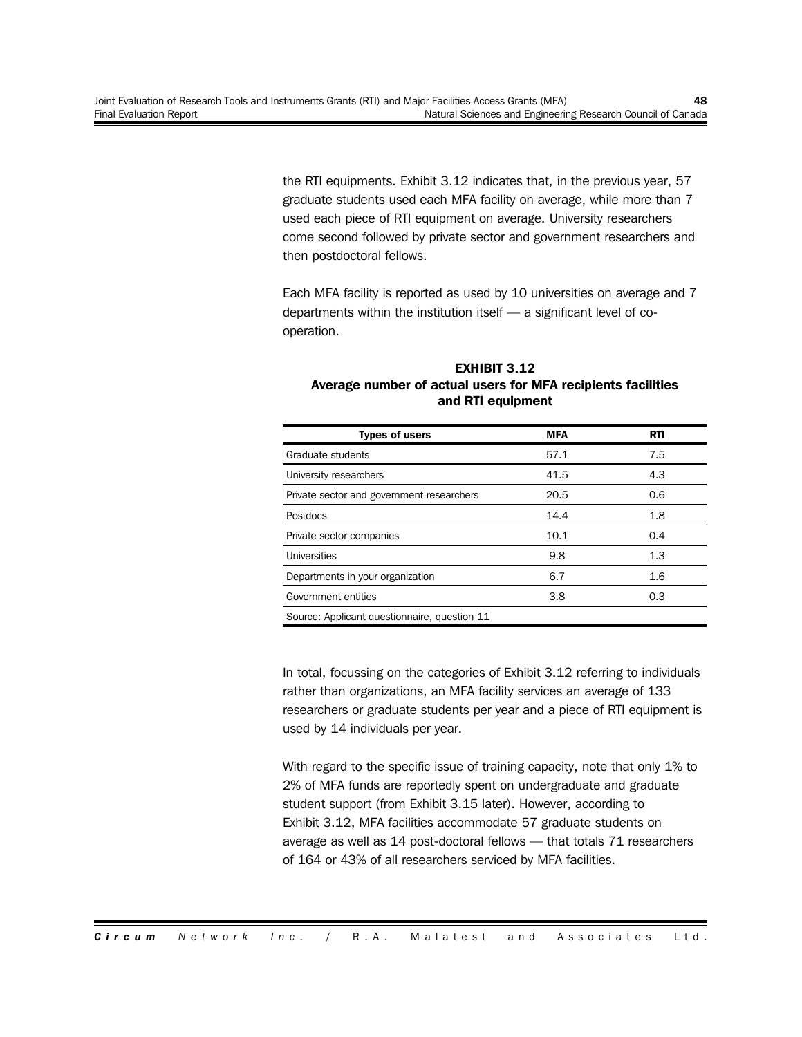the RTI equipments. Exhibit 3.12 indicates that, in the previous year, 57 graduate students used each MFA facility on average, while more than 7 used each piece of RTI equipment on average. University researchers come second followed by private sector and government researchers and then postdoctoral fellows.

Each MFA facility is reported as used by 10 universities on average and 7 departments within the institution itself — a significant level of co-operation.

**EXHIBIT 3.12**
**Average number of actual users for MFA recipients facilities and RTI equipment**

| Types of users | MFA | RTI |
|---|---|---|
| Graduate students | 57.1 | 7.5 |
| University researchers | 41.5 | 4.3 |
| Private sector and government researchers | 20.5 | 0.6 |
| Postdocs | 14.4 | 1.8 |
| Private sector companies | 10.1 | 0.4 |
| Universities | 9.8 | 1.3 |
| Departments in your organization | 6.7 | 1.6 |
| Government entities | 3.8 | 0.3 |
| Source: Applicant questionnaire, question 11 | | |

In total, focussing on the categories of Exhibit 3.12 referring to individuals rather than organizations, an MFA facility services an average of 133 researchers or graduate students per year and a piece of RTI equipment is used by 14 individuals per year.

With regard to the specific issue of training capacity, note that only 1% to 2% of MFA funds are reportedly spent on undergraduate and graduate student support (from Exhibit 3.15 later). However, according to Exhibit 3.12, MFA facilities accommodate 57 graduate students on average as well as 14 post-doctoral fellows — that totals 71 researchers of 164 or 43% of all researchers serviced by MFA facilities.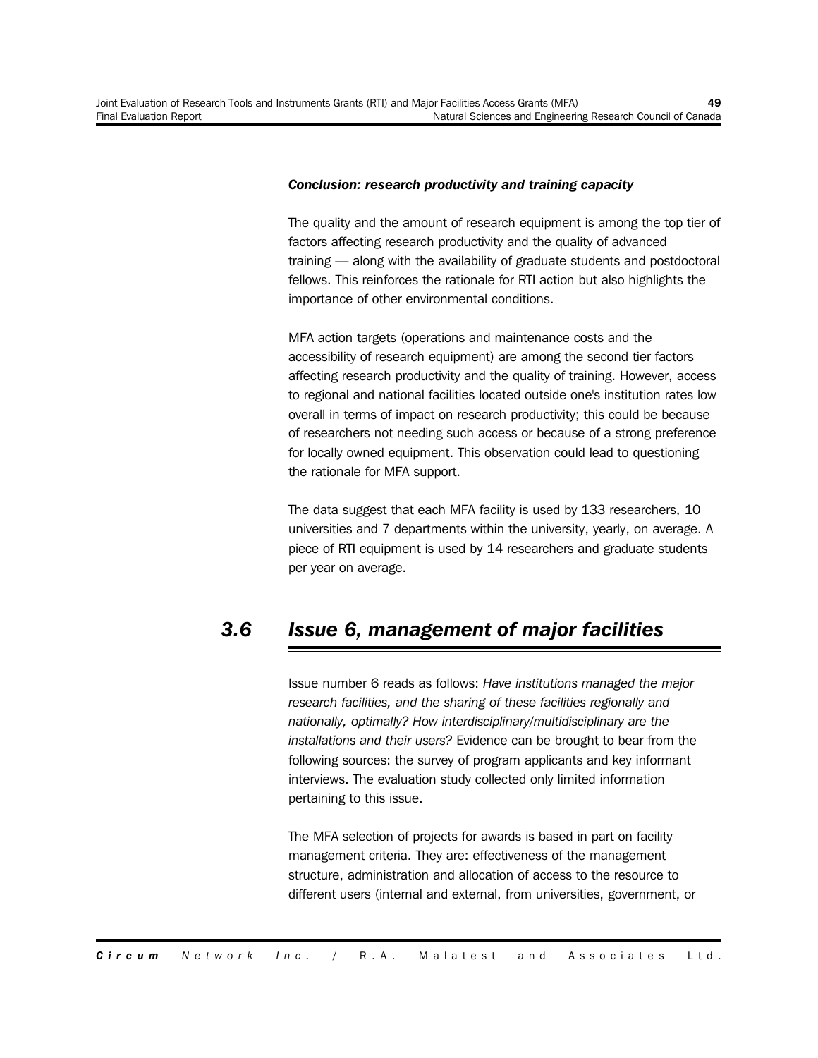***Conclusion: research productivity and training capacity***

The quality and the amount of research equipment is among the top tier of factors affecting research productivity and the quality of advanced training — along with the availability of graduate students and postdoctoral fellows. This reinforces the rationale for RTI action but also highlights the importance of other environmental conditions.

MFA action targets (operations and maintenance costs and the accessibility of research equipment) are among the second tier factors affecting research productivity and the quality of training. However, access to regional and national facilities located outside one's institution rates low overall in terms of impact on research productivity; this could be because of researchers not needing such access or because of a strong preference for locally owned equipment. This observation could lead to questioning the rationale for MFA support.

The data suggest that each MFA facility is used by 133 researchers, 10 universities and 7 departments within the university, yearly, on average. A piece of RTI equipment is used by 14 researchers and graduate students per year on average.

## *3.6 Issue 6, management of major facilities*

Issue number 6 reads as follows: *Have institutions managed the major research facilities, and the sharing of these facilities regionally and nationally, optimally? How interdisciplinary/multidisciplinary are the installations and their users?* Evidence can be brought to bear from the following sources: the survey of program applicants and key informant interviews. The evaluation study collected only limited information pertaining to this issue.

The MFA selection of projects for awards is based in part on facility management criteria. They are: effectiveness of the management structure, administration and allocation of access to the resource to different users (internal and external, from universities, government, or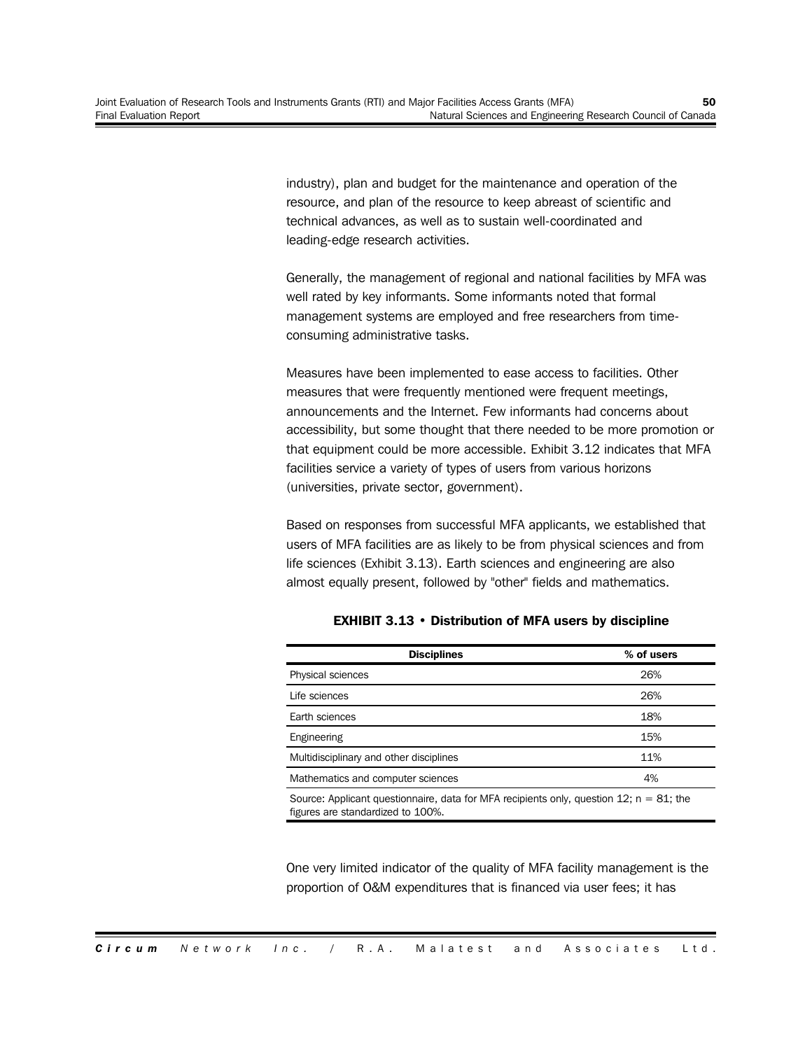industry), plan and budget for the maintenance and operation of the resource, and plan of the resource to keep abreast of scientific and technical advances, as well as to sustain well-coordinated and leading-edge research activities.

Generally, the management of regional and national facilities by MFA was well rated by key informants. Some informants noted that formal management systems are employed and free researchers from time-consuming administrative tasks.

Measures have been implemented to ease access to facilities. Other measures that were frequently mentioned were frequent meetings, announcements and the Internet. Few informants had concerns about accessibility, but some thought that there needed to be more promotion or that equipment could be more accessible. Exhibit 3.12 indicates that MFA facilities service a variety of types of users from various horizons (universities, private sector, government).

Based on responses from successful MFA applicants, we established that users of MFA facilities are as likely to be from physical sciences and from life sciences (Exhibit 3.13). Earth sciences and engineering are also almost equally present, followed by "other" fields and mathematics.

**EXHIBIT 3.13 • Distribution of MFA users by discipline**

| Disciplines | % of users |
|---|---|
| Physical sciences | 26% |
| Life sciences | 26% |
| Earth sciences | 18% |
| Engineering | 15% |
| Multidisciplinary and other disciplines | 11% |
| Mathematics and computer sciences | 4% |

Source: Applicant questionnaire, data for MFA recipients only, question 12; n = 81; the figures are standardized to 100%.

One very limited indicator of the quality of MFA facility management is the proportion of O&M expenditures that is financed via user fees; it has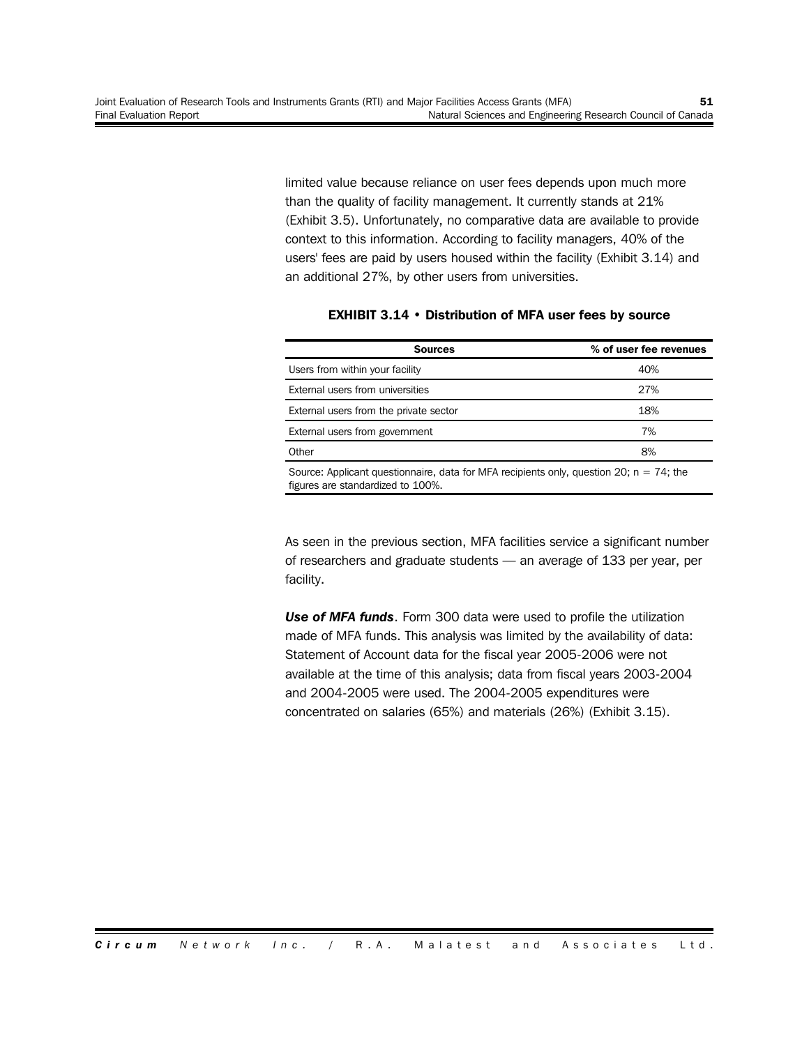limited value because reliance on user fees depends upon much more than the quality of facility management. It currently stands at 21% (Exhibit 3.5). Unfortunately, no comparative data are available to provide context to this information. According to facility managers, 40% of the users' fees are paid by users housed within the facility (Exhibit 3.14) and an additional 27%, by other users from universities.

**EXHIBIT 3.14 • Distribution of MFA user fees by source**

| Sources | % of user fee revenues |
|---|---|
| Users from within your facility | 40% |
| External users from universities | 27% |
| External users from the private sector | 18% |
| External users from government | 7% |
| Other | 8% |

Source: Applicant questionnaire, data for MFA recipients only, question 20; n = 74; the figures are standardized to 100%.

As seen in the previous section, MFA facilities service a significant number of researchers and graduate students — an average of 133 per year, per facility.

***Use of MFA funds***. Form 300 data were used to profile the utilization made of MFA funds. This analysis was limited by the availability of data: Statement of Account data for the fiscal year 2005-2006 were not available at the time of this analysis; data from fiscal years 2003-2004 and 2004-2005 were used. The 2004-2005 expenditures were concentrated on salaries (65%) and materials (26%) (Exhibit 3.15).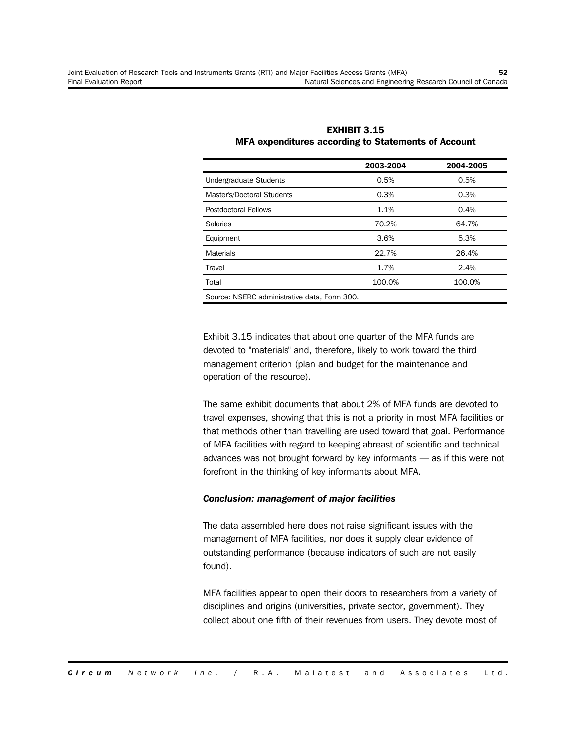**EXHIBIT 3.15**
**MFA expenditures according to Statements of Account**

| | 2003-2004 | 2004-2005 |
|---|---|---|
| Undergraduate Students | 0.5% | 0.5% |
| Master's/Doctoral Students | 0.3% | 0.3% |
| Postdoctoral Fellows | 1.1% | 0.4% |
| Salaries | 70.2% | 64.7% |
| Equipment | 3.6% | 5.3% |
| Materials | 22.7% | 26.4% |
| Travel | 1.7% | 2.4% |
| Total | 100.0% | 100.0% |

Source: NSERC administrative data, Form 300.

Exhibit 3.15 indicates that about one quarter of the MFA funds are devoted to "materials" and, therefore, likely to work toward the third management criterion (plan and budget for the maintenance and operation of the resource).

The same exhibit documents that about 2% of MFA funds are devoted to travel expenses, showing that this is not a priority in most MFA facilities or that methods other than travelling are used toward that goal. Performance of MFA facilities with regard to keeping abreast of scientific and technical advances was not brought forward by key informants — as if this were not forefront in the thinking of key informants about MFA.

***Conclusion: management of major facilities***

The data assembled here does not raise significant issues with the management of MFA facilities, nor does it supply clear evidence of outstanding performance (because indicators of such are not easily found).

MFA facilities appear to open their doors to researchers from a variety of disciplines and origins (universities, private sector, government). They collect about one fifth of their revenues from users. They devote most of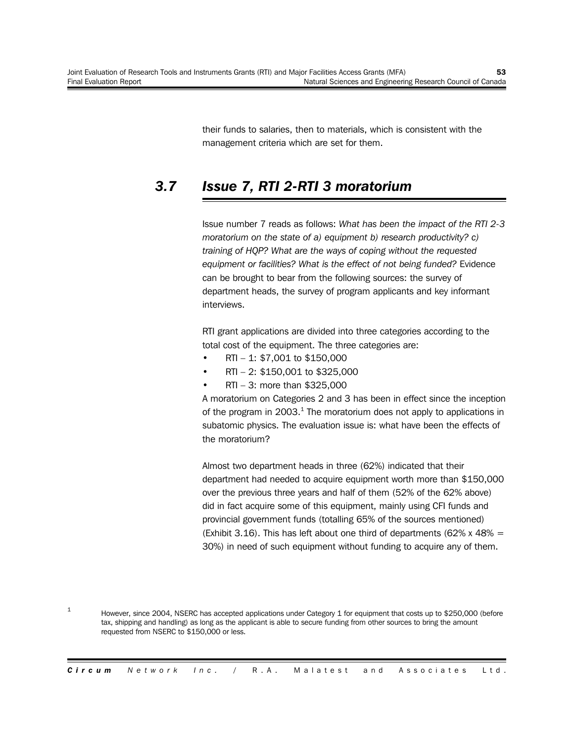their funds to salaries, then to materials, which is consistent with the management criteria which are set for them.

## 3.7 *Issue 7, RTI 2-RTI 3 moratorium*

Issue number 7 reads as follows: *What has been the impact of the RTI 2-3 moratorium on the state of a) equipment b) research productivity? c) training of HQP? What are the ways of coping without the requested equipment or facilities? What is the effect of not being funded?* Evidence can be brought to bear from the following sources: the survey of department heads, the survey of program applicants and key informant interviews.

RTI grant applications are divided into three categories according to the total cost of the equipment. The three categories are:

- RTI – 1: $7,001 to $150,000
- RTI – 2: $150,001 to $325,000
- RTI – 3: more than $325,000

A moratorium on Categories 2 and 3 has been in effect since the inception of the program in 2003.[1] The moratorium does not apply to applications in subatomic physics. The evaluation issue is: what have been the effects of the moratorium?

Almost two department heads in three (62%) indicated that their department had needed to acquire equipment worth more than $150,000 over the previous three years and half of them (52% of the 62% above) did in fact acquire some of this equipment, mainly using CFI funds and provincial government funds (totalling 65% of the sources mentioned) (Exhibit 3.16). This has left about one third of departments (62% x 48% = 30%) in need of such equipment without funding to acquire any of them.

[1] However, since 2004, NSERC has accepted applications under Category 1 for equipment that costs up to $250,000 (before tax, shipping and handling) as long as the applicant is able to secure funding from other sources to bring the amount requested from NSERC to $150,000 or less.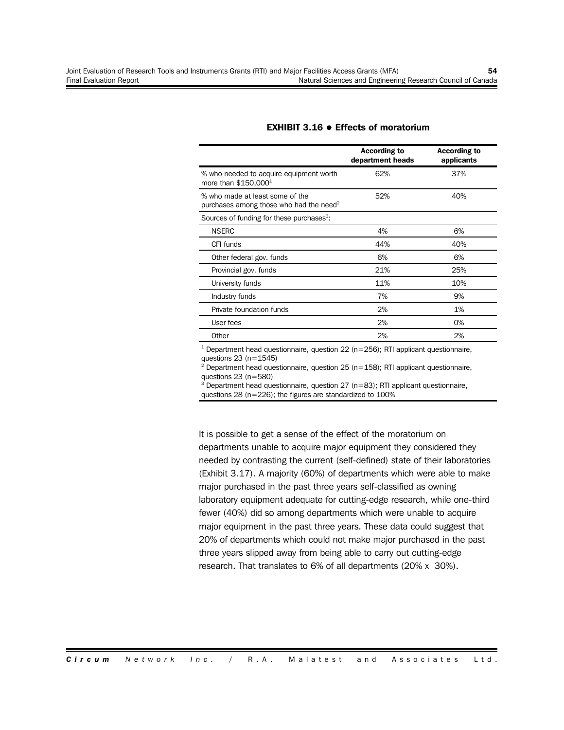**EXHIBIT 3.16 • Effects of moratorium**

| | According to department heads | According to applicants |
|---|---|---|
| % who needed to acquire equipment worth more than $150,000[1] | 62% | 37% |
| % who made at least some of the purchases among those who had the need[2] | 52% | 40% |
| Sources of funding for these purchases[3]: | | |
| NSERC | 4% | 6% |
| CFI funds | 44% | 40% |
| Other federal gov. funds | 6% | 6% |
| Provincial gov. funds | 21% | 25% |
| University funds | 11% | 10% |
| Industry funds | 7% | 9% |
| Private foundation funds | 2% | 1% |
| User fees | 2% | 0% |
| Other | 2% | 2% |

[1] Department head questionnaire, question 22 (n=256); RTI applicant questionnaire, questions 23 (n=1545)
[2] Department head questionnaire, question 25 (n=158); RTI applicant questionnaire, questions 23 (n=580)
[3] Department head questionnaire, question 27 (n=83); RTI applicant questionnaire, questions 28 (n=226); the figures are standardized to 100%

It is possible to get a sense of the effect of the moratorium on departments unable to acquire major equipment they considered they needed by contrasting the current (self-defined) state of their laboratories (Exhibit 3.17). A majority (60%) of departments which were able to make major purchased in the past three years self-classified as owning laboratory equipment adequate for cutting-edge research, while one-third fewer (40%) did so among departments which were unable to acquire major equipment in the past three years. These data could suggest that 20% of departments which could not make major purchased in the past three years slipped away from being able to carry out cutting-edge research. That translates to 6% of all departments (20% x 30%).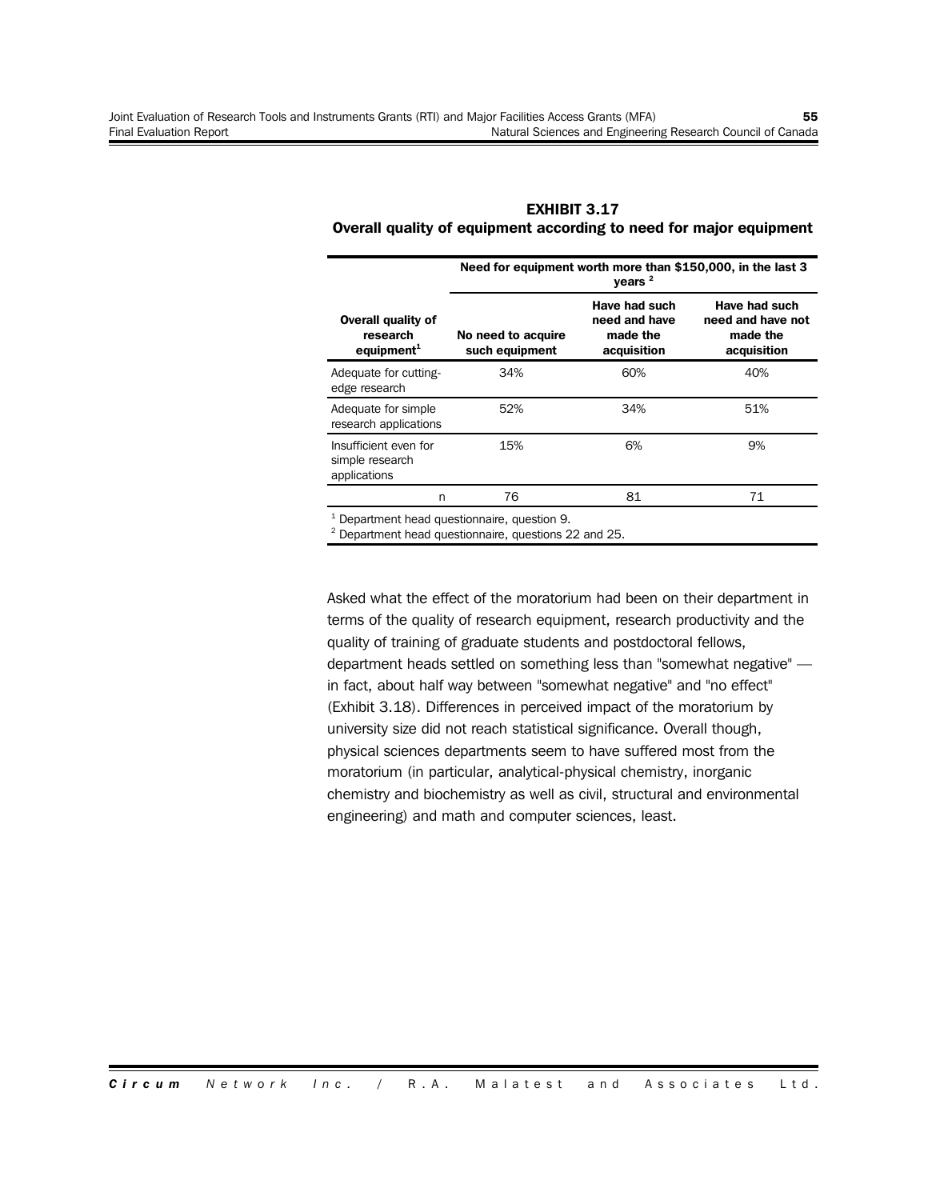**EXHIBIT 3.17**
**Overall quality of equipment according to need for major equipment**

| | Need for equipment worth more than $150,000, in the last 3 years [2] | | |
|---|---|---|---|
| **Overall quality of research equipment[1]** | **No need to acquire such equipment** | **Have had such need and have made the acquisition** | **Have had such need and have not made the acquisition** |
| Adequate for cutting-edge research | 34% | 60% | 40% |
| Adequate for simple research applications | 52% | 34% | 51% |
| Insufficient even for simple research applications | 15% | 6% | 9% |
| n | 76 | 81 | 71 |

[1] Department head questionnaire, question 9.
[2] Department head questionnaire, questions 22 and 25.

Asked what the effect of the moratorium had been on their department in terms of the quality of research equipment, research productivity and the quality of training of graduate students and postdoctoral fellows, department heads settled on something less than "somewhat negative" — in fact, about half way between "somewhat negative" and "no effect" (Exhibit 3.18). Differences in perceived impact of the moratorium by university size did not reach statistical significance. Overall though, physical sciences departments seem to have suffered most from the moratorium (in particular, analytical-physical chemistry, inorganic chemistry and biochemistry as well as civil, structural and environmental engineering) and math and computer sciences, least.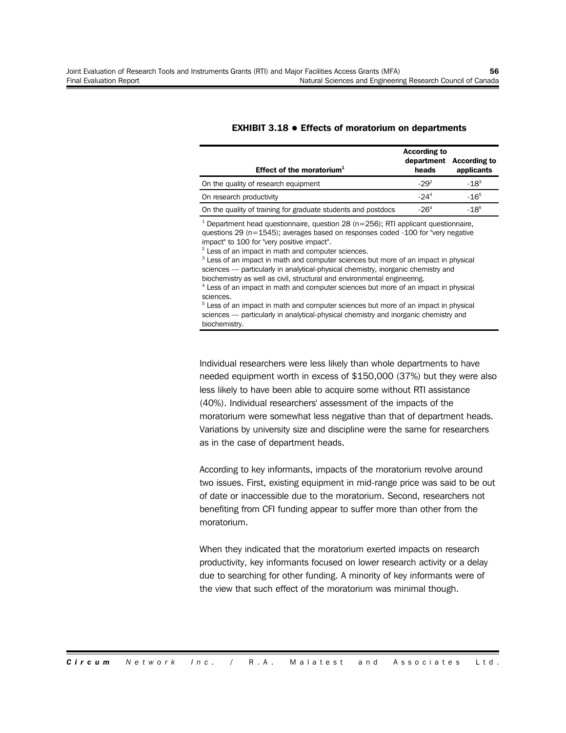**EXHIBIT 3.18 • Effects of moratorium on departments**

| Effect of the moratorium[1] | According to department heads | According to applicants |
|---|---|---|
| On the quality of research equipment | -29[2] | -18[3] |
| On research productivity | -24[4] | -16[5] |
| On the quality of training for graduate students and postdocs | -26[4] | -18[5] |

[1] Department head questionnaire, question 28 (n=256); RTI applicant questionnaire, questions 29 (n=1545); averages based on responses coded -100 for "very negative impact" to 100 for "very positive impact".
[2] Less of an impact in math and computer sciences.
[3] Less of an impact in math and computer sciences but more of an impact in physical sciences — particularly in analytical-physical chemistry, inorganic chemistry and biochemistry as well as civil, structural and environmental engineering.
[4] Less of an impact in math and computer sciences but more of an impact in physical sciences.
[5] Less of an impact in math and computer sciences but more of an impact in physical sciences — particularly in analytical-physical chemistry and inorganic chemistry and biochemistry.

Individual researchers were less likely than whole departments to have needed equipment worth in excess of $150,000 (37%) but they were also less likely to have been able to acquire some without RTI assistance (40%). Individual researchers' assessment of the impacts of the moratorium were somewhat less negative than that of department heads. Variations by university size and discipline were the same for researchers as in the case of department heads.

According to key informants, impacts of the moratorium revolve around two issues. First, existing equipment in mid-range price was said to be out of date or inaccessible due to the moratorium. Second, researchers not benefiting from CFI funding appear to suffer more than other from the moratorium.

When they indicated that the moratorium exerted impacts on research productivity, key informants focused on lower research activity or a delay due to searching for other funding. A minority of key informants were of the view that such effect of the moratorium was minimal though.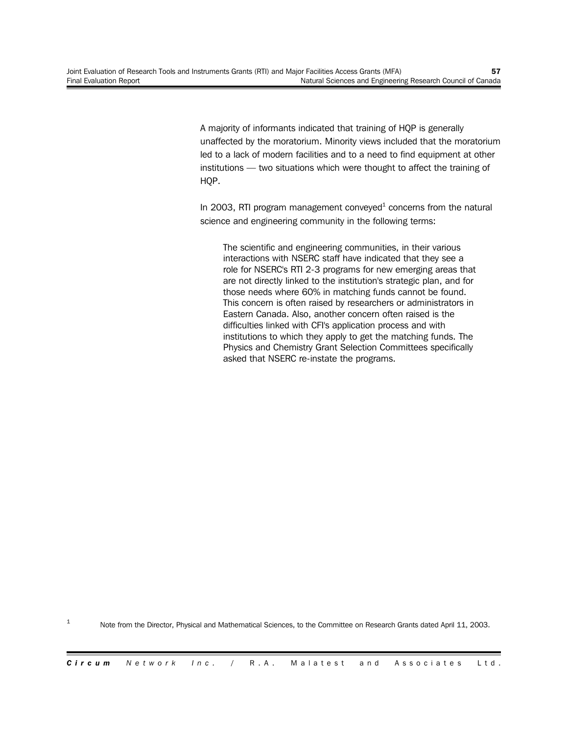A majority of informants indicated that training of HQP is generally unaffected by the moratorium. Minority views included that the moratorium led to a lack of modern facilities and to a need to find equipment at other institutions — two situations which were thought to affect the training of HQP.

In 2003, RTI program management conveyed[1] concerns from the natural science and engineering community in the following terms:

> The scientific and engineering communities, in their various interactions with NSERC staff have indicated that they see a role for NSERC's RTI 2-3 programs for new emerging areas that are not directly linked to the institution's strategic plan, and for those needs where 60% in matching funds cannot be found. This concern is often raised by researchers or administrators in Eastern Canada. Also, another concern often raised is the difficulties linked with CFI's application process and with institutions to which they apply to get the matching funds. The Physics and Chemistry Grant Selection Committees specifically asked that NSERC re-instate the programs.

[1] Note from the Director, Physical and Mathematical Sciences, to the Committee on Research Grants dated April 11, 2003.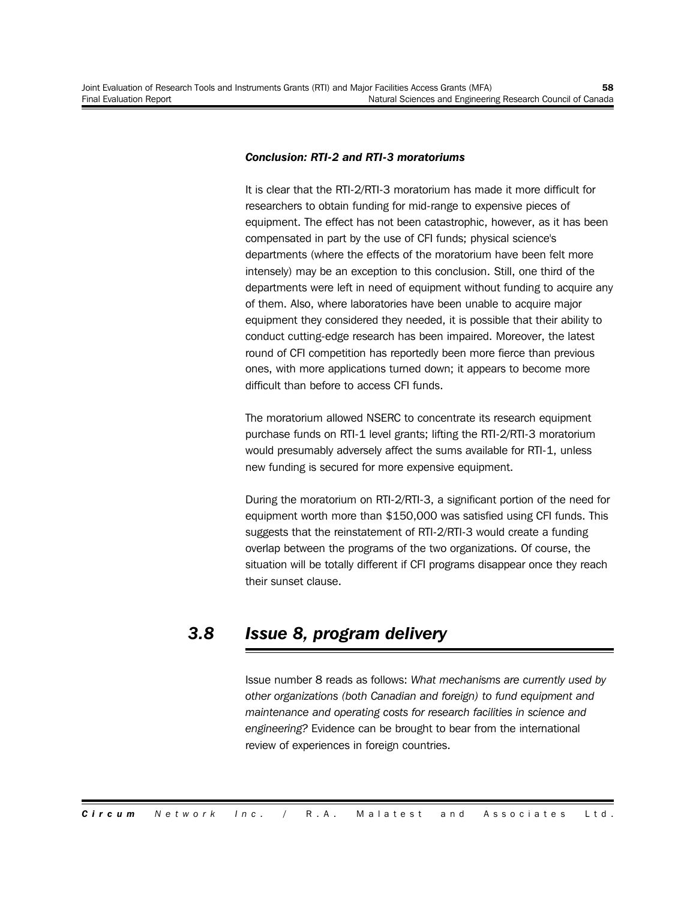***Conclusion: RTI-2 and RTI-3 moratoriums***

It is clear that the RTI-2/RTI-3 moratorium has made it more difficult for researchers to obtain funding for mid-range to expensive pieces of equipment. The effect has not been catastrophic, however, as it has been compensated in part by the use of CFI funds; physical science's departments (where the effects of the moratorium have been felt more intensely) may be an exception to this conclusion. Still, one third of the departments were left in need of equipment without funding to acquire any of them. Also, where laboratories have been unable to acquire major equipment they considered they needed, it is possible that their ability to conduct cutting-edge research has been impaired. Moreover, the latest round of CFI competition has reportedly been more fierce than previous ones, with more applications turned down; it appears to become more difficult than before to access CFI funds.

The moratorium allowed NSERC to concentrate its research equipment purchase funds on RTI-1 level grants; lifting the RTI-2/RTI-3 moratorium would presumably adversely affect the sums available for RTI-1, unless new funding is secured for more expensive equipment.

During the moratorium on RTI-2/RTI-3, a significant portion of the need for equipment worth more than $150,000 was satisfied using CFI funds. This suggests that the reinstatement of RTI-2/RTI-3 would create a funding overlap between the programs of the two organizations. Of course, the situation will be totally different if CFI programs disappear once they reach their sunset clause.

## *3.8 Issue 8, program delivery*

Issue number 8 reads as follows: *What mechanisms are currently used by other organizations (both Canadian and foreign) to fund equipment and maintenance and operating costs for research facilities in science and engineering?* Evidence can be brought to bear from the international review of experiences in foreign countries.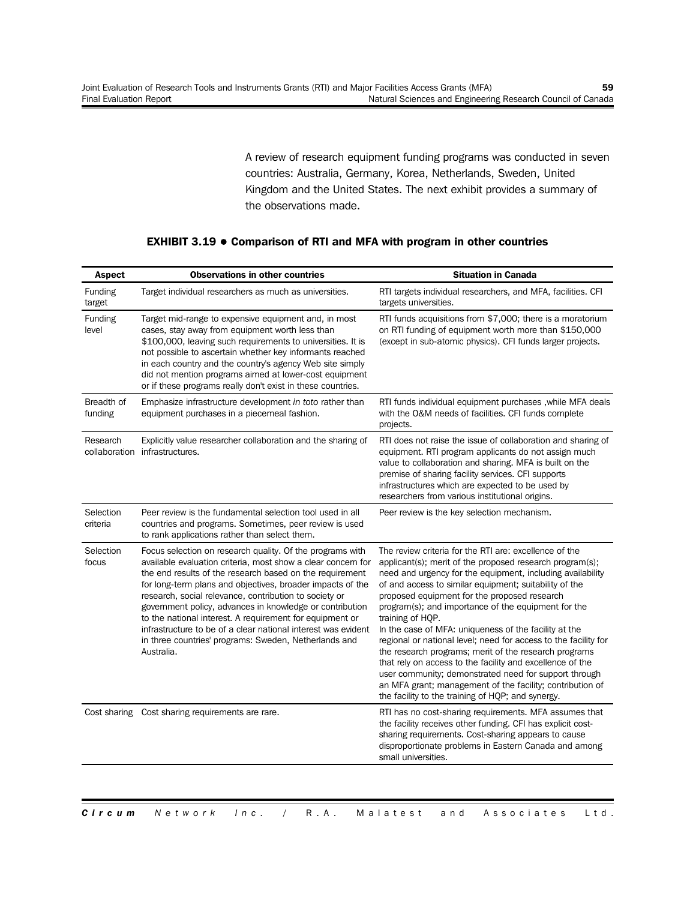A review of research equipment funding programs was conducted in seven countries: Australia, Germany, Korea, Netherlands, Sweden, United Kingdom and the United States. The next exhibit provides a summary of the observations made.

**EXHIBIT 3.19 • Comparison of RTI and MFA with program in other countries**

| Aspect | Observations in other countries | Situation in Canada |
|---|---|---|
| Funding target | Target individual researchers as much as universities. | RTI targets individual researchers, and MFA, facilities. CFI targets universities. |
| Funding level | Target mid-range to expensive equipment and, in most cases, stay away from equipment worth less than \$100,000, leaving such requirements to universities. It is not possible to ascertain whether key informants reached in each country and the country's agency Web site simply did not mention programs aimed at lower-cost equipment or if these programs really don't exist in these countries. | RTI funds acquisitions from \$7,000; there is a moratorium on RTI funding of equipment worth more than \$150,000 (except in sub-atomic physics). CFI funds larger projects. |
| Breadth of funding | Emphasize infrastructure development *in toto* rather than equipment purchases in a piecemeal fashion. | RTI funds individual equipment purchases ,while MFA deals with the O&M needs of facilities. CFI funds complete projects. |
| Research collaboration | Explicitly value researcher collaboration and the sharing of infrastructures. | RTI does not raise the issue of collaboration and sharing of equipment. RTI program applicants do not assign much value to collaboration and sharing. MFA is built on the premise of sharing facility services. CFI supports infrastructures which are expected to be used by researchers from various institutional origins. |
| Selection criteria | Peer review is the fundamental selection tool used in all countries and programs. Sometimes, peer review is used to rank applications rather than select them. | Peer review is the key selection mechanism. |
| Selection focus | Focus selection on research quality. Of the programs with available evaluation criteria, most show a clear concern for the end results of the research based on the requirement for long-term plans and objectives, broader impacts of the research, social relevance, contribution to society or government policy, advances in knowledge or contribution to the national interest. A requirement for equipment or infrastructure to be of a clear national interest was evident in three countries' programs: Sweden, Netherlands and Australia. | The review criteria for the RTI are: excellence of the applicant(s); merit of the proposed research program(s); need and urgency for the equipment, including availability of and access to similar equipment; suitability of the proposed equipment for the proposed research program(s); and importance of the equipment for the training of HQP.<br>In the case of MFA: uniqueness of the facility at the regional or national level; need for access to the facility for the research programs; merit of the research programs that rely on access to the facility and excellence of the user community; demonstrated need for support through an MFA grant; management of the facility; contribution of the facility to the training of HQP; and synergy. |
| Cost sharing | Cost sharing requirements are rare. | RTI has no cost-sharing requirements. MFA assumes that the facility receives other funding. CFI has explicit cost-sharing requirements. Cost-sharing appears to cause disproportionate problems in Eastern Canada and among small universities. |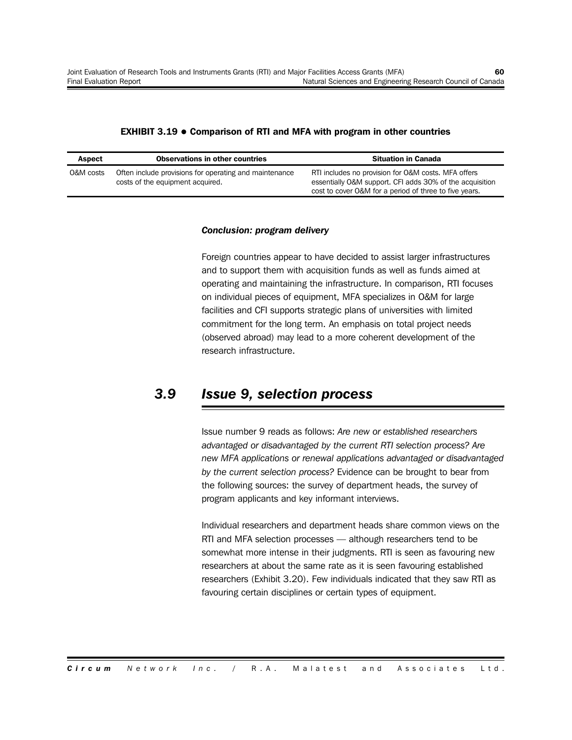**EXHIBIT 3.19 ● Comparison of RTI and MFA with program in other countries**

| Aspect | Observations in other countries | Situation in Canada |
|---|---|---|
| O&M costs | Often include provisions for operating and maintenance costs of the equipment acquired. | RTI includes no provision for O&M costs. MFA offers essentially O&M support. CFI adds 30% of the acquisition cost to cover O&M for a period of three to five years. |

***Conclusion: program delivery***

Foreign countries appear to have decided to assist larger infrastructures and to support them with acquisition funds as well as funds aimed at operating and maintaining the infrastructure. In comparison, RTI focuses on individual pieces of equipment, MFA specializes in O&M for large facilities and CFI supports strategic plans of universities with limited commitment for the long term. An emphasis on total project needs (observed abroad) may lead to a more coherent development of the research infrastructure.

## *3.9 Issue 9, selection process*

Issue number 9 reads as follows: *Are new or established researchers advantaged or disadvantaged by the current RTI selection process? Are new MFA applications or renewal applications advantaged or disadvantaged by the current selection process?* Evidence can be brought to bear from the following sources: the survey of department heads, the survey of program applicants and key informant interviews.

Individual researchers and department heads share common views on the RTI and MFA selection processes — although researchers tend to be somewhat more intense in their judgments. RTI is seen as favouring new researchers at about the same rate as it is seen favouring established researchers (Exhibit 3.20). Few individuals indicated that they saw RTI as favouring certain disciplines or certain types of equipment.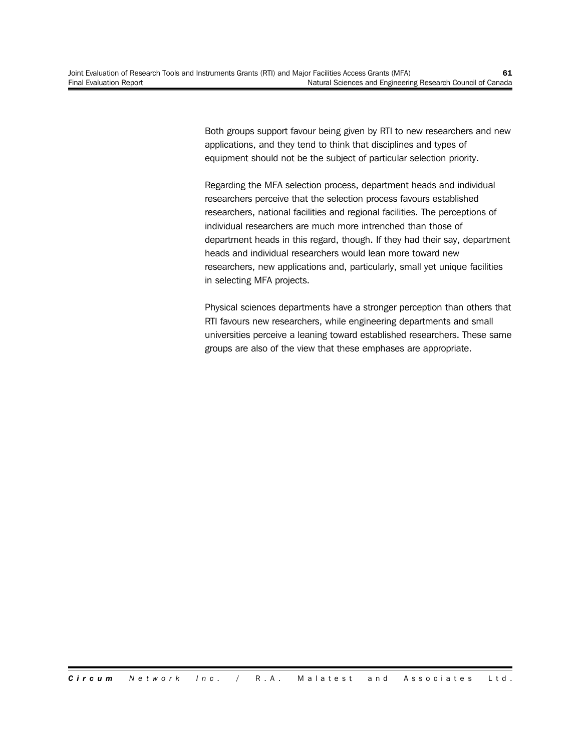Both groups support favour being given by RTI to new researchers and new applications, and they tend to think that disciplines and types of equipment should not be the subject of particular selection priority.

Regarding the MFA selection process, department heads and individual researchers perceive that the selection process favours established researchers, national facilities and regional facilities. The perceptions of individual researchers are much more intrenched than those of department heads in this regard, though. If they had their say, department heads and individual researchers would lean more toward new researchers, new applications and, particularly, small yet unique facilities in selecting MFA projects.

Physical sciences departments have a stronger perception than others that RTI favours new researchers, while engineering departments and small universities perceive a leaning toward established researchers. These same groups are also of the view that these emphases are appropriate.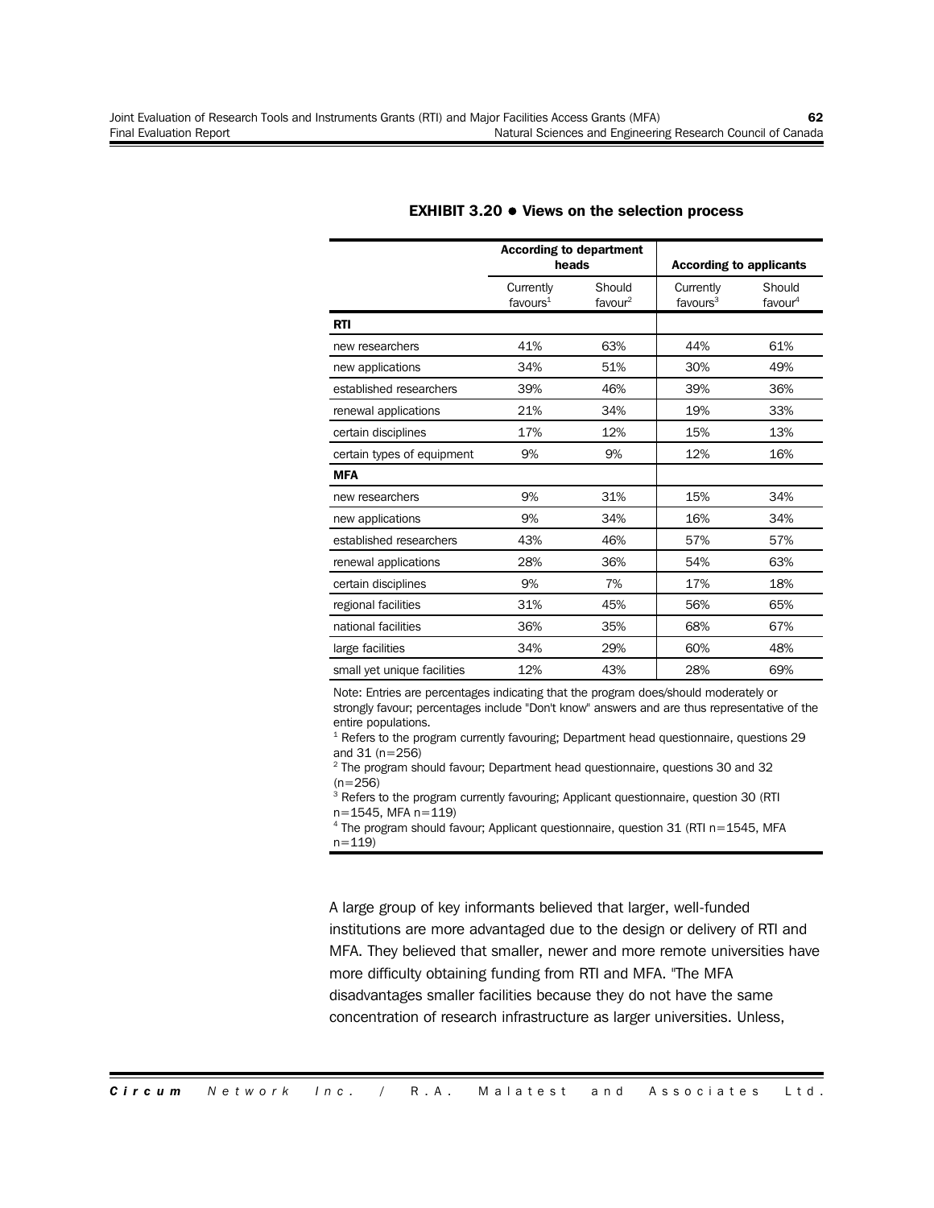**EXHIBIT 3.20 • Views on the selection process**

| | According to department heads | | According to applicants | |
|---|---|---|---|---|
| | Currently favours[1] | Should favour[2] | Currently favours[3] | Should favour[4] |
| **RTI** | | | | |
| new researchers | 41% | 63% | 44% | 61% |
| new applications | 34% | 51% | 30% | 49% |
| established researchers | 39% | 46% | 39% | 36% |
| renewal applications | 21% | 34% | 19% | 33% |
| certain disciplines | 17% | 12% | 15% | 13% |
| certain types of equipment | 9% | 9% | 12% | 16% |
| **MFA** | | | | |
| new researchers | 9% | 31% | 15% | 34% |
| new applications | 9% | 34% | 16% | 34% |
| established researchers | 43% | 46% | 57% | 57% |
| renewal applications | 28% | 36% | 54% | 63% |
| certain disciplines | 9% | 7% | 17% | 18% |
| regional facilities | 31% | 45% | 56% | 65% |
| national facilities | 36% | 35% | 68% | 67% |
| large facilities | 34% | 29% | 60% | 48% |
| small yet unique facilities | 12% | 43% | 28% | 69% |

Note: Entries are percentages indicating that the program does/should moderately or strongly favour; percentages include "Don't know" answers and are thus representative of the entire populations.

[1] Refers to the program currently favouring; Department head questionnaire, questions 29 and 31 (n=256)

[2] The program should favour; Department head questionnaire, questions 30 and 32 (n=256)

[3] Refers to the program currently favouring; Applicant questionnaire, question 30 (RTI n=1545, MFA n=119)

[4] The program should favour; Applicant questionnaire, question 31 (RTI n=1545, MFA n=119)

A large group of key informants believed that larger, well-funded institutions are more advantaged due to the design or delivery of RTI and MFA. They believed that smaller, newer and more remote universities have more difficulty obtaining funding from RTI and MFA. "The MFA disadvantages smaller facilities because they do not have the same concentration of research infrastructure as larger universities. Unless,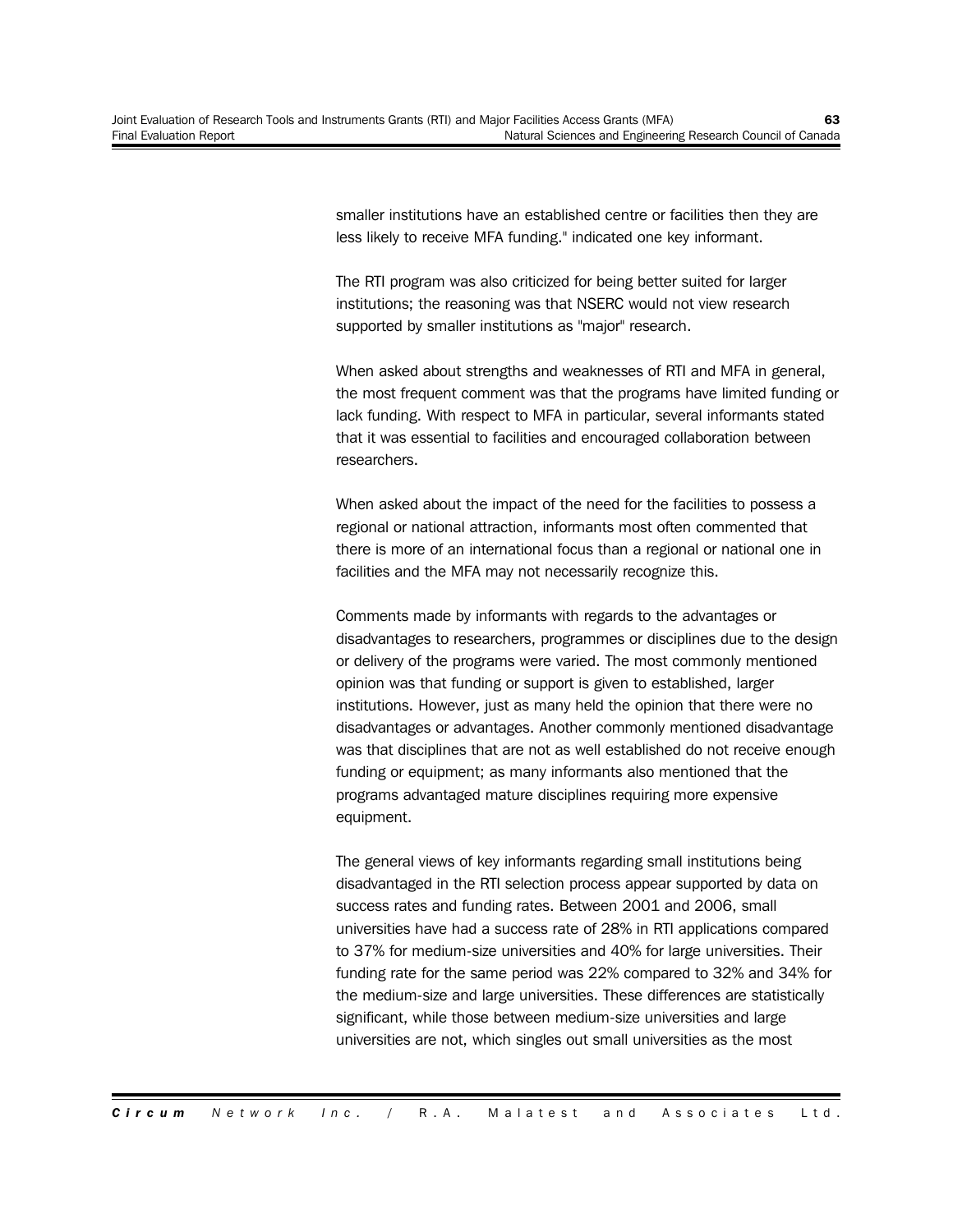smaller institutions have an established centre or facilities then they are less likely to receive MFA funding." indicated one key informant.

The RTI program was also criticized for being better suited for larger institutions; the reasoning was that NSERC would not view research supported by smaller institutions as "major" research.

When asked about strengths and weaknesses of RTI and MFA in general, the most frequent comment was that the programs have limited funding or lack funding. With respect to MFA in particular, several informants stated that it was essential to facilities and encouraged collaboration between researchers.

When asked about the impact of the need for the facilities to possess a regional or national attraction, informants most often commented that there is more of an international focus than a regional or national one in facilities and the MFA may not necessarily recognize this.

Comments made by informants with regards to the advantages or disadvantages to researchers, programmes or disciplines due to the design or delivery of the programs were varied. The most commonly mentioned opinion was that funding or support is given to established, larger institutions. However, just as many held the opinion that there were no disadvantages or advantages. Another commonly mentioned disadvantage was that disciplines that are not as well established do not receive enough funding or equipment; as many informants also mentioned that the programs advantaged mature disciplines requiring more expensive equipment.

The general views of key informants regarding small institutions being disadvantaged in the RTI selection process appear supported by data on success rates and funding rates. Between 2001 and 2006, small universities have had a success rate of 28% in RTI applications compared to 37% for medium-size universities and 40% for large universities. Their funding rate for the same period was 22% compared to 32% and 34% for the medium-size and large universities. These differences are statistically significant, while those between medium-size universities and large universities are not, which singles out small universities as the most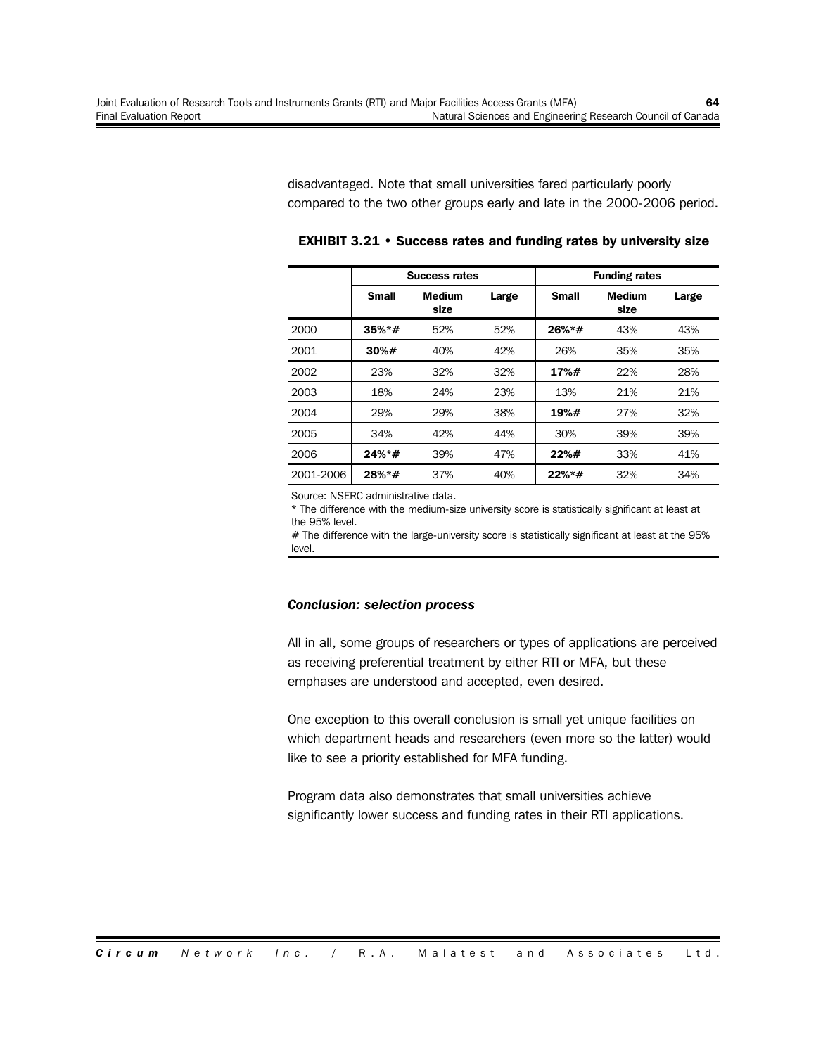disadvantaged. Note that small universities fared particularly poorly compared to the two other groups early and late in the 2000-2006 period.

**EXHIBIT 3.21 • Success rates and funding rates by university size**

| | Success rates | | | Funding rates | | |
|---|---|---|---|---|---|---|
| | Small | Medium size | Large | Small | Medium size | Large |
| 2000 | **35%*#** | 52% | 52% | **26%*#** | 43% | 43% |
| 2001 | **30%#** | 40% | 42% | 26% | 35% | 35% |
| 2002 | 23% | 32% | 32% | **17%#** | 22% | 28% |
| 2003 | 18% | 24% | 23% | 13% | 21% | 21% |
| 2004 | 29% | 29% | 38% | **19%#** | 27% | 32% |
| 2005 | 34% | 42% | 44% | 30% | 39% | 39% |
| 2006 | **24%*#** | 39% | 47% | **22%#** | 33% | 41% |
| 2001-2006 | **28%*#** | 37% | 40% | **22%*#** | 32% | 34% |

Source: NSERC administrative data.

* The difference with the medium-size university score is statistically significant at least at the 95% level.

# The difference with the large-university score is statistically significant at least at the 95% level.

***Conclusion: selection process***

All in all, some groups of researchers or types of applications are perceived as receiving preferential treatment by either RTI or MFA, but these emphases are understood and accepted, even desired.

One exception to this overall conclusion is small yet unique facilities on which department heads and researchers (even more so the latter) would like to see a priority established for MFA funding.

Program data also demonstrates that small universities achieve significantly lower success and funding rates in their RTI applications.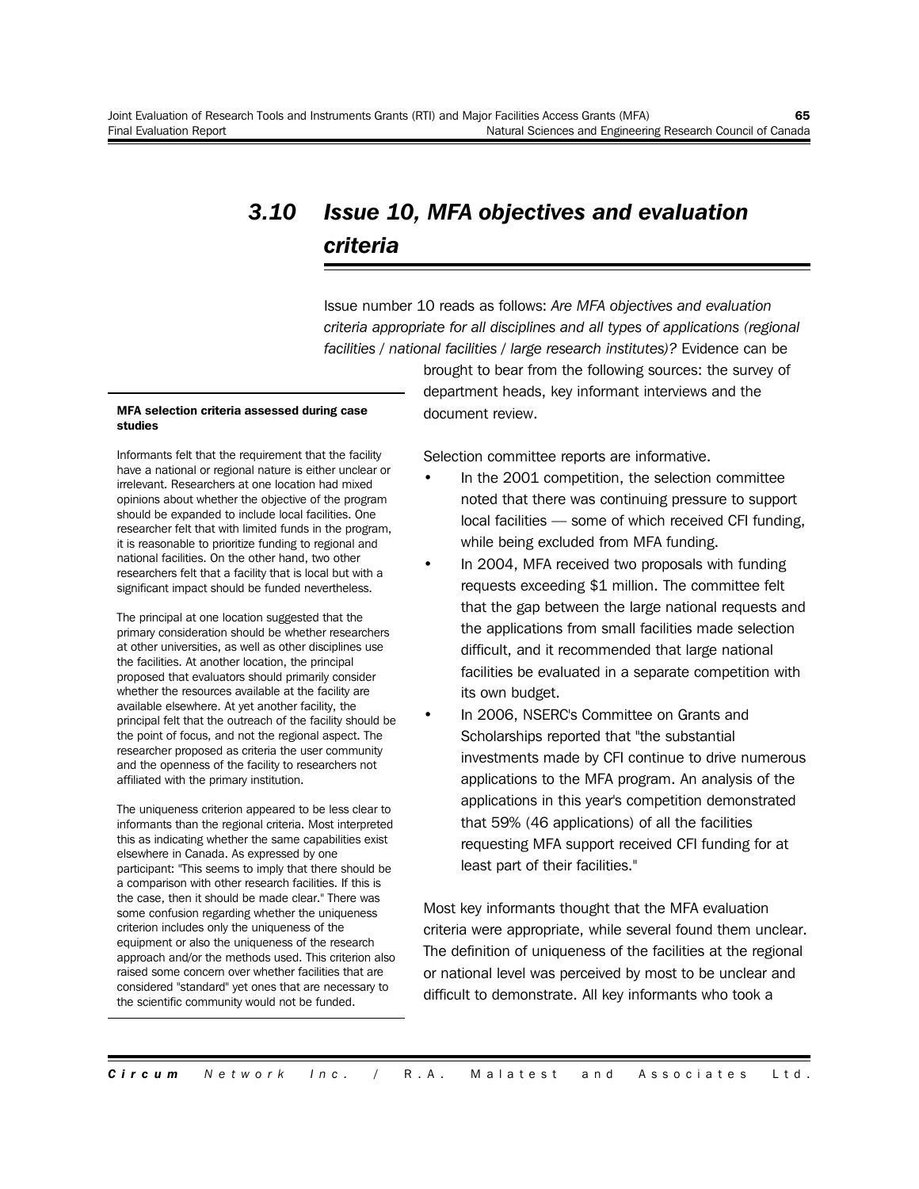## 3.10 Issue 10, MFA objectives and evaluation criteria

Issue number 10 reads as follows: *Are MFA objectives and evaluation criteria appropriate for all disciplines and all types of applications (regional facilities / national facilities / large research institutes)?* Evidence can be brought to bear from the following sources: the survey of department heads, key informant interviews and the document review.

Selection committee reports are informative.

- In the 2001 competition, the selection committee noted that there was continuing pressure to support local facilities — some of which received CFI funding, while being excluded from MFA funding.
- In 2004, MFA received two proposals with funding requests exceeding $1 million. The committee felt that the gap between the large national requests and the applications from small facilities made selection difficult, and it recommended that large national facilities be evaluated in a separate competition with its own budget.
- In 2006, NSERC's Committee on Grants and Scholarships reported that "the substantial investments made by CFI continue to drive numerous applications to the MFA program. An analysis of the applications in this year's competition demonstrated that 59% (46 applications) of all the facilities requesting MFA support received CFI funding for at least part of their facilities."

Most key informants thought that the MFA evaluation criteria were appropriate, while several found them unclear. The definition of uniqueness of the facilities at the regional or national level was perceived by most to be unclear and difficult to demonstrate. All key informants who took a

**MFA selection criteria assessed during case studies**

Informants felt that the requirement that the facility have a national or regional nature is either unclear or irrelevant. Researchers at one location had mixed opinions about whether the objective of the program should be expanded to include local facilities. One researcher felt that with limited funds in the program, it is reasonable to prioritize funding to regional and national facilities. On the other hand, two other researchers felt that a facility that is local but with a significant impact should be funded nevertheless.

The principal at one location suggested that the primary consideration should be whether researchers at other universities, as well as other disciplines use the facilities. At another location, the principal proposed that evaluators should primarily consider whether the resources available at the facility are available elsewhere. At yet another facility, the principal felt that the outreach of the facility should be the point of focus, and not the regional aspect. The researcher proposed as criteria the user community and the openness of the facility to researchers not affiliated with the primary institution.

The uniqueness criterion appeared to be less clear to informants than the regional criteria. Most interpreted this as indicating whether the same capabilities exist elsewhere in Canada. As expressed by one participant: "This seems to imply that there should be a comparison with other research facilities. If this is the case, then it should be made clear." There was some confusion regarding whether the uniqueness criterion includes only the uniqueness of the equipment or also the uniqueness of the research approach and/or the methods used. This criterion also raised some concern over whether facilities that are considered "standard" yet ones that are necessary to the scientific community would not be funded.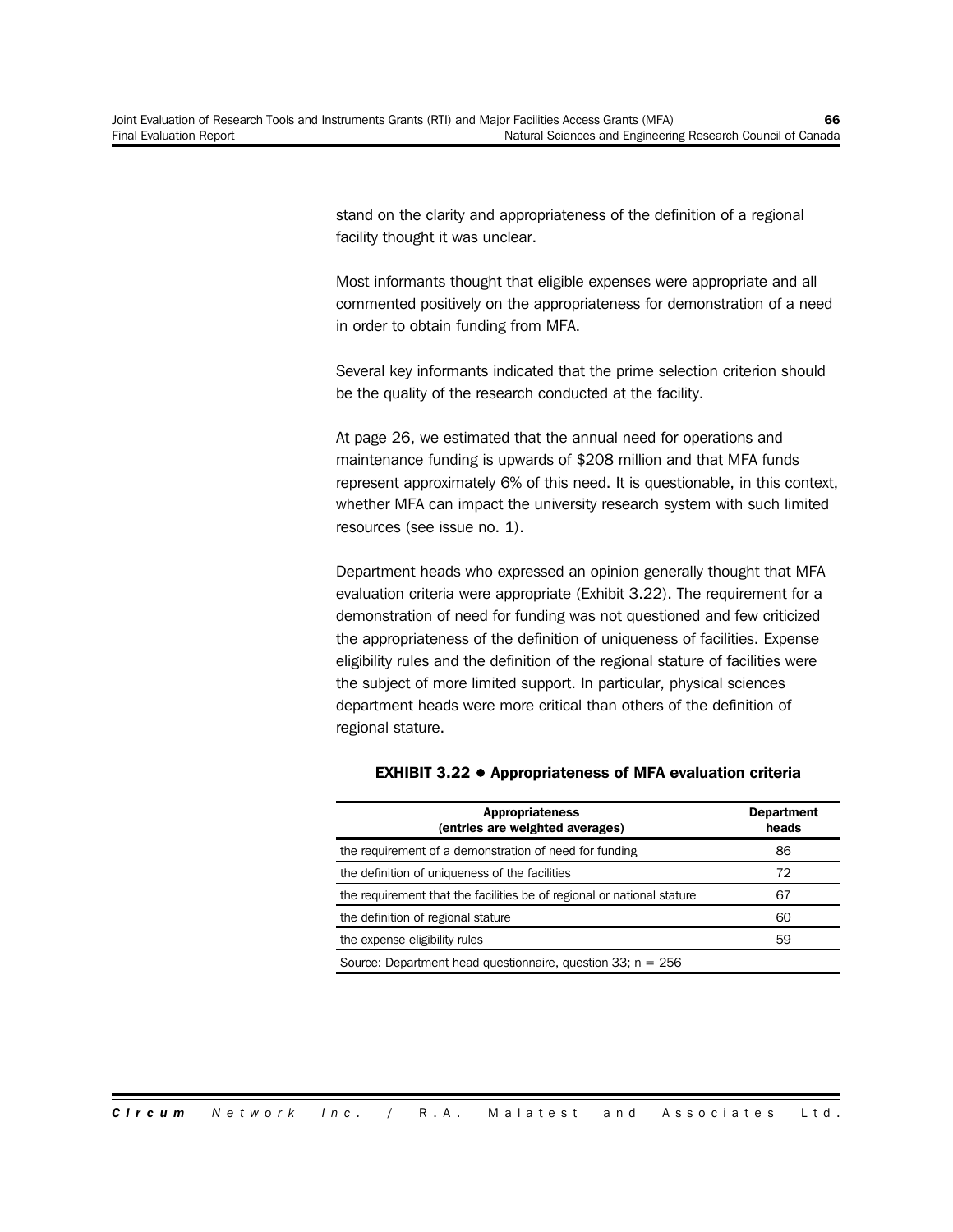stand on the clarity and appropriateness of the definition of a regional facility thought it was unclear.

Most informants thought that eligible expenses were appropriate and all commented positively on the appropriateness for demonstration of a need in order to obtain funding from MFA.

Several key informants indicated that the prime selection criterion should be the quality of the research conducted at the facility.

At page 26, we estimated that the annual need for operations and maintenance funding is upwards of $208 million and that MFA funds represent approximately 6% of this need. It is questionable, in this context, whether MFA can impact the university research system with such limited resources (see issue no. 1).

Department heads who expressed an opinion generally thought that MFA evaluation criteria were appropriate (Exhibit 3.22). The requirement for a demonstration of need for funding was not questioned and few criticized the appropriateness of the definition of uniqueness of facilities. Expense eligibility rules and the definition of the regional stature of facilities were the subject of more limited support. In particular, physical sciences department heads were more critical than others of the definition of regional stature.

**EXHIBIT 3.22 • Appropriateness of MFA evaluation criteria**

| Appropriateness (entries are weighted averages) | Department heads |
|---|---|
| the requirement of a demonstration of need for funding | 86 |
| the definition of uniqueness of the facilities | 72 |
| the requirement that the facilities be of regional or national stature | 67 |
| the definition of regional stature | 60 |
| the expense eligibility rules | 59 |
| Source: Department head questionnaire, question 33; n = 256 | |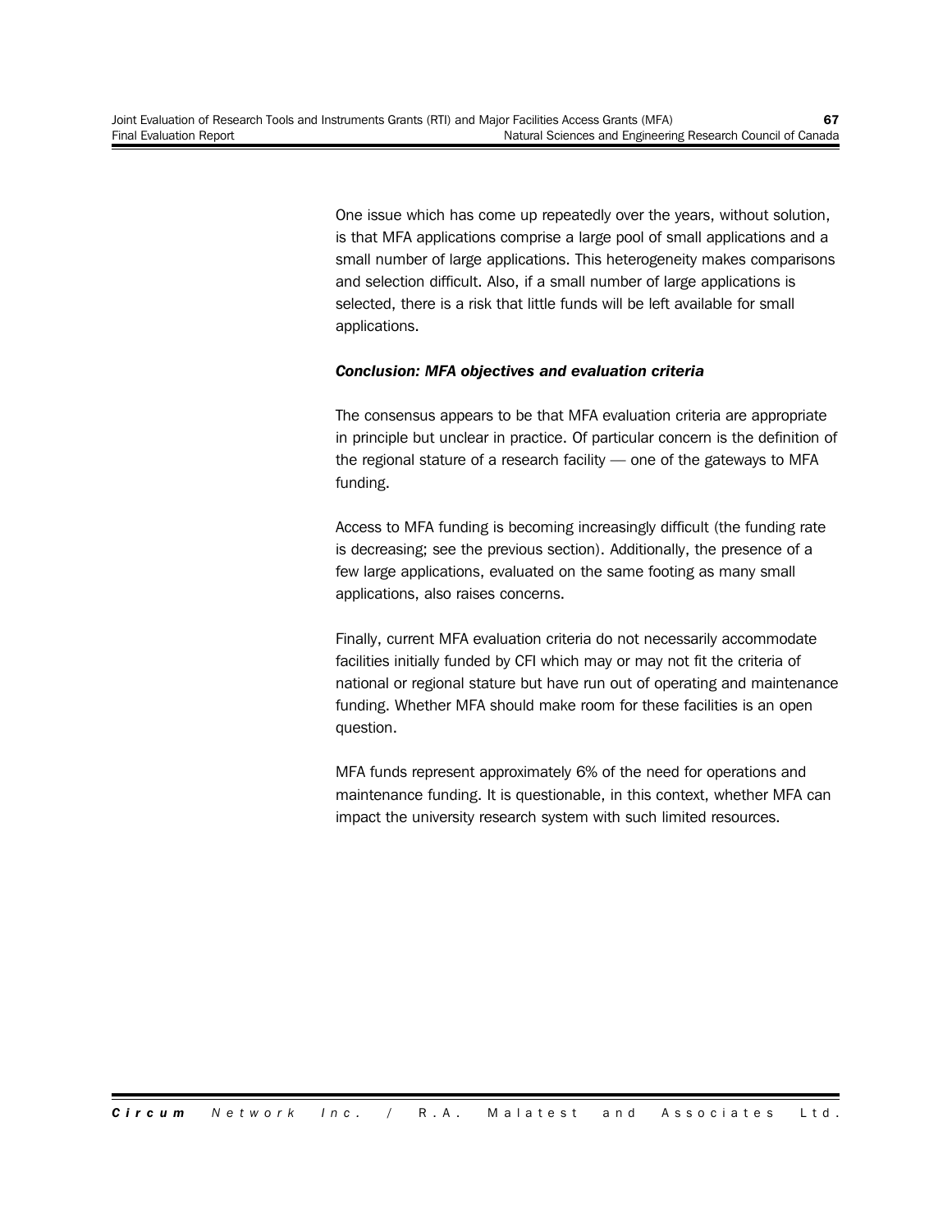One issue which has come up repeatedly over the years, without solution, is that MFA applications comprise a large pool of small applications and a small number of large applications. This heterogeneity makes comparisons and selection difficult. Also, if a small number of large applications is selected, there is a risk that little funds will be left available for small applications.

***Conclusion: MFA objectives and evaluation criteria***

The consensus appears to be that MFA evaluation criteria are appropriate in principle but unclear in practice. Of particular concern is the definition of the regional stature of a research facility — one of the gateways to MFA funding.

Access to MFA funding is becoming increasingly difficult (the funding rate is decreasing; see the previous section). Additionally, the presence of a few large applications, evaluated on the same footing as many small applications, also raises concerns.

Finally, current MFA evaluation criteria do not necessarily accommodate facilities initially funded by CFI which may or may not fit the criteria of national or regional stature but have run out of operating and maintenance funding. Whether MFA should make room for these facilities is an open question.

MFA funds represent approximately 6% of the need for operations and maintenance funding. It is questionable, in this context, whether MFA can impact the university research system with such limited resources.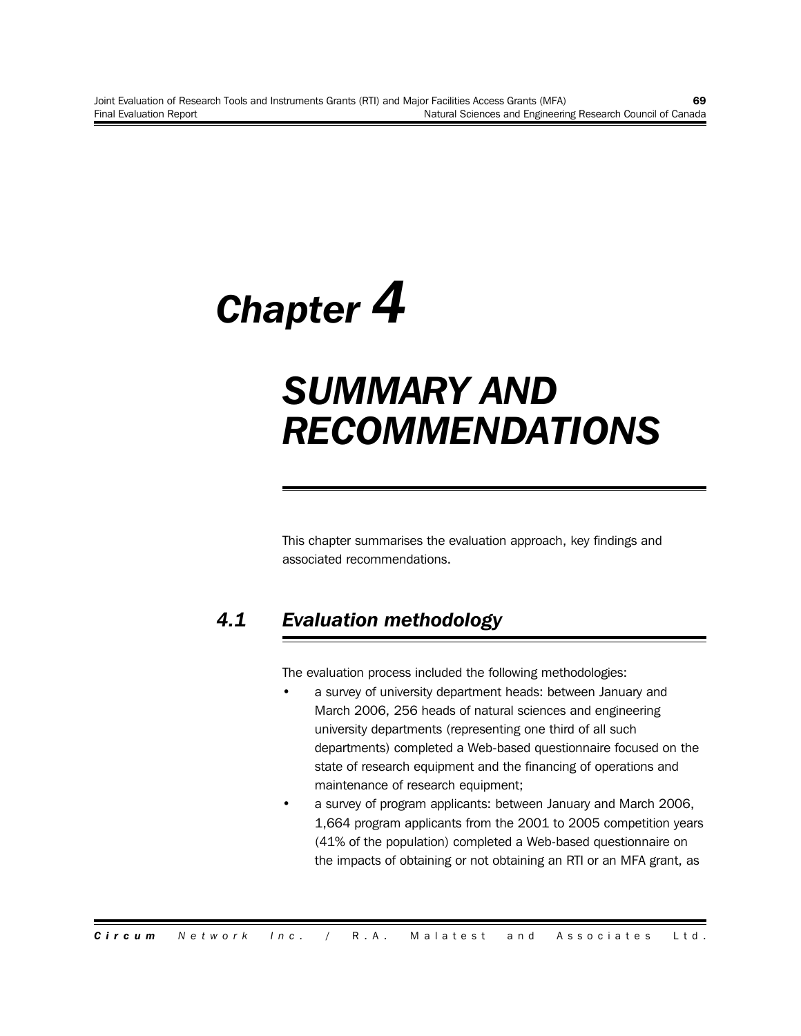# Chapter 4

# SUMMARY AND RECOMMENDATIONS

This chapter summarises the evaluation approach, key findings and associated recommendations.

## 4.1 Evaluation methodology

The evaluation process included the following methodologies:

- a survey of university department heads: between January and March 2006, 256 heads of natural sciences and engineering university departments (representing one third of all such departments) completed a Web-based questionnaire focused on the state of research equipment and the financing of operations and maintenance of research equipment;
- a survey of program applicants: between January and March 2006, 1,664 program applicants from the 2001 to 2005 competition years (41% of the population) completed a Web-based questionnaire on the impacts of obtaining or not obtaining an RTI or an MFA grant, as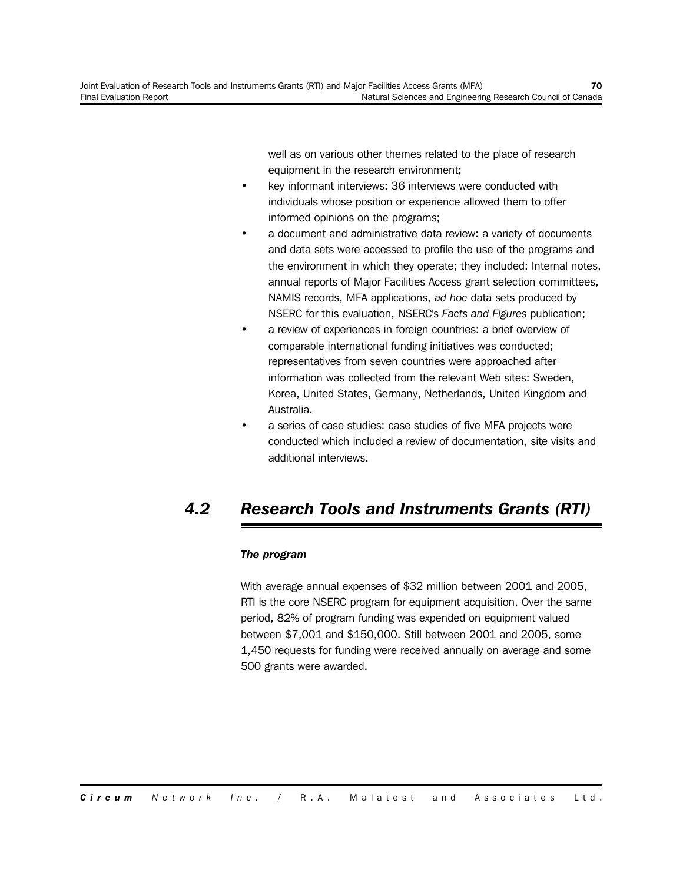well as on various other themes related to the place of research equipment in the research environment;

- key informant interviews: 36 interviews were conducted with individuals whose position or experience allowed them to offer informed opinions on the programs;
- a document and administrative data review: a variety of documents and data sets were accessed to profile the use of the programs and the environment in which they operate; they included: Internal notes, annual reports of Major Facilities Access grant selection committees, NAMIS records, MFA applications, *ad hoc* data sets produced by NSERC for this evaluation, NSERC's *Facts and Figures* publication;
- a review of experiences in foreign countries: a brief overview of comparable international funding initiatives was conducted; representatives from seven countries were approached after information was collected from the relevant Web sites: Sweden, Korea, United States, Germany, Netherlands, United Kingdom and Australia.
- a series of case studies: case studies of five MFA projects were conducted which included a review of documentation, site visits and additional interviews.

## 4.2 Research Tools and Instruments Grants (RTI)

***The program***

With average annual expenses of $32 million between 2001 and 2005, RTI is the core NSERC program for equipment acquisition. Over the same period, 82% of program funding was expended on equipment valued between $7,001 and $150,000. Still between 2001 and 2005, some 1,450 requests for funding were received annually on average and some 500 grants were awarded.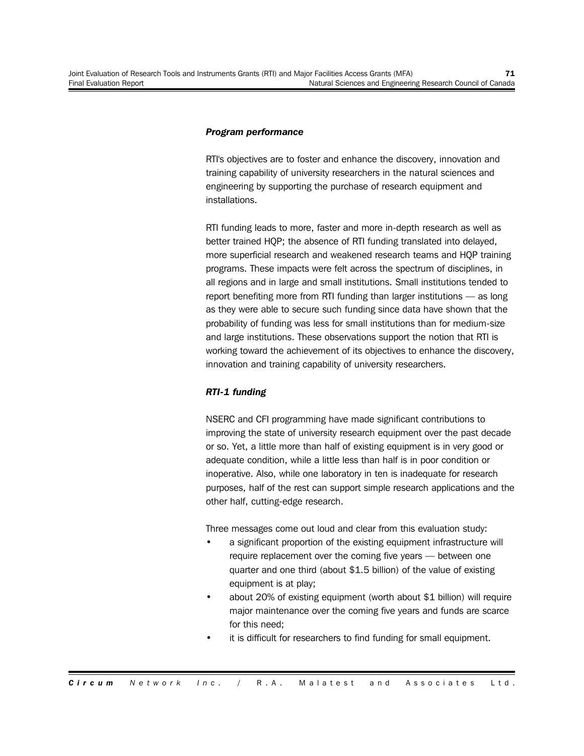### *Program performance*

RTI's objectives are to foster and enhance the discovery, innovation and training capability of university researchers in the natural sciences and engineering by supporting the purchase of research equipment and installations.

RTI funding leads to more, faster and more in-depth research as well as better trained HQP; the absence of RTI funding translated into delayed, more superficial research and weakened research teams and HQP training programs. These impacts were felt across the spectrum of disciplines, in all regions and in large and small institutions. Small institutions tended to report benefiting more from RTI funding than larger institutions — as long as they were able to secure such funding since data have shown that the probability of funding was less for small institutions than for medium-size and large institutions. These observations support the notion that RTI is working toward the achievement of its objectives to enhance the discovery, innovation and training capability of university researchers.

### *RTI-1 funding*

NSERC and CFI programming have made significant contributions to improving the state of university research equipment over the past decade or so. Yet, a little more than half of existing equipment is in very good or adequate condition, while a little less than half is in poor condition or inoperative. Also, while one laboratory in ten is inadequate for research purposes, half of the rest can support simple research applications and the other half, cutting-edge research.

Three messages come out loud and clear from this evaluation study:

- a significant proportion of the existing equipment infrastructure will require replacement over the coming five years — between one quarter and one third (about $1.5 billion) of the value of existing equipment is at play;
- about 20% of existing equipment (worth about $1 billion) will require major maintenance over the coming five years and funds are scarce for this need;
- it is difficult for researchers to find funding for small equipment.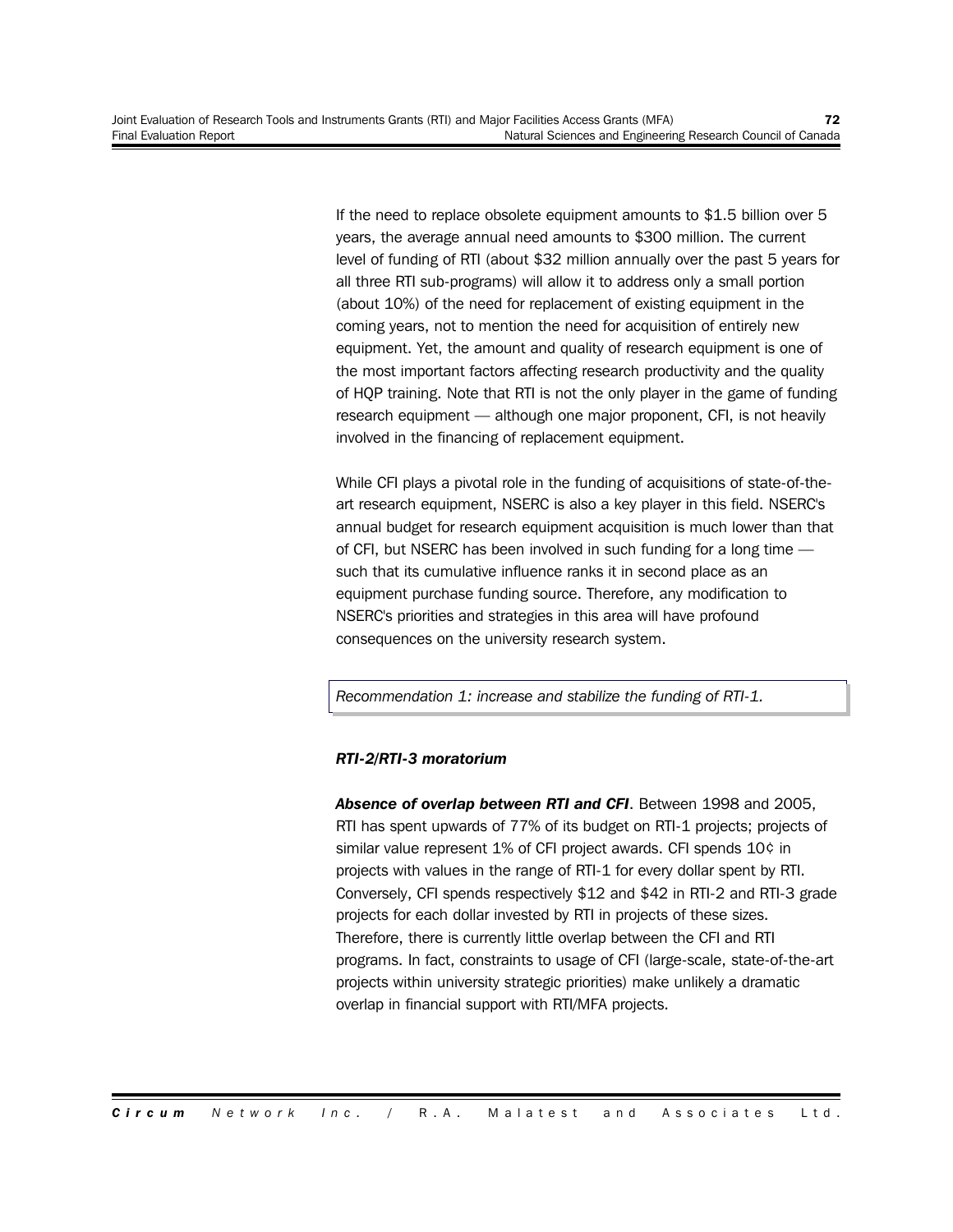If the need to replace obsolete equipment amounts to $1.5 billion over 5 years, the average annual need amounts to $300 million. The current level of funding of RTI (about $32 million annually over the past 5 years for all three RTI sub-programs) will allow it to address only a small portion (about 10%) of the need for replacement of existing equipment in the coming years, not to mention the need for acquisition of entirely new equipment. Yet, the amount and quality of research equipment is one of the most important factors affecting research productivity and the quality of HQP training. Note that RTI is not the only player in the game of funding research equipment — although one major proponent, CFI, is not heavily involved in the financing of replacement equipment.

While CFI plays a pivotal role in the funding of acquisitions of state-of-the-art research equipment, NSERC is also a key player in this field. NSERC's annual budget for research equipment acquisition is much lower than that of CFI, but NSERC has been involved in such funding for a long time — such that its cumulative influence ranks it in second place as an equipment purchase funding source. Therefore, any modification to NSERC's priorities and strategies in this area will have profound consequences on the university research system.

*Recommendation 1: increase and stabilize the funding of RTI-1.*

### *RTI-2/RTI-3 moratorium*

***Absence of overlap between RTI and CFI***. Between 1998 and 2005, RTI has spent upwards of 77% of its budget on RTI-1 projects; projects of similar value represent 1% of CFI project awards. CFI spends 10¢ in projects with values in the range of RTI-1 for every dollar spent by RTI. Conversely, CFI spends respectively $12 and $42 in RTI-2 and RTI-3 grade projects for each dollar invested by RTI in projects of these sizes. Therefore, there is currently little overlap between the CFI and RTI programs. In fact, constraints to usage of CFI (large-scale, state-of-the-art projects within university strategic priorities) make unlikely a dramatic overlap in financial support with RTI/MFA projects.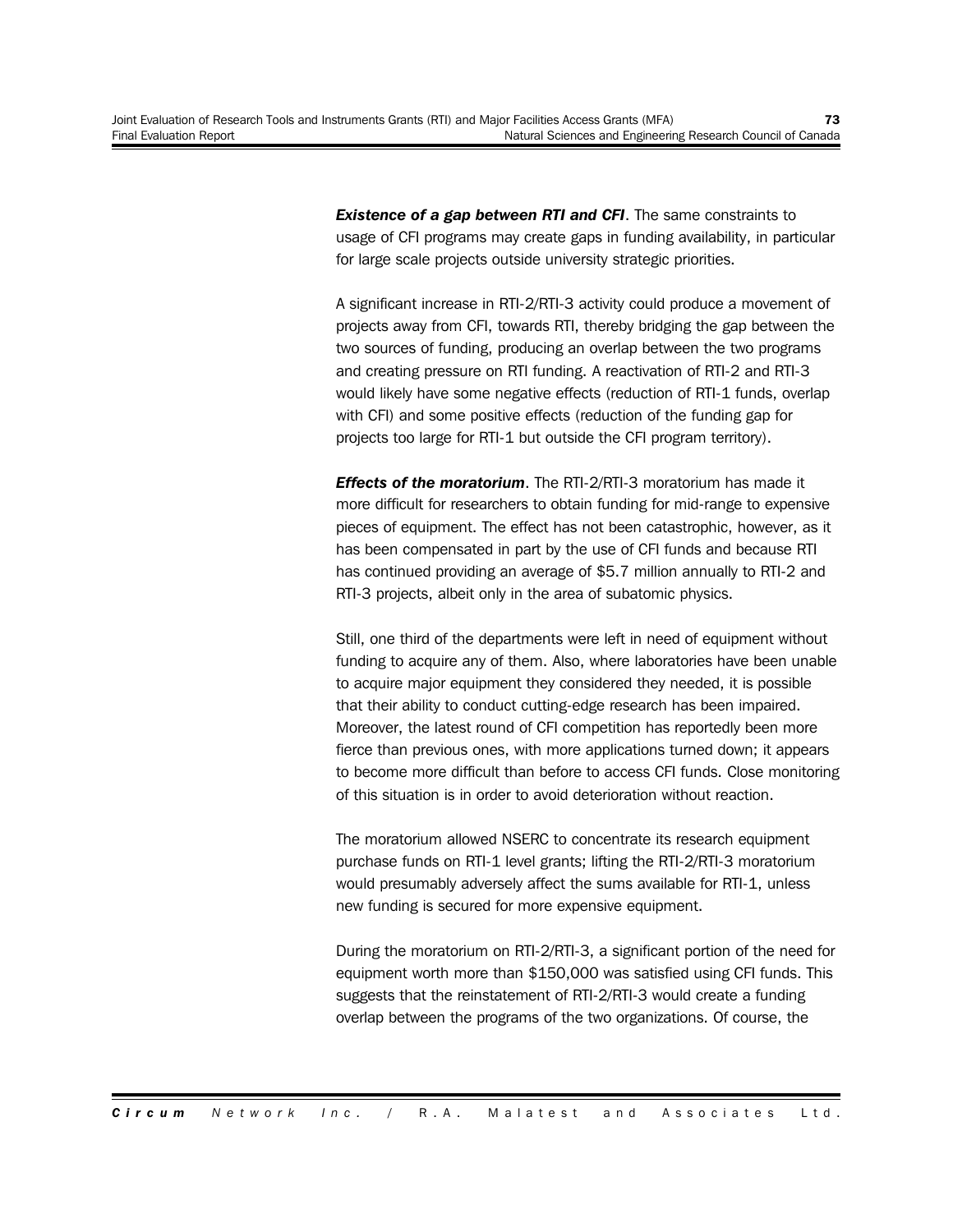***Existence of a gap between RTI and CFI***. The same constraints to usage of CFI programs may create gaps in funding availability, in particular for large scale projects outside university strategic priorities.

A significant increase in RTI-2/RTI-3 activity could produce a movement of projects away from CFI, towards RTI, thereby bridging the gap between the two sources of funding, producing an overlap between the two programs and creating pressure on RTI funding. A reactivation of RTI-2 and RTI-3 would likely have some negative effects (reduction of RTI-1 funds, overlap with CFI) and some positive effects (reduction of the funding gap for projects too large for RTI-1 but outside the CFI program territory).

***Effects of the moratorium***. The RTI-2/RTI-3 moratorium has made it more difficult for researchers to obtain funding for mid-range to expensive pieces of equipment. The effect has not been catastrophic, however, as it has been compensated in part by the use of CFI funds and because RTI has continued providing an average of $5.7 million annually to RTI-2 and RTI-3 projects, albeit only in the area of subatomic physics.

Still, one third of the departments were left in need of equipment without funding to acquire any of them. Also, where laboratories have been unable to acquire major equipment they considered they needed, it is possible that their ability to conduct cutting-edge research has been impaired. Moreover, the latest round of CFI competition has reportedly been more fierce than previous ones, with more applications turned down; it appears to become more difficult than before to access CFI funds. Close monitoring of this situation is in order to avoid deterioration without reaction.

The moratorium allowed NSERC to concentrate its research equipment purchase funds on RTI-1 level grants; lifting the RTI-2/RTI-3 moratorium would presumably adversely affect the sums available for RTI-1, unless new funding is secured for more expensive equipment.

During the moratorium on RTI-2/RTI-3, a significant portion of the need for equipment worth more than $150,000 was satisfied using CFI funds. This suggests that the reinstatement of RTI-2/RTI-3 would create a funding overlap between the programs of the two organizations. Of course, the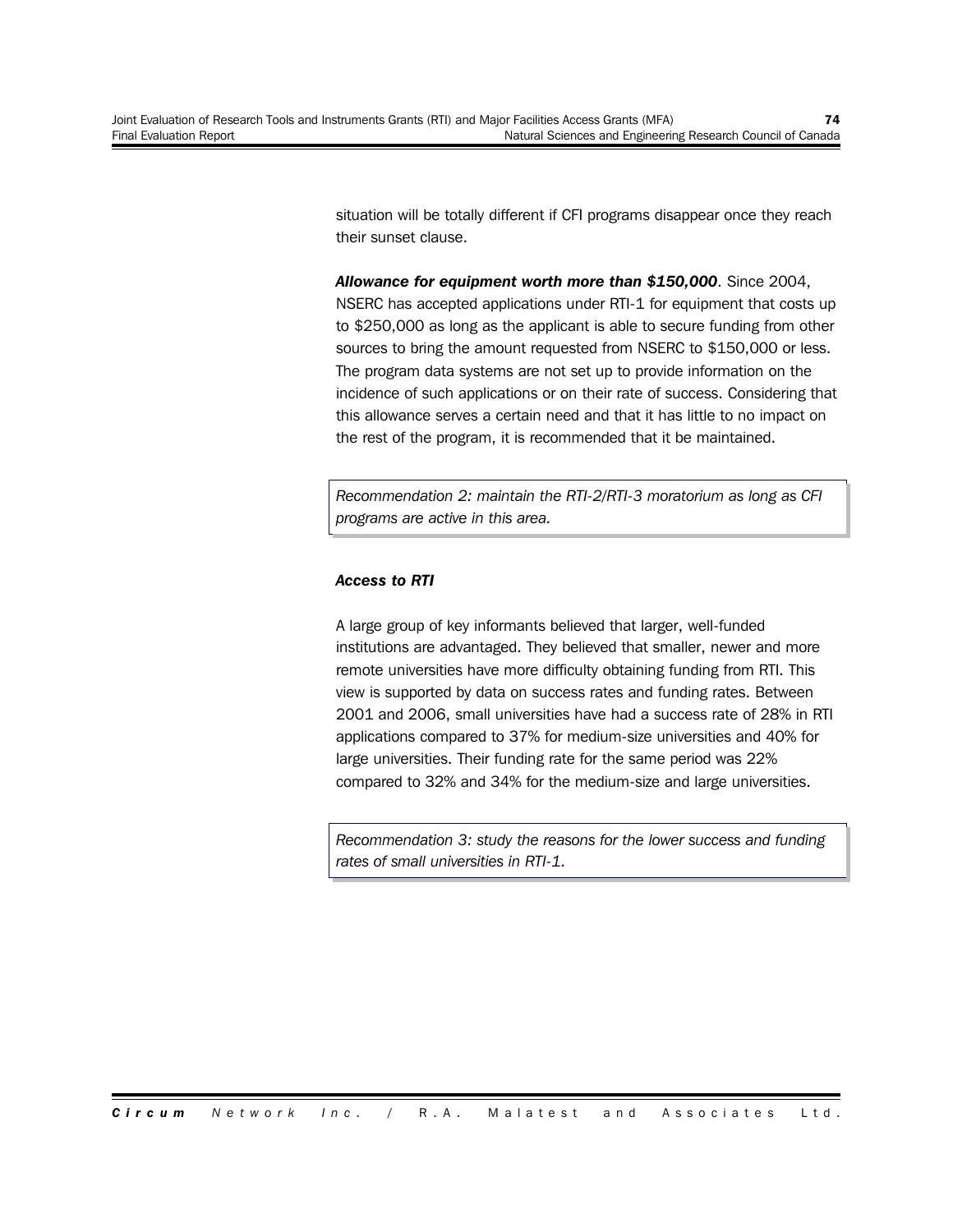situation will be totally different if CFI programs disappear once they reach their sunset clause.

***Allowance for equipment worth more than $150,000***. Since 2004, NSERC has accepted applications under RTI-1 for equipment that costs up to $250,000 as long as the applicant is able to secure funding from other sources to bring the amount requested from NSERC to $150,000 or less. The program data systems are not set up to provide information on the incidence of such applications or on their rate of success. Considering that this allowance serves a certain need and that it has little to no impact on the rest of the program, it is recommended that it be maintained.

*Recommendation 2: maintain the RTI-2/RTI-3 moratorium as long as CFI programs are active in this area.*

***Access to RTI***

A large group of key informants believed that larger, well-funded institutions are advantaged. They believed that smaller, newer and more remote universities have more difficulty obtaining funding from RTI. This view is supported by data on success rates and funding rates. Between 2001 and 2006, small universities have had a success rate of 28% in RTI applications compared to 37% for medium-size universities and 40% for large universities. Their funding rate for the same period was 22% compared to 32% and 34% for the medium-size and large universities.

*Recommendation 3: study the reasons for the lower success and funding rates of small universities in RTI-1.*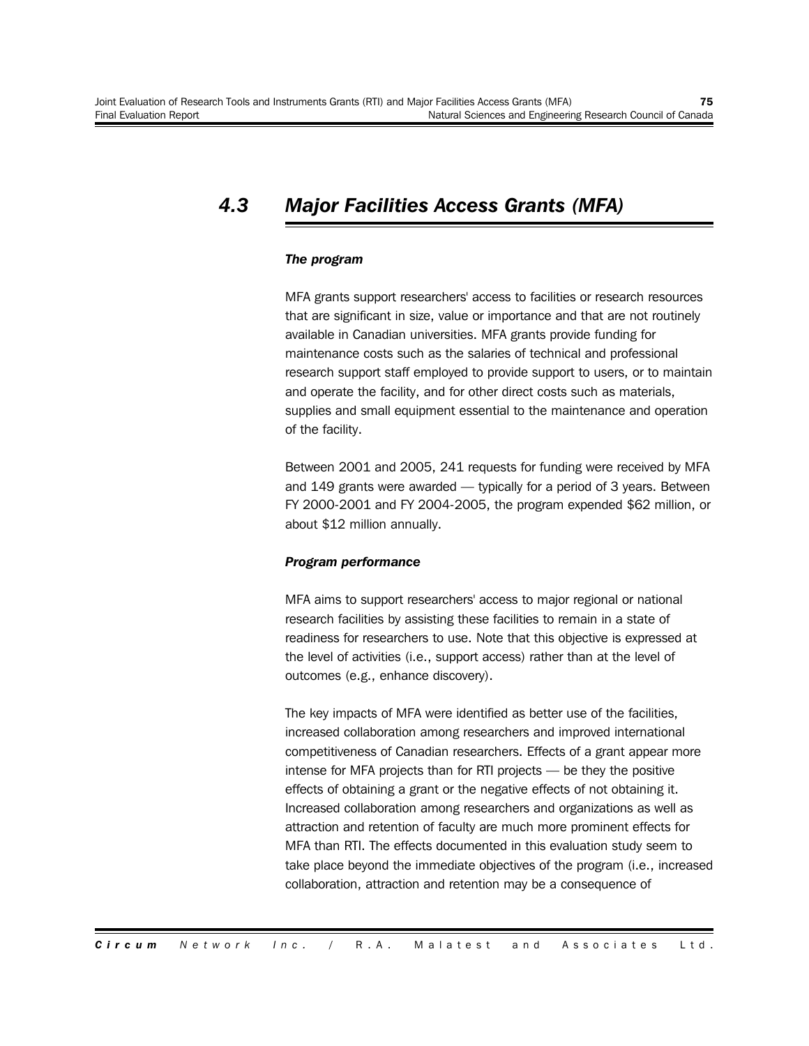## 4.3 Major Facilities Access Grants (MFA)

***The program***

MFA grants support researchers' access to facilities or research resources that are significant in size, value or importance and that are not routinely available in Canadian universities. MFA grants provide funding for maintenance costs such as the salaries of technical and professional research support staff employed to provide support to users, or to maintain and operate the facility, and for other direct costs such as materials, supplies and small equipment essential to the maintenance and operation of the facility.

Between 2001 and 2005, 241 requests for funding were received by MFA and 149 grants were awarded — typically for a period of 3 years. Between FY 2000-2001 and FY 2004-2005, the program expended $62 million, or about $12 million annually.

***Program performance***

MFA aims to support researchers' access to major regional or national research facilities by assisting these facilities to remain in a state of readiness for researchers to use. Note that this objective is expressed at the level of activities (i.e., support access) rather than at the level of outcomes (e.g., enhance discovery).

The key impacts of MFA were identified as better use of the facilities, increased collaboration among researchers and improved international competitiveness of Canadian researchers. Effects of a grant appear more intense for MFA projects than for RTI projects — be they the positive effects of obtaining a grant or the negative effects of not obtaining it. Increased collaboration among researchers and organizations as well as attraction and retention of faculty are much more prominent effects for MFA than RTI. The effects documented in this evaluation study seem to take place beyond the immediate objectives of the program (i.e., increased collaboration, attraction and retention may be a consequence of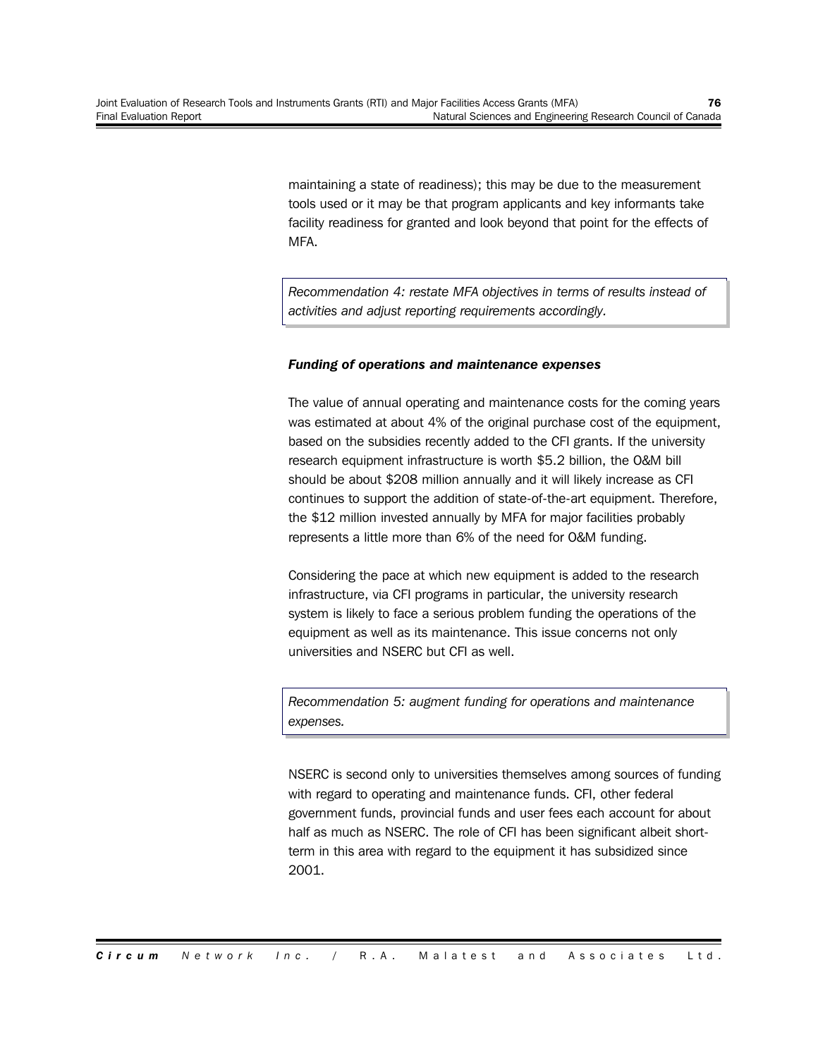maintaining a state of readiness); this may be due to the measurement tools used or it may be that program applicants and key informants take facility readiness for granted and look beyond that point for the effects of MFA.

*Recommendation 4: restate MFA objectives in terms of results instead of activities and adjust reporting requirements accordingly.*

***Funding of operations and maintenance expenses***

The value of annual operating and maintenance costs for the coming years was estimated at about 4% of the original purchase cost of the equipment, based on the subsidies recently added to the CFI grants. If the university research equipment infrastructure is worth $5.2 billion, the O&M bill should be about $208 million annually and it will likely increase as CFI continues to support the addition of state-of-the-art equipment. Therefore, the $12 million invested annually by MFA for major facilities probably represents a little more than 6% of the need for O&M funding.

Considering the pace at which new equipment is added to the research infrastructure, via CFI programs in particular, the university research system is likely to face a serious problem funding the operations of the equipment as well as its maintenance. This issue concerns not only universities and NSERC but CFI as well.

*Recommendation 5: augment funding for operations and maintenance expenses.*

NSERC is second only to universities themselves among sources of funding with regard to operating and maintenance funds. CFI, other federal government funds, provincial funds and user fees each account for about half as much as NSERC. The role of CFI has been significant albeit short-term in this area with regard to the equipment it has subsidized since 2001.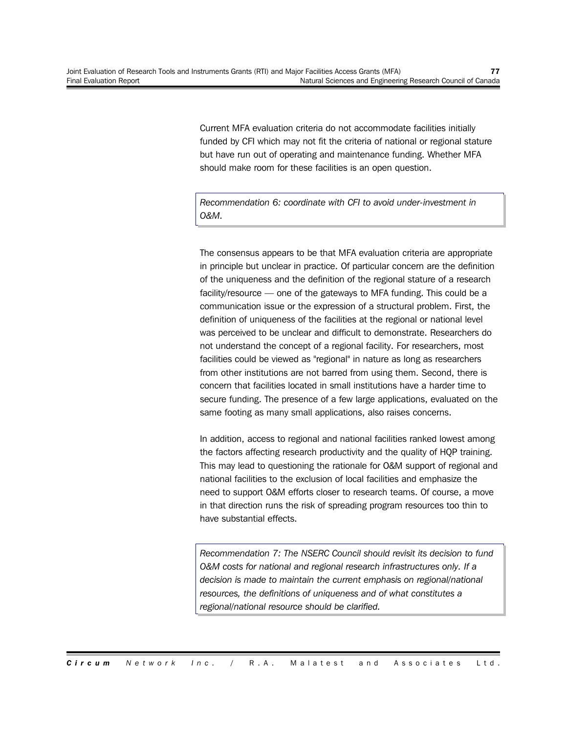Current MFA evaluation criteria do not accommodate facilities initially funded by CFI which may not fit the criteria of national or regional stature but have run out of operating and maintenance funding. Whether MFA should make room for these facilities is an open question.

> *Recommendation 6: coordinate with CFI to avoid under-investment in O&M.*

The consensus appears to be that MFA evaluation criteria are appropriate in principle but unclear in practice. Of particular concern are the definition of the uniqueness and the definition of the regional stature of a research facility/resource — one of the gateways to MFA funding. This could be a communication issue or the expression of a structural problem. First, the definition of uniqueness of the facilities at the regional or national level was perceived to be unclear and difficult to demonstrate. Researchers do not understand the concept of a regional facility. For researchers, most facilities could be viewed as "regional" in nature as long as researchers from other institutions are not barred from using them. Second, there is concern that facilities located in small institutions have a harder time to secure funding. The presence of a few large applications, evaluated on the same footing as many small applications, also raises concerns.

In addition, access to regional and national facilities ranked lowest among the factors affecting research productivity and the quality of HQP training. This may lead to questioning the rationale for O&M support of regional and national facilities to the exclusion of local facilities and emphasize the need to support O&M efforts closer to research teams. Of course, a move in that direction runs the risk of spreading program resources too thin to have substantial effects.

> *Recommendation 7: The NSERC Council should revisit its decision to fund O&M costs for national and regional research infrastructures only. If a decision is made to maintain the current emphasis on regional/national resources, the definitions of uniqueness and of what constitutes a regional/national resource should be clarified.*